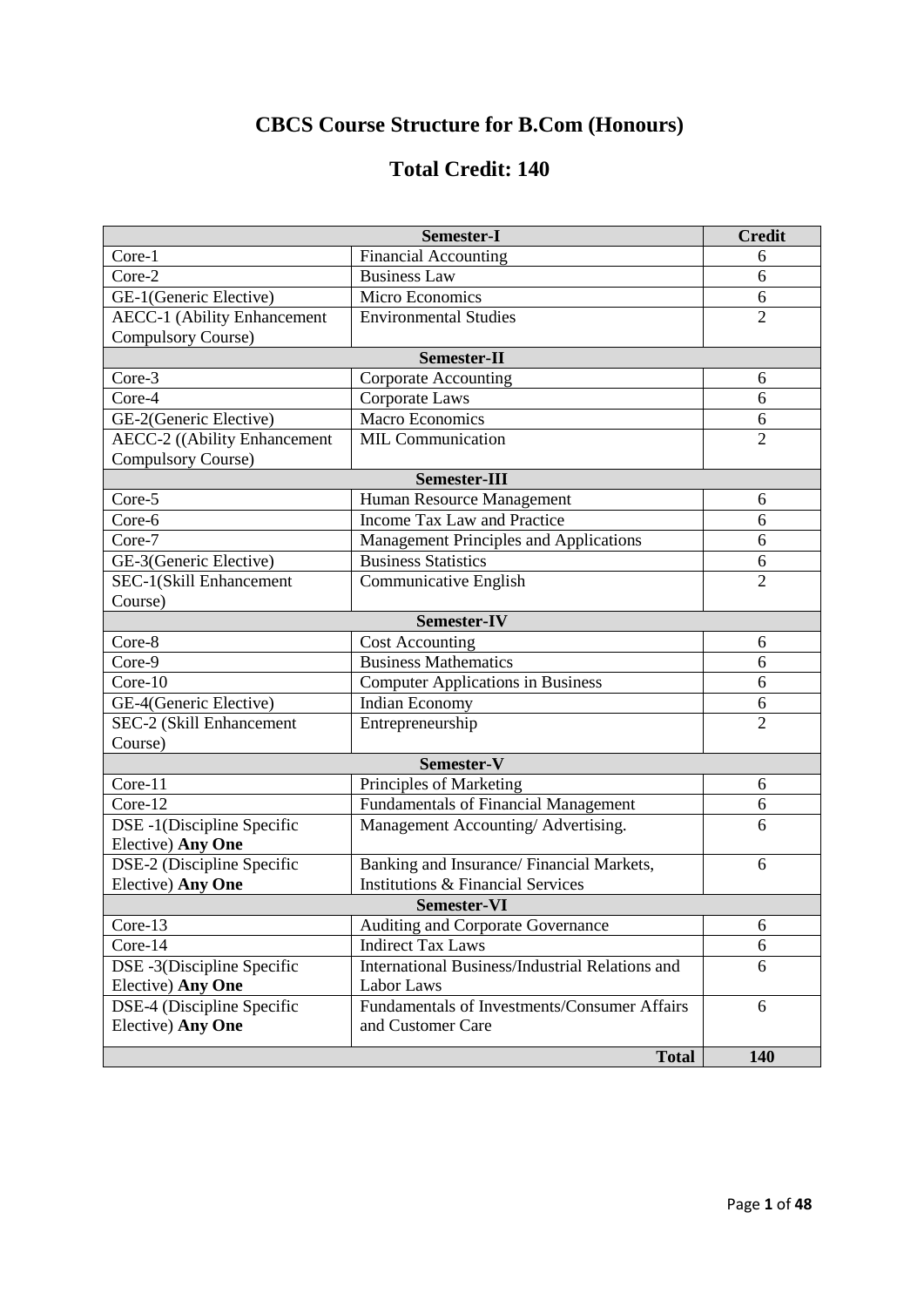# CBCS Course Structure for B.Com (Honours)

## Total Credit: 140

| Semester-I | | Credit |
|---|---|---|
| Core-1 | Financial Accounting | 6 |
| Core-2 | Business Law | 6 |
| GE-1(Generic Elective) | Micro Economics | 6 |
| AECC-1 (Ability Enhancement Compulsory Course) | Environmental Studies | 2 |
| **Semester-II** | | |
| Core-3 | Corporate Accounting | 6 |
| Core-4 | Corporate Laws | 6 |
| GE-2(Generic Elective) | Macro Economics | 6 |
| AECC-2 ((Ability Enhancement Compulsory Course) | MIL Communication | 2 |
| **Semester-III** | | |
| Core-5 | Human Resource Management | 6 |
| Core-6 | Income Tax Law and Practice | 6 |
| Core-7 | Management Principles and Applications | 6 |
| GE-3(Generic Elective) | Business Statistics | 6 |
| SEC-1(Skill Enhancement Course) | Communicative English | 2 |
| **Semester-IV** | | |
| Core-8 | Cost Accounting | 6 |
| Core-9 | Business Mathematics | 6 |
| Core-10 | Computer Applications in Business | 6 |
| GE-4(Generic Elective) | Indian Economy | 6 |
| SEC-2 (Skill Enhancement Course) | Entrepreneurship | 2 |
| **Semester-V** | | |
| Core-11 | Principles of Marketing | 6 |
| Core-12 | Fundamentals of Financial Management | 6 |
| DSE -1(Discipline Specific Elective) **Any One** | Management Accounting/ Advertising. | 6 |
| DSE-2 (Discipline Specific Elective) **Any One** | Banking and Insurance/ Financial Markets, Institutions & Financial Services | 6 |
| **Semester-VI** | | |
| Core-13 | Auditing and Corporate Governance | 6 |
| Core-14 | Indirect Tax Laws | 6 |
| DSE -3(Discipline Specific Elective) **Any One** | International Business/Industrial Relations and Labor Laws | 6 |
| DSE-4 (Discipline Specific Elective) **Any One** | Fundamentals of Investments/Consumer Affairs and Customer Care | 6 |
| | **Total** | **140** |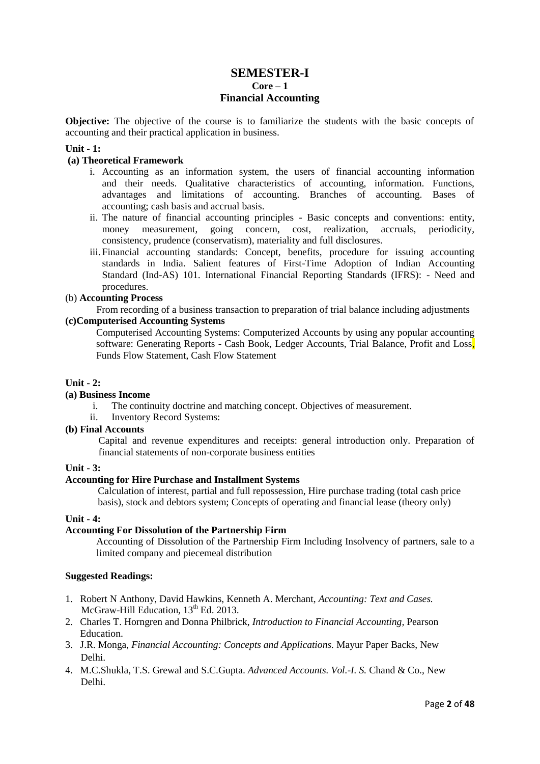# SEMESTER-I

## Core – 1

## Financial Accounting

**Objective:** The objective of the course is to familiarize the students with the basic concepts of accounting and their practical application in business.

**Unit - 1:**

**(a) Theoretical Framework**

i. Accounting as an information system, the users of financial accounting information and their needs. Qualitative characteristics of accounting, information. Functions, advantages and limitations of accounting. Branches of accounting. Bases of accounting; cash basis and accrual basis.

ii. The nature of financial accounting principles - Basic concepts and conventions: entity, money measurement, going concern, cost, realization, accruals, periodicity, consistency, prudence (conservatism), materiality and full disclosures.

iii. Financial accounting standards: Concept, benefits, procedure for issuing accounting standards in India. Salient features of First-Time Adoption of Indian Accounting Standard (Ind-AS) 101. International Financial Reporting Standards (IFRS): - Need and procedures.

(b) **Accounting Process**

From recording of a business transaction to preparation of trial balance including adjustments

**(c)Computerised Accounting Systems**

Computerised Accounting Systems: Computerized Accounts by using any popular accounting software: Generating Reports - Cash Book, Ledger Accounts, Trial Balance, Profit and Loss, Funds Flow Statement, Cash Flow Statement

**Unit - 2:**

**(a) Business Income**

i. The continuity doctrine and matching concept. Objectives of measurement.

ii. Inventory Record Systems:

**(b) Final Accounts**

Capital and revenue expenditures and receipts: general introduction only. Preparation of financial statements of non-corporate business entities

**Unit - 3:**

**Accounting for Hire Purchase and Installment Systems**

Calculation of interest, partial and full repossession, Hire purchase trading (total cash price basis), stock and debtors system; Concepts of operating and financial lease (theory only)

**Unit - 4:**

**Accounting For Dissolution of the Partnership Firm**

Accounting of Dissolution of the Partnership Firm Including Insolvency of partners, sale to a limited company and piecemeal distribution

**Suggested Readings:**

1. Robert N Anthony, David Hawkins, Kenneth A. Merchant, *Accounting: Text and Cases.* McGraw-Hill Education, 13th Ed. 2013.
2. Charles T. Horngren and Donna Philbrick, *Introduction to Financial Accounting,* Pearson Education.
3. J.R. Monga, *Financial Accounting: Concepts and Applications.* Mayur Paper Backs, New Delhi.
4. M.C.Shukla, T.S. Grewal and S.C.Gupta. *Advanced Accounts. Vol.-I. S.* Chand & Co., New Delhi.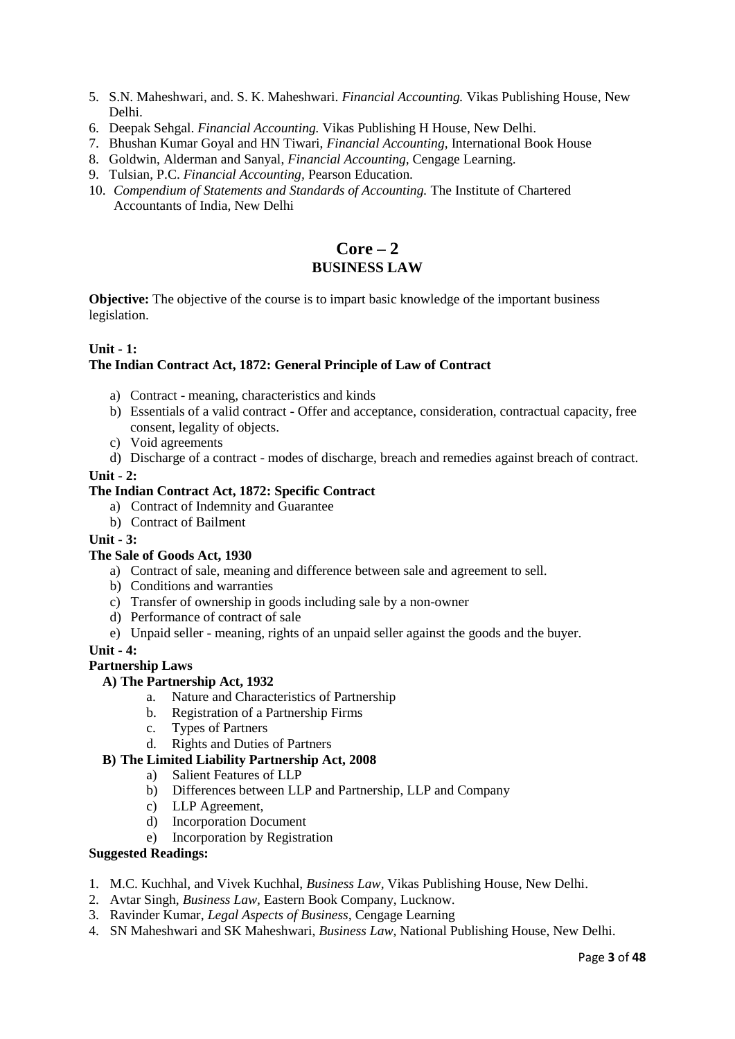5. S.N. Maheshwari, and. S. K. Maheshwari. *Financial Accounting.* Vikas Publishing House, New Delhi.
6. Deepak Sehgal. *Financial Accounting.* Vikas Publishing H House, New Delhi.
7. Bhushan Kumar Goyal and HN Tiwari, *Financial Accounting,* International Book House
8. Goldwin, Alderman and Sanyal, *Financial Accounting,* Cengage Learning.
9. Tulsian, P.C. *Financial Accounting,* Pearson Education.
10. *Compendium of Statements and Standards of Accounting.* The Institute of Chartered Accountants of India, New Delhi

## Core – 2
## BUSINESS LAW

**Objective:** The objective of the course is to impart basic knowledge of the important business legislation.

**Unit - 1:**
**The Indian Contract Act, 1872: General Principle of Law of Contract**

a) Contract - meaning, characteristics and kinds
b) Essentials of a valid contract - Offer and acceptance, consideration, contractual capacity, free consent, legality of objects.
c) Void agreements
d) Discharge of a contract - modes of discharge, breach and remedies against breach of contract.

**Unit - 2:**
**The Indian Contract Act, 1872: Specific Contract**

a) Contract of Indemnity and Guarantee
b) Contract of Bailment

**Unit - 3:**
**The Sale of Goods Act, 1930**

a) Contract of sale, meaning and difference between sale and agreement to sell.
b) Conditions and warranties
c) Transfer of ownership in goods including sale by a non-owner
d) Performance of contract of sale
e) Unpaid seller - meaning, rights of an unpaid seller against the goods and the buyer.

**Unit - 4:**
**Partnership Laws**

**A) The Partnership Act, 1932**

a. Nature and Characteristics of Partnership
b. Registration of a Partnership Firms
c. Types of Partners
d. Rights and Duties of Partners

**B) The Limited Liability Partnership Act, 2008**

a) Salient Features of LLP
b) Differences between LLP and Partnership, LLP and Company
c) LLP Agreement,
d) Incorporation Document
e) Incorporation by Registration

**Suggested Readings:**

1. M.C. Kuchhal, and Vivek Kuchhal, *Business Law,* Vikas Publishing House, New Delhi.
2. Avtar Singh, *Business Law,* Eastern Book Company, Lucknow.
3. Ravinder Kumar, *Legal Aspects of Business,* Cengage Learning
4. SN Maheshwari and SK Maheshwari, *Business Law,* National Publishing House, New Delhi.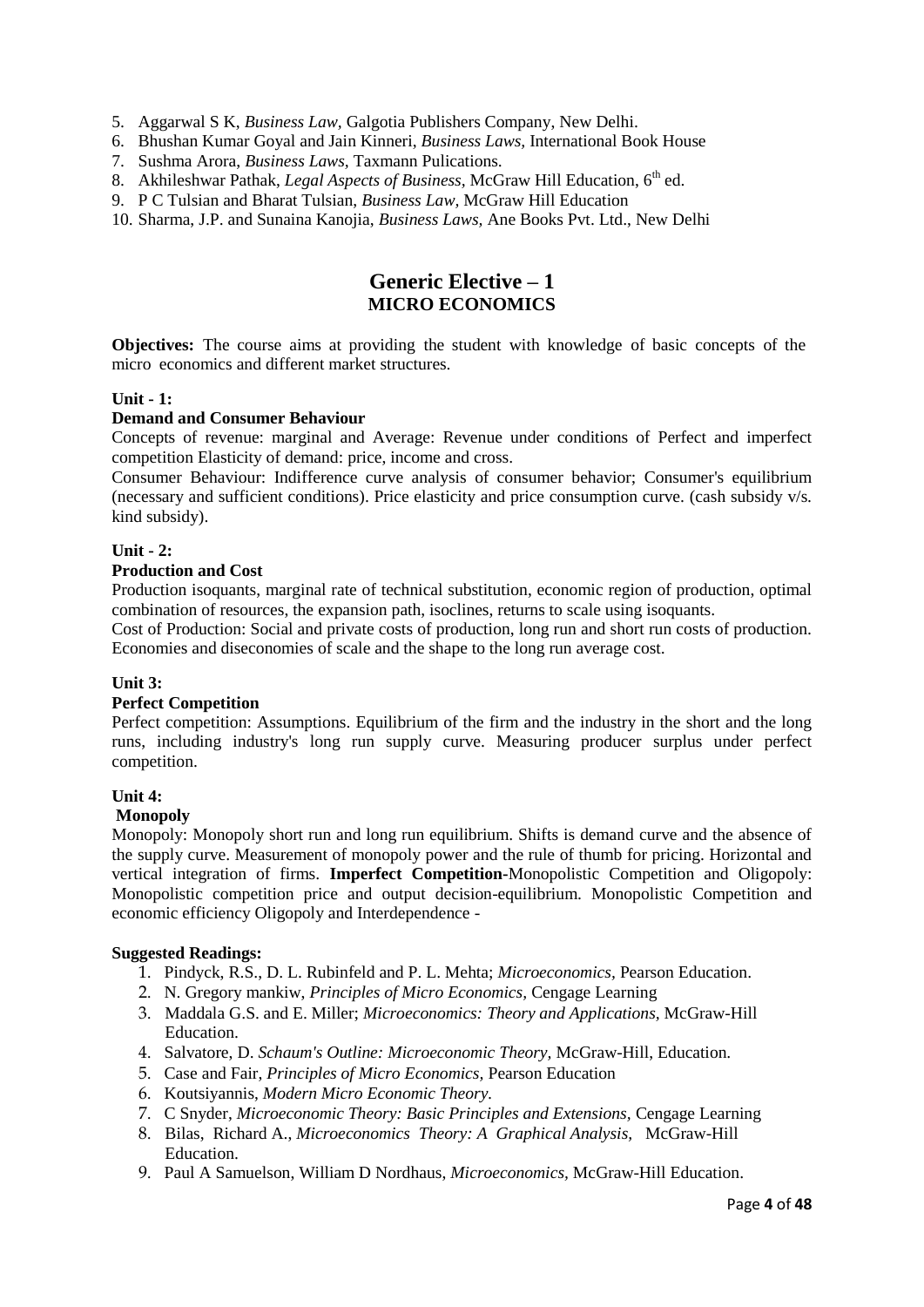5. Aggarwal S K, *Business Law*, Galgotia Publishers Company, New Delhi.
6. Bhushan Kumar Goyal and Jain Kinneri, *Business Laws,* International Book House
7. Sushma Arora, *Business Laws*, Taxmann Pulications.
8. Akhileshwar Pathak, *Legal Aspects of Business*, McGraw Hill Education, 6th ed.
9. P C Tulsian and Bharat Tulsian, *Business Law,* McGraw Hill Education
10. Sharma, J.P. and Sunaina Kanojia, *Business Laws,* Ane Books Pvt. Ltd., New Delhi

## Generic Elective – 1
### MICRO ECONOMICS

**Objectives:** The course aims at providing the student with knowledge of basic concepts of the micro economics and different market structures.

**Unit - 1:**

**Demand and Consumer Behaviour**

Concepts of revenue: marginal and Average: Revenue under conditions of Perfect and imperfect competition Elasticity of demand: price, income and cross.

Consumer Behaviour: Indifference curve analysis of consumer behavior; Consumer's equilibrium (necessary and sufficient conditions). Price elasticity and price consumption curve. (cash subsidy v/s. kind subsidy).

**Unit - 2:**

**Production and Cost**

Production isoquants, marginal rate of technical substitution, economic region of production, optimal combination of resources, the expansion path, isoclines, returns to scale using isoquants.

Cost of Production: Social and private costs of production, long run and short run costs of production. Economies and diseconomies of scale and the shape to the long run average cost.

**Unit 3:**

**Perfect Competition**

Perfect competition: Assumptions. Equilibrium of the firm and the industry in the short and the long runs, including industry's long run supply curve. Measuring producer surplus under perfect competition.

**Unit 4:**

**Monopoly**

Monopoly: Monopoly short run and long run equilibrium. Shifts is demand curve and the absence of the supply curve. Measurement of monopoly power and the rule of thumb for pricing. Horizontal and vertical integration of firms. **Imperfect Competition**-Monopolistic Competition and Oligopoly: Monopolistic competition price and output decision-equilibrium. Monopolistic Competition and economic efficiency Oligopoly and Interdependence -

**Suggested Readings:**

1. Pindyck, R.S., D. L. Rubinfeld and P. L. Mehta; *Microeconomics*, Pearson Education.
2. N. Gregory mankiw, *Principles of Micro Economics,* Cengage Learning
3. Maddala G.S. and E. Miller; *Microeconomics: Theory and Applications*, McGraw-Hill Education.
4. Salvatore, D. *Schaum's Outline: Microeconomic Theory*, McGraw-Hill, Education.
5. Case and Fair, *Principles of Micro Economics,* Pearson Education
6. Koutsiyannis, *Modern Micro Economic Theory.*
7. C Snyder, *Microeconomic Theory: Basic Principles and Extensions,* Cengage Learning
8. Bilas, Richard A., *Microeconomics Theory: A Graphical Analysis,* McGraw-Hill Education.
9. Paul A Samuelson, William D Nordhaus, *Microeconomics,* McGraw-Hill Education.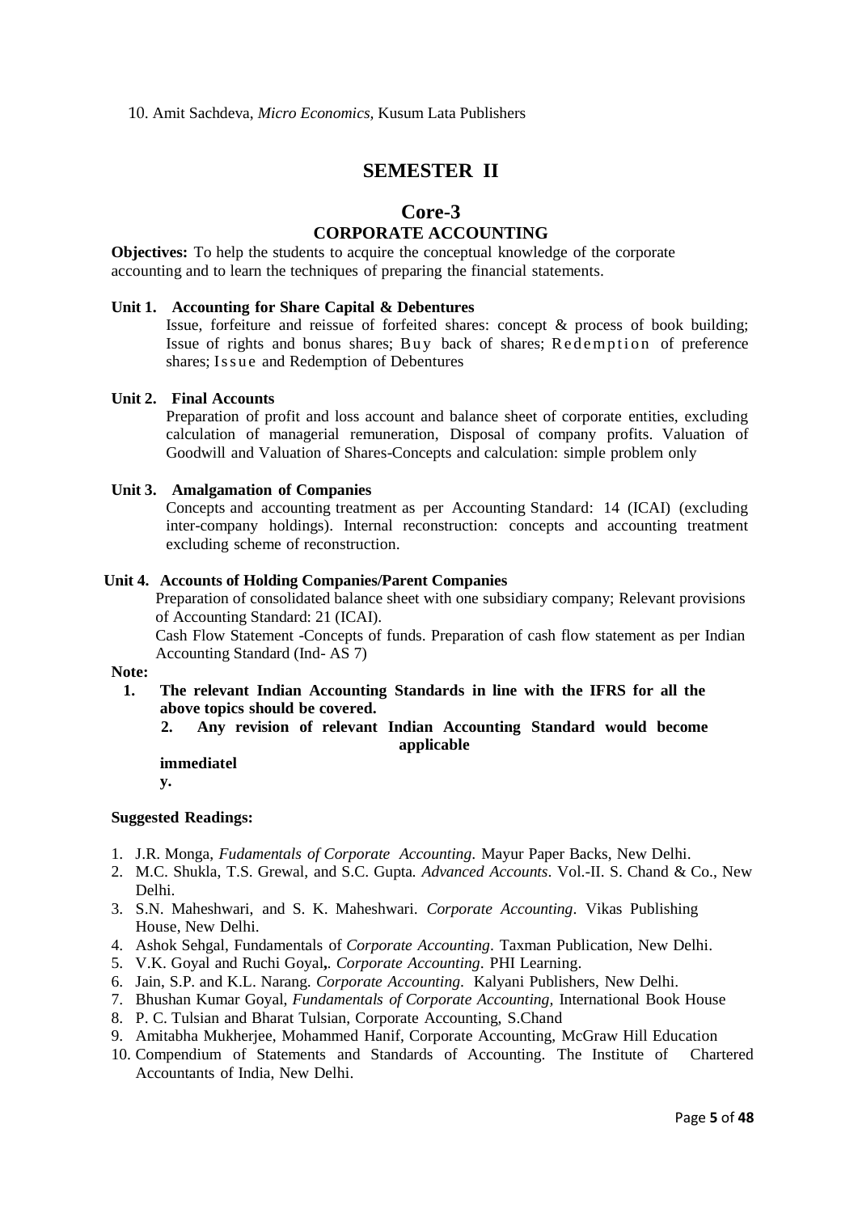10. Amit Sachdeva, *Micro Economics,* Kusum Lata Publishers

# SEMESTER II

## Core-3
## CORPORATE ACCOUNTING

**Objectives:** To help the students to acquire the conceptual knowledge of the corporate accounting and to learn the techniques of preparing the financial statements.

**Unit 1. Accounting for Share Capital & Debentures**

Issue, forfeiture and reissue of forfeited shares: concept & process of book building; Issue of rights and bonus shares; Buy back of shares; Redemption of preference shares; Issue and Redemption of Debentures

**Unit 2. Final Accounts**

Preparation of profit and loss account and balance sheet of corporate entities, excluding calculation of managerial remuneration, Disposal of company profits. Valuation of Goodwill and Valuation of Shares-Concepts and calculation: simple problem only

**Unit 3. Amalgamation of Companies**

Concepts and accounting treatment as per Accounting Standard: 14 (ICAI) (excluding inter-company holdings). Internal reconstruction: concepts and accounting treatment excluding scheme of reconstruction.

**Unit 4. Accounts of Holding Companies/Parent Companies**

Preparation of consolidated balance sheet with one subsidiary company; Relevant provisions of Accounting Standard: 21 (ICAI).

Cash Flow Statement -Concepts of funds. Preparation of cash flow statement as per Indian Accounting Standard (Ind- AS 7)

**Note:**

1. **The relevant Indian Accounting Standards in line with the IFRS for all the above topics should be covered.**
2. **Any revision of relevant Indian Accounting Standard would become applicable immediately.**

**Suggested Readings:**

1. J.R. Monga, *Fudamentals of Corporate Accounting*. Mayur Paper Backs, New Delhi.
2. M.C. Shukla, T.S. Grewal, and S.C. Gupta. *Advanced Accounts*. Vol.-II. S. Chand & Co., New Delhi.
3. S.N. Maheshwari, and S. K. Maheshwari. *Corporate Accounting*. Vikas Publishing House, New Delhi.
4. Ashok Sehgal, Fundamentals of *Corporate Accounting*. Taxman Publication, New Delhi.
5. V.K. Goyal and Ruchi Goyal**,**. *Corporate Accounting*. PHI Learning.
6. Jain, S.P. and K.L. Narang. *Corporate Accounting*. Kalyani Publishers, New Delhi.
7. Bhushan Kumar Goyal, *Fundamentals of Corporate Accounting,* International Book House
8. P. C. Tulsian and Bharat Tulsian, Corporate Accounting, S.Chand
9. Amitabha Mukherjee, Mohammed Hanif, Corporate Accounting, McGraw Hill Education
10. Compendium of Statements and Standards of Accounting. The Institute of Chartered Accountants of India, New Delhi.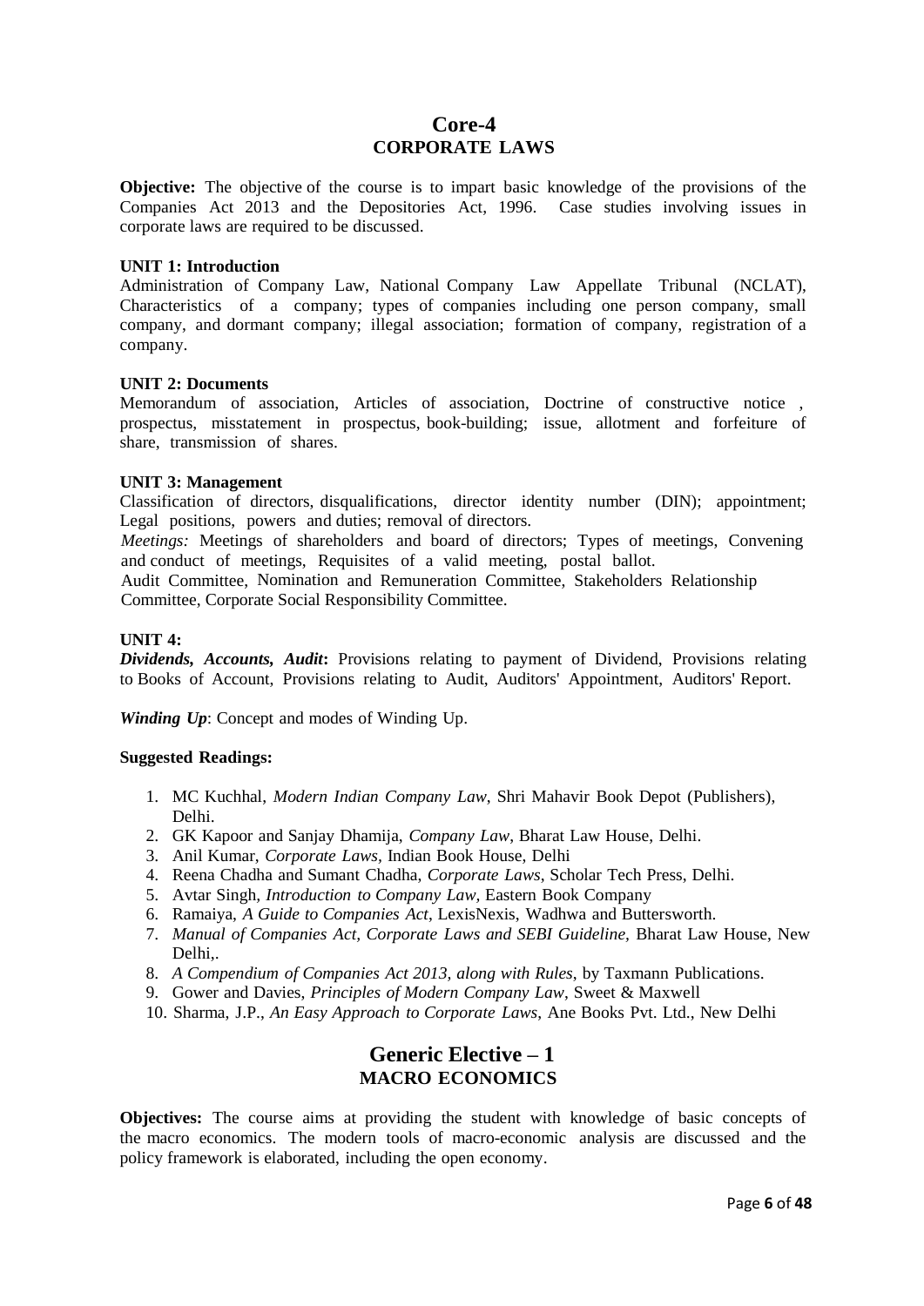## Core-4
## CORPORATE LAWS

**Objective:** The objective of the course is to impart basic knowledge of the provisions of the Companies Act 2013 and the Depositories Act, 1996. Case studies involving issues in corporate laws are required to be discussed.

**UNIT 1: Introduction**

Administration of Company Law, National Company Law Appellate Tribunal (NCLAT), Characteristics of a company; types of companies including one person company, small company, and dormant company; illegal association; formation of company, registration of a company.

**UNIT 2: Documents**

Memorandum of association, Articles of association, Doctrine of constructive notice , prospectus, misstatement in prospectus, book-building; issue, allotment and forfeiture of share, transmission of shares.

**UNIT 3: Management**

Classification of directors, disqualifications, director identity number (DIN); appointment; Legal positions, powers and duties; removal of directors.

*Meetings:* Meetings of shareholders and board of directors; Types of meetings, Convening and conduct of meetings, Requisites of a valid meeting, postal ballot.

Audit Committee, Nomination and Remuneration Committee, Stakeholders Relationship Committee, Corporate Social Responsibility Committee.

**UNIT 4:**

***Dividends, Accounts, Audit*****:** Provisions relating to payment of Dividend, Provisions relating to Books of Account, Provisions relating to Audit, Auditors' Appointment, Auditors' Report.

***Winding Up***: Concept and modes of Winding Up.

**Suggested Readings:**

1. MC Kuchhal, *Modern Indian Company Law*, Shri Mahavir Book Depot (Publishers), Delhi.
2. GK Kapoor and Sanjay Dhamija, *Company Law*, Bharat Law House, Delhi.
3. Anil Kumar, *Corporate Laws,* Indian Book House, Delhi
4. Reena Chadha and Sumant Chadha, *Corporate Laws*, Scholar Tech Press, Delhi.
5. Avtar Singh, *Introduction to Company Law*, Eastern Book Company
6. Ramaiya, *A Guide to Companies Act*, LexisNexis, Wadhwa and Buttersworth.
7. *Manual of Companies Act, Corporate Laws and SEBI Guideline,* Bharat Law House, New Delhi,.
8. *A Compendium of Companies Act 2013, along with Rules*, by Taxmann Publications.
9. Gower and Davies, *Principles of Modern Company Law*, Sweet & Maxwell
10. Sharma, J.P., *An Easy Approach to Corporate Laws*, Ane Books Pvt. Ltd., New Delhi

## Generic Elective – 1
## MACRO ECONOMICS

**Objectives:** The course aims at providing the student with knowledge of basic concepts of the macro economics. The modern tools of macro-economic analysis are discussed and the policy framework is elaborated, including the open economy.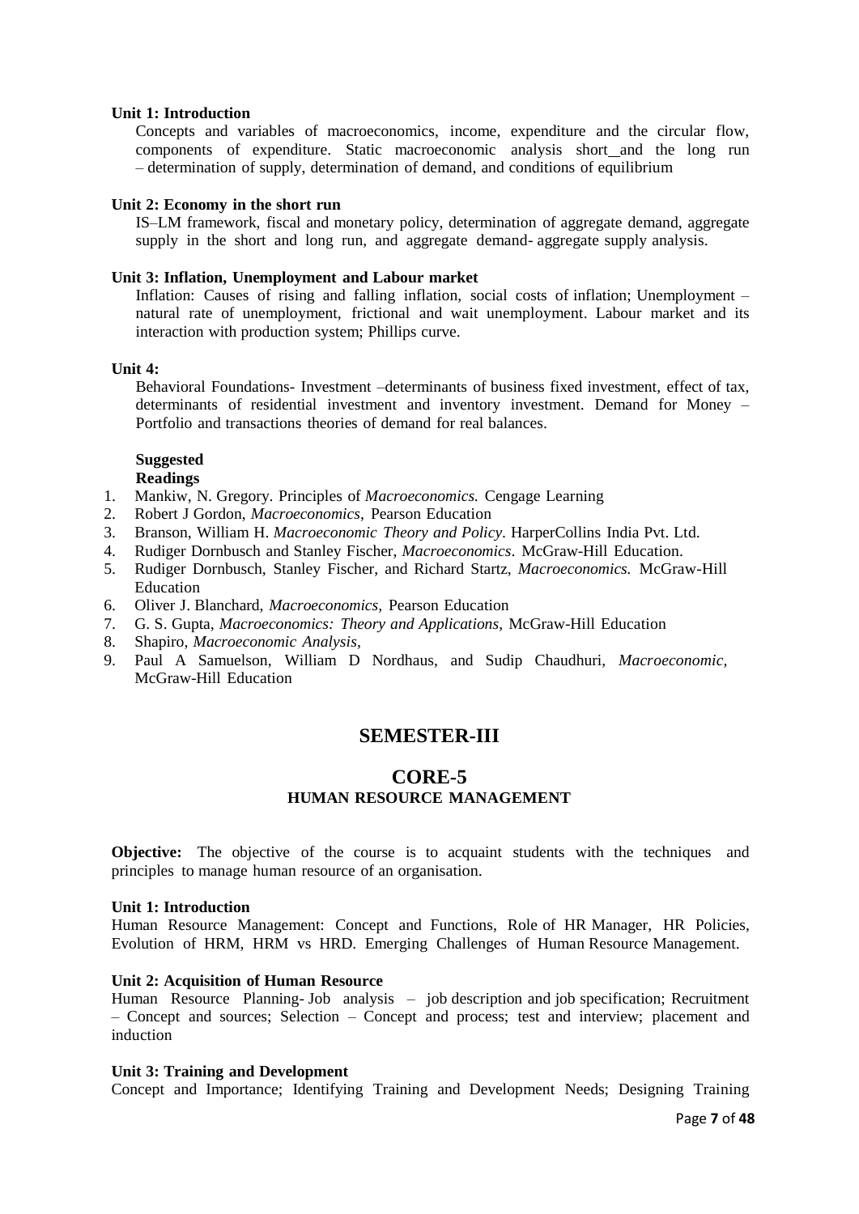**Unit 1: Introduction**

Concepts and variables of macroeconomics, income, expenditure and the circular flow, components of expenditure. Static macroeconomic analysis short and the long run – determination of supply, determination of demand, and conditions of equilibrium

**Unit 2: Economy in the short run**

IS–LM framework, fiscal and monetary policy, determination of aggregate demand, aggregate supply in the short and long run, and aggregate demand- aggregate supply analysis.

**Unit 3: Inflation, Unemployment and Labour market**

Inflation: Causes of rising and falling inflation, social costs of inflation; Unemployment – natural rate of unemployment, frictional and wait unemployment. Labour market and its interaction with production system; Phillips curve.

**Unit 4:**

Behavioral Foundations- Investment –determinants of business fixed investment, effect of tax, determinants of residential investment and inventory investment. Demand for Money – Portfolio and transactions theories of demand for real balances.

**Suggested Readings**

1. Mankiw, N. Gregory. Principles of *Macroeconomics.* Cengage Learning
2. Robert J Gordon, *Macroeconomics*, Pearson Education
3. Branson, William H. *Macroeconomic Theory and Policy*. HarperCollins India Pvt. Ltd.
4. Rudiger Dornbusch and Stanley Fischer, *Macroeconomics*. McGraw-Hill Education.
5. Rudiger Dornbusch, Stanley Fischer, and Richard Startz, *Macroeconomics.* McGraw-Hill Education
6. Oliver J. Blanchard, *Macroeconomics*, Pearson Education
7. G. S. Gupta, *Macroeconomics: Theory and Applications*, McGraw-Hill Education
8. Shapiro, *Macroeconomic Analysis*,
9. Paul A Samuelson, William D Nordhaus, and Sudip Chaudhuri, *Macroeconomic,* McGraw-Hill Education

# SEMESTER-III

## CORE-5

### HUMAN RESOURCE MANAGEMENT

**Objective:** The objective of the course is to acquaint students with the techniques and principles to manage human resource of an organisation.

**Unit 1: Introduction**

Human Resource Management: Concept and Functions, Role of HR Manager, HR Policies, Evolution of HRM, HRM vs HRD. Emerging Challenges of Human Resource Management.

**Unit 2: Acquisition of Human Resource**

Human Resource Planning- Job analysis – job description and job specification; Recruitment – Concept and sources; Selection – Concept and process; test and interview; placement and induction

**Unit 3: Training and Development**

Concept and Importance; Identifying Training and Development Needs; Designing Training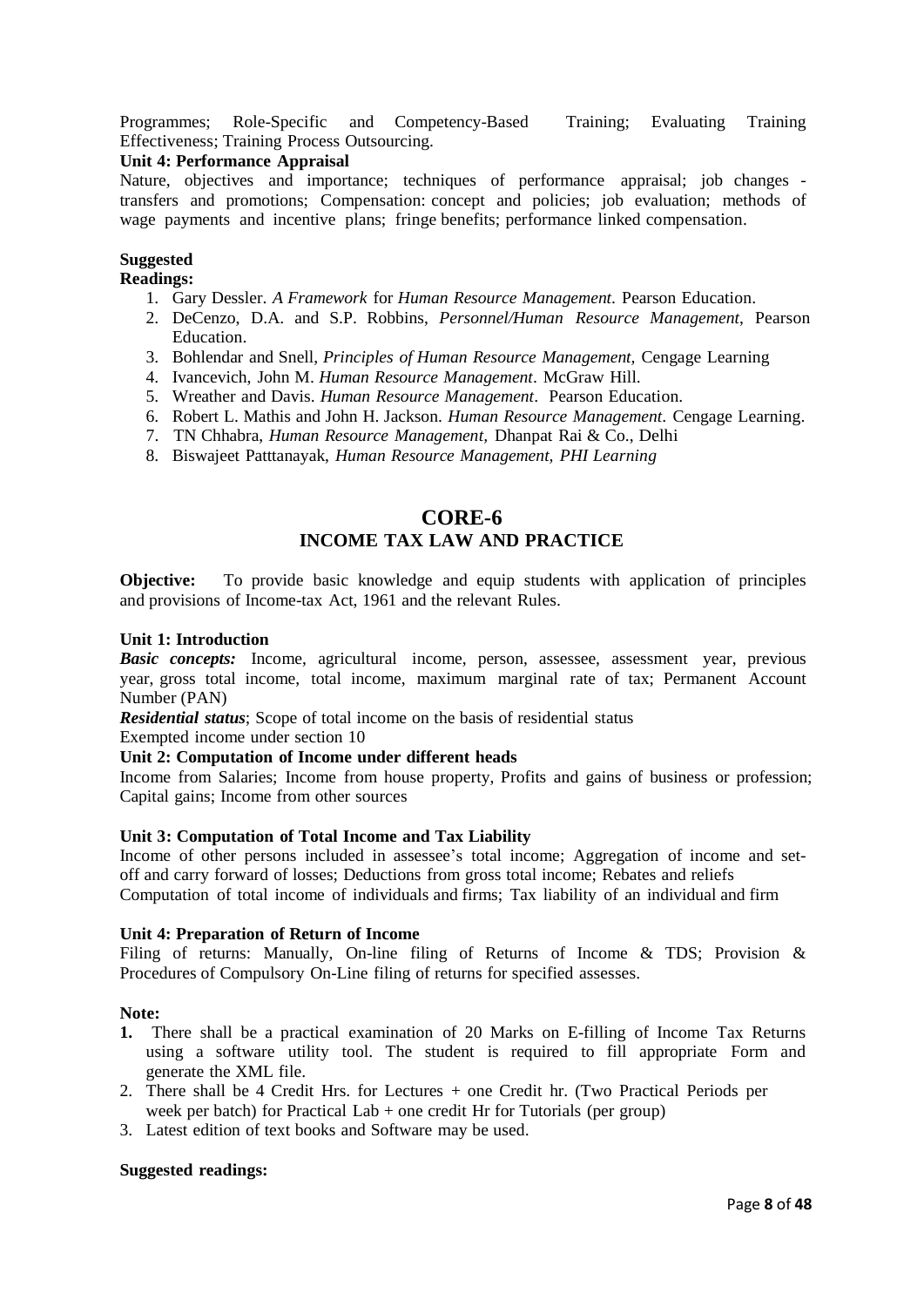Programmes; Role-Specific and Competency-Based Training; Evaluating Training Effectiveness; Training Process Outsourcing.

**Unit 4: Performance Appraisal**

Nature, objectives and importance; techniques of performance appraisal; job changes - transfers and promotions; Compensation: concept and policies; job evaluation; methods of wage payments and incentive plans; fringe benefits; performance linked compensation.

**Suggested Readings:**

1. Gary Dessler. *A Framework* for *Human Resource Management*. Pearson Education.
2. DeCenzo, D.A. and S.P. Robbins, *Personnel/Human Resource Management*, Pearson Education.
3. Bohlendar and Snell, *Principles of Human Resource Management*, Cengage Learning
4. Ivancevich, John M. *Human Resource Management*. McGraw Hill.
5. Wreather and Davis. *Human Resource Management*. Pearson Education.
6. Robert L. Mathis and John H. Jackson. *Human Resource Management*. Cengage Learning.
7. TN Chhabra, *Human Resource Management*, Dhanpat Rai & Co., Delhi
8. Biswajeet Patttanayak, *Human Resource Management, PHI Learning*

## CORE-6
## INCOME TAX LAW AND PRACTICE

**Objective:** To provide basic knowledge and equip students with application of principles and provisions of Income-tax Act, 1961 and the relevant Rules.

**Unit 1: Introduction**

***Basic concepts:*** Income, agricultural income, person, assessee, assessment year, previous year, gross total income, total income, maximum marginal rate of tax; Permanent Account Number (PAN)

***Residential status***; Scope of total income on the basis of residential status

Exempted income under section 10

**Unit 2: Computation of Income under different heads**

Income from Salaries; Income from house property, Profits and gains of business or profession; Capital gains; Income from other sources

**Unit 3: Computation of Total Income and Tax Liability**

Income of other persons included in assessee's total income; Aggregation of income and set-off and carry forward of losses; Deductions from gross total income; Rebates and reliefs

Computation of total income of individuals and firms; Tax liability of an individual and firm

**Unit 4: Preparation of Return of Income**

Filing of returns: Manually, On-line filing of Returns of Income & TDS; Provision & Procedures of Compulsory On-Line filing of returns for specified assesses.

**Note:**

1. There shall be a practical examination of 20 Marks on E-filling of Income Tax Returns using a software utility tool. The student is required to fill appropriate Form and generate the XML file.
2. There shall be 4 Credit Hrs. for Lectures + one Credit hr. (Two Practical Periods per week per batch) for Practical Lab + one credit Hr for Tutorials (per group)
3. Latest edition of text books and Software may be used.

**Suggested readings:**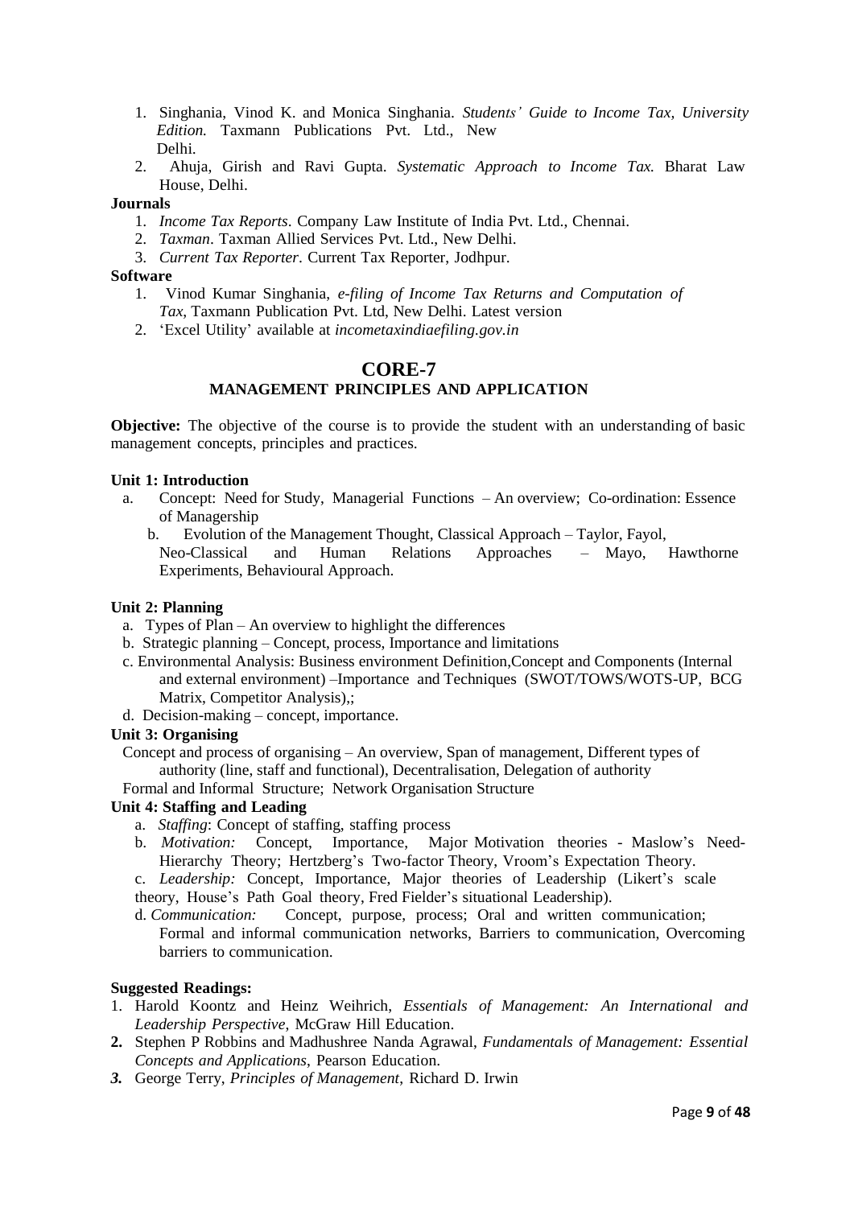1. Singhania, Vinod K. and Monica Singhania. *Students' Guide to Income Tax, University Edition.* Taxmann Publications Pvt. Ltd., New Delhi.
2. Ahuja, Girish and Ravi Gupta. *Systematic Approach to Income Tax.* Bharat Law House, Delhi.

**Journals**

1. *Income Tax Reports*. Company Law Institute of India Pvt. Ltd., Chennai.
2. *Taxman*. Taxman Allied Services Pvt. Ltd., New Delhi.
3. *Current Tax Reporter*. Current Tax Reporter, Jodhpur.

**Software**

1. Vinod Kumar Singhania, *e-filing of Income Tax Returns and Computation of Tax*, Taxmann Publication Pvt. Ltd, New Delhi. Latest version
2. 'Excel Utility' available at *incometaxindiaefiling.gov.in*

## CORE-7

### MANAGEMENT PRINCIPLES AND APPLICATION

**Objective:** The objective of the course is to provide the student with an understanding of basic management concepts, principles and practices.

**Unit 1: Introduction**

a. Concept: Need for Study, Managerial Functions – An overview; Co-ordination: Essence of Managership

b. Evolution of the Management Thought, Classical Approach – Taylor, Fayol, Neo-Classical and Human Relations Approaches – Mayo, Hawthorne Experiments, Behavioural Approach.

**Unit 2: Planning**

a. Types of Plan – An overview to highlight the differences

b. Strategic planning – Concept, process, Importance and limitations

c. Environmental Analysis: Business environment Definition,Concept and Components (Internal and external environment) –Importance and Techniques (SWOT/TOWS/WOTS-UP, BCG Matrix, Competitor Analysis),;

d. Decision-making – concept, importance.

**Unit 3: Organising**

Concept and process of organising – An overview, Span of management, Different types of authority (line, staff and functional), Decentralisation, Delegation of authority

Formal and Informal Structure; Network Organisation Structure

**Unit 4: Staffing and Leading**

a. *Staffing*: Concept of staffing, staffing process

b. *Motivation:* Concept, Importance, Major Motivation theories - Maslow's Need-Hierarchy Theory; Hertzberg's Two-factor Theory, Vroom's Expectation Theory.

c. *Leadership:* Concept, Importance, Major theories of Leadership (Likert's scale theory, House's Path Goal theory, Fred Fielder's situational Leadership).

d. *Communication:* Concept, purpose, process; Oral and written communication; Formal and informal communication networks, Barriers to communication, Overcoming barriers to communication.

**Suggested Readings:**

1. Harold Koontz and Heinz Weihrich, *Essentials of Management: An International and Leadership Perspective*, McGraw Hill Education.
2. Stephen P Robbins and Madhushree Nanda Agrawal, *Fundamentals of Management: Essential Concepts and Applications*, Pearson Education.
3. George Terry, *Principles of Management*, Richard D. Irwin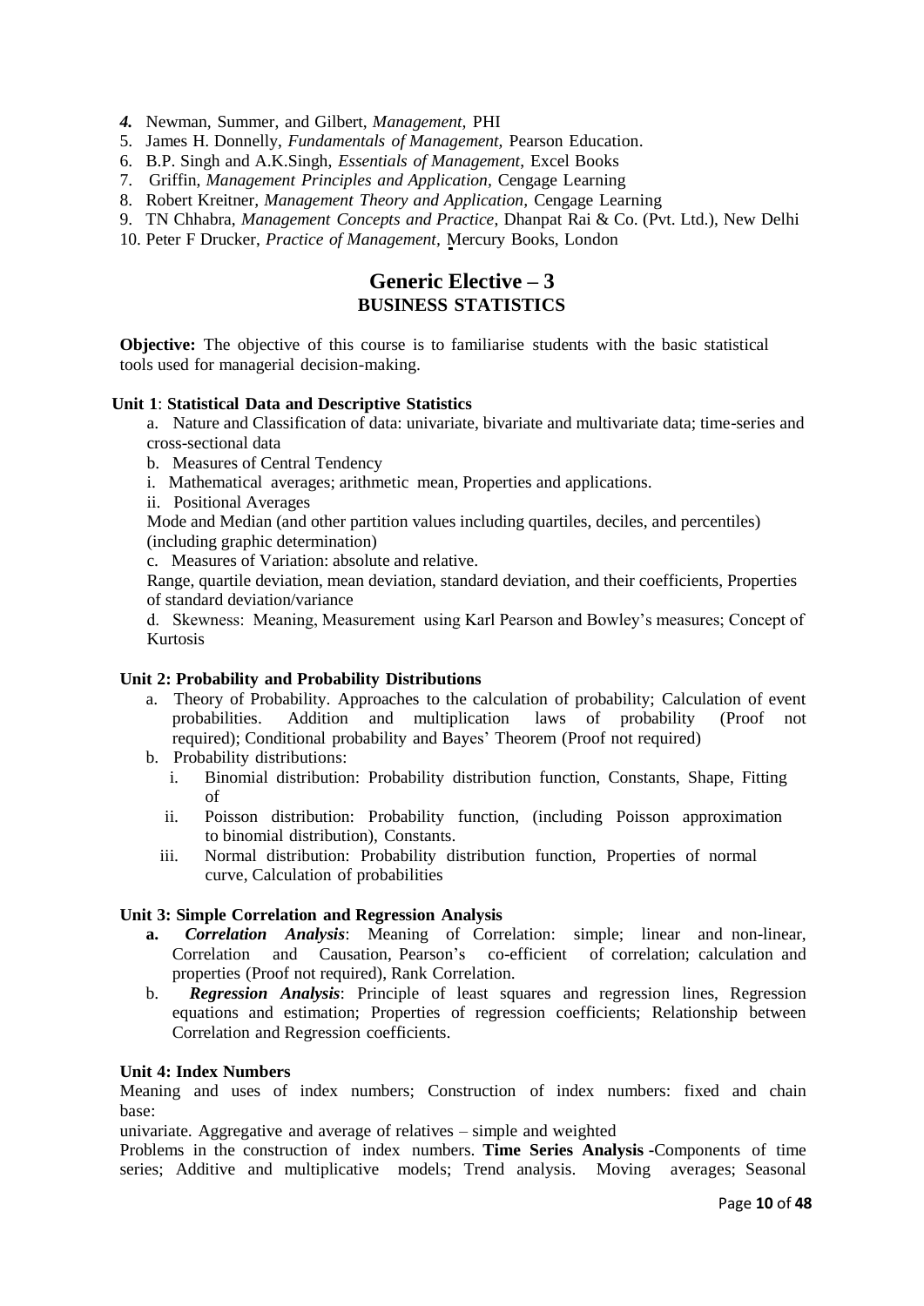4. Newman, Summer, and Gilbert, *Management*, PHI
5. James H. Donnelly, *Fundamentals of Management*, Pearson Education.
6. B.P. Singh and A.K.Singh, *Essentials of Management*, Excel Books
7. Griffin, *Management Principles and Application*, Cengage Learning
8. Robert Kreitner, *Management Theory and Application*, Cengage Learning
9. TN Chhabra, *Management Concepts and Practice*, Dhanpat Rai & Co. (Pvt. Ltd.), New Delhi
10. Peter F Drucker, *Practice of Management*, Mercury Books, London

## Generic Elective – 3
## BUSINESS STATISTICS

**Objective:** The objective of this course is to familiarise students with the basic statistical tools used for managerial decision-making.

**Unit 1**: **Statistical Data and Descriptive Statistics**

a. Nature and Classification of data: univariate, bivariate and multivariate data; time-series and cross-sectional data

b. Measures of Central Tendency

i. Mathematical averages; arithmetic mean, Properties and applications.

ii. Positional Averages

Mode and Median (and other partition values including quartiles, deciles, and percentiles) (including graphic determination)

c. Measures of Variation: absolute and relative.

Range, quartile deviation, mean deviation, standard deviation, and their coefficients, Properties of standard deviation/variance

d. Skewness: Meaning, Measurement using Karl Pearson and Bowley's measures; Concept of Kurtosis

**Unit 2: Probability and Probability Distributions**

a. Theory of Probability. Approaches to the calculation of probability; Calculation of event probabilities. Addition and multiplication laws of probability (Proof not required); Conditional probability and Bayes' Theorem (Proof not required)

b. Probability distributions:

   i. Binomial distribution: Probability distribution function, Constants, Shape, Fitting of

   ii. Poisson distribution: Probability function, (including Poisson approximation to binomial distribution), Constants.

   iii. Normal distribution: Probability distribution function, Properties of normal curve, Calculation of probabilities

**Unit 3: Simple Correlation and Regression Analysis**

**a.** ***Correlation Analysis***: Meaning of Correlation: simple; linear and non-linear, Correlation and Causation, Pearson's co-efficient of correlation; calculation and properties (Proof not required), Rank Correlation.

b. ***Regression Analysis***: Principle of least squares and regression lines, Regression equations and estimation; Properties of regression coefficients; Relationship between Correlation and Regression coefficients.

**Unit 4: Index Numbers**

Meaning and uses of index numbers; Construction of index numbers: fixed and chain base:

univariate. Aggregative and average of relatives – simple and weighted

Problems in the construction of index numbers. **Time Series Analysis -**Components of time series; Additive and multiplicative models; Trend analysis. Moving averages; Seasonal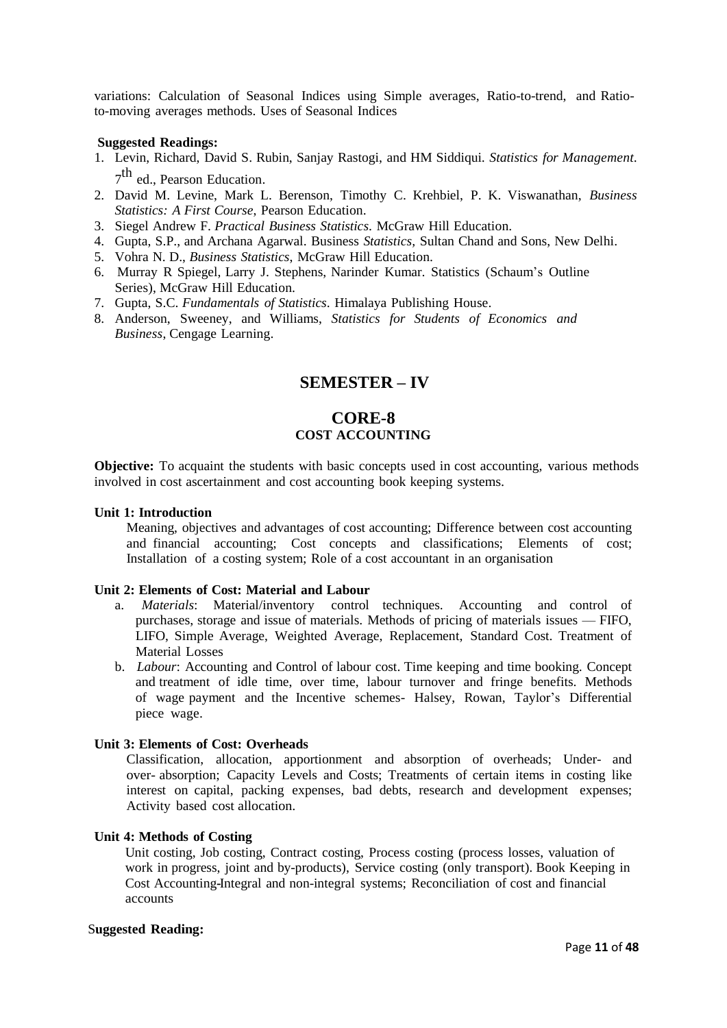variations: Calculation of Seasonal Indices using Simple averages, Ratio-to-trend, and Ratio-to-moving averages methods. Uses of Seasonal Indices

**Suggested Readings:**

1. Levin, Richard, David S. Rubin, Sanjay Rastogi, and HM Siddiqui. *Statistics for Management*. 7th ed., Pearson Education.
2. David M. Levine, Mark L. Berenson, Timothy C. Krehbiel, P. K. Viswanathan, *Business Statistics: A First Course,* Pearson Education.
3. Siegel Andrew F. *Practical Business Statistics*. McGraw Hill Education.
4. Gupta, S.P., and Archana Agarwal. Business *Statistics,* Sultan Chand and Sons, New Delhi.
5. Vohra N. D., *Business Statistics*, McGraw Hill Education.
6. Murray R Spiegel, Larry J. Stephens, Narinder Kumar. Statistics (Schaum's Outline Series), McGraw Hill Education.
7. Gupta, S.C. *Fundamentals of Statistics*. Himalaya Publishing House.
8. Anderson, Sweeney, and Williams, *Statistics for Students of Economics and Business*, Cengage Learning.

# SEMESTER – IV

## CORE-8

### COST ACCOUNTING

**Objective:** To acquaint the students with basic concepts used in cost accounting, various methods involved in cost ascertainment and cost accounting book keeping systems.

**Unit 1: Introduction**

Meaning, objectives and advantages of cost accounting; Difference between cost accounting and financial accounting; Cost concepts and classifications; Elements of cost; Installation of a costing system; Role of a cost accountant in an organisation

**Unit 2: Elements of Cost: Material and Labour**

a. *Materials*: Material/inventory control techniques. Accounting and control of purchases, storage and issue of materials. Methods of pricing of materials issues — FIFO, LIFO, Simple Average, Weighted Average, Replacement, Standard Cost. Treatment of Material Losses
b. *Labour*: Accounting and Control of labour cost. Time keeping and time booking. Concept and treatment of idle time, over time, labour turnover and fringe benefits. Methods of wage payment and the Incentive schemes- Halsey, Rowan, Taylor's Differential piece wage.

**Unit 3: Elements of Cost: Overheads**

Classification, allocation, apportionment and absorption of overheads; Under- and over- absorption; Capacity Levels and Costs; Treatments of certain items in costing like interest on capital, packing expenses, bad debts, research and development expenses; Activity based cost allocation.

**Unit 4: Methods of Costing**

Unit costing, Job costing, Contract costing, Process costing (process losses, valuation of work in progress, joint and by-products), Service costing (only transport). Book Keeping in Cost Accounting-Integral and non-integral systems; Reconciliation of cost and financial accounts

**Suggested Reading:**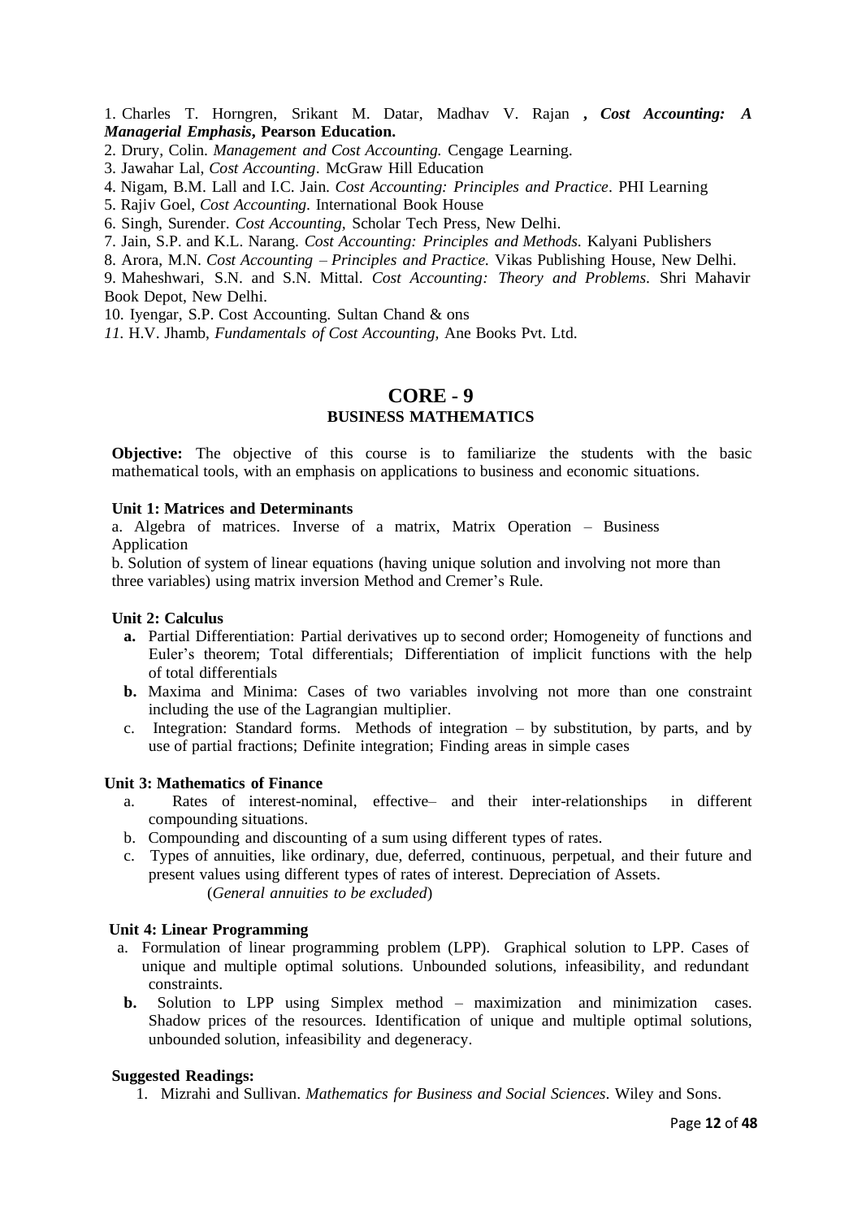1. Charles T. Horngren, Srikant M. Datar, Madhav V. Rajan **, *Cost Accounting: A Managerial Emphasis*, Pearson Education.**
2. Drury, Colin. *Management and Cost Accounting.* Cengage Learning.
3. Jawahar Lal, *Cost Accounting*. McGraw Hill Education
4. Nigam, B.M. Lall and I.C. Jain. *Cost Accounting: Principles and Practice*. PHI Learning
5. Rajiv Goel, *Cost Accounting.* International Book House
6. Singh, Surender. *Cost Accounting,* Scholar Tech Press, New Delhi.
7. Jain, S.P. and K.L. Narang. *Cost Accounting: Principles and Methods.* Kalyani Publishers
8. Arora, M.N. *Cost Accounting – Principles and Practice.* Vikas Publishing House, New Delhi.
9. Maheshwari, S.N. and S.N. Mittal. *Cost Accounting: Theory and Problems.* Shri Mahavir Book Depot, New Delhi.
10. Iyengar, S.P. Cost Accounting. Sultan Chand & ons
11. H.V. Jhamb, *Fundamentals of Cost Accounting,* Ane Books Pvt. Ltd.

# CORE - 9

## BUSINESS MATHEMATICS

**Objective:** The objective of this course is to familiarize the students with the basic mathematical tools, with an emphasis on applications to business and economic situations.

### Unit 1: Matrices and Determinants

a. Algebra of matrices. Inverse of a matrix, Matrix Operation – Business Application

b. Solution of system of linear equations (having unique solution and involving not more than three variables) using matrix inversion Method and Cremer's Rule.

### Unit 2: Calculus

- **a.** Partial Differentiation: Partial derivatives up to second order; Homogeneity of functions and Euler's theorem; Total differentials; Differentiation of implicit functions with the help of total differentials
- **b.** Maxima and Minima: Cases of two variables involving not more than one constraint including the use of the Lagrangian multiplier.
- c. Integration: Standard forms. Methods of integration – by substitution, by parts, and by use of partial fractions; Definite integration; Finding areas in simple cases

### Unit 3: Mathematics of Finance

- a. Rates of interest-nominal, effective– and their inter-relationships in different compounding situations.
- b. Compounding and discounting of a sum using different types of rates.
- c. Types of annuities, like ordinary, due, deferred, continuous, perpetual, and their future and present values using different types of rates of interest. Depreciation of Assets.
  (*General annuities to be excluded*)

### Unit 4: Linear Programming

- a. Formulation of linear programming problem (LPP). Graphical solution to LPP. Cases of unique and multiple optimal solutions. Unbounded solutions, infeasibility, and redundant constraints.
- **b.** Solution to LPP using Simplex method – maximization and minimization cases. Shadow prices of the resources. Identification of unique and multiple optimal solutions, unbounded solution, infeasibility and degeneracy.

### Suggested Readings:

1. Mizrahi and Sullivan. *Mathematics for Business and Social Sciences*. Wiley and Sons.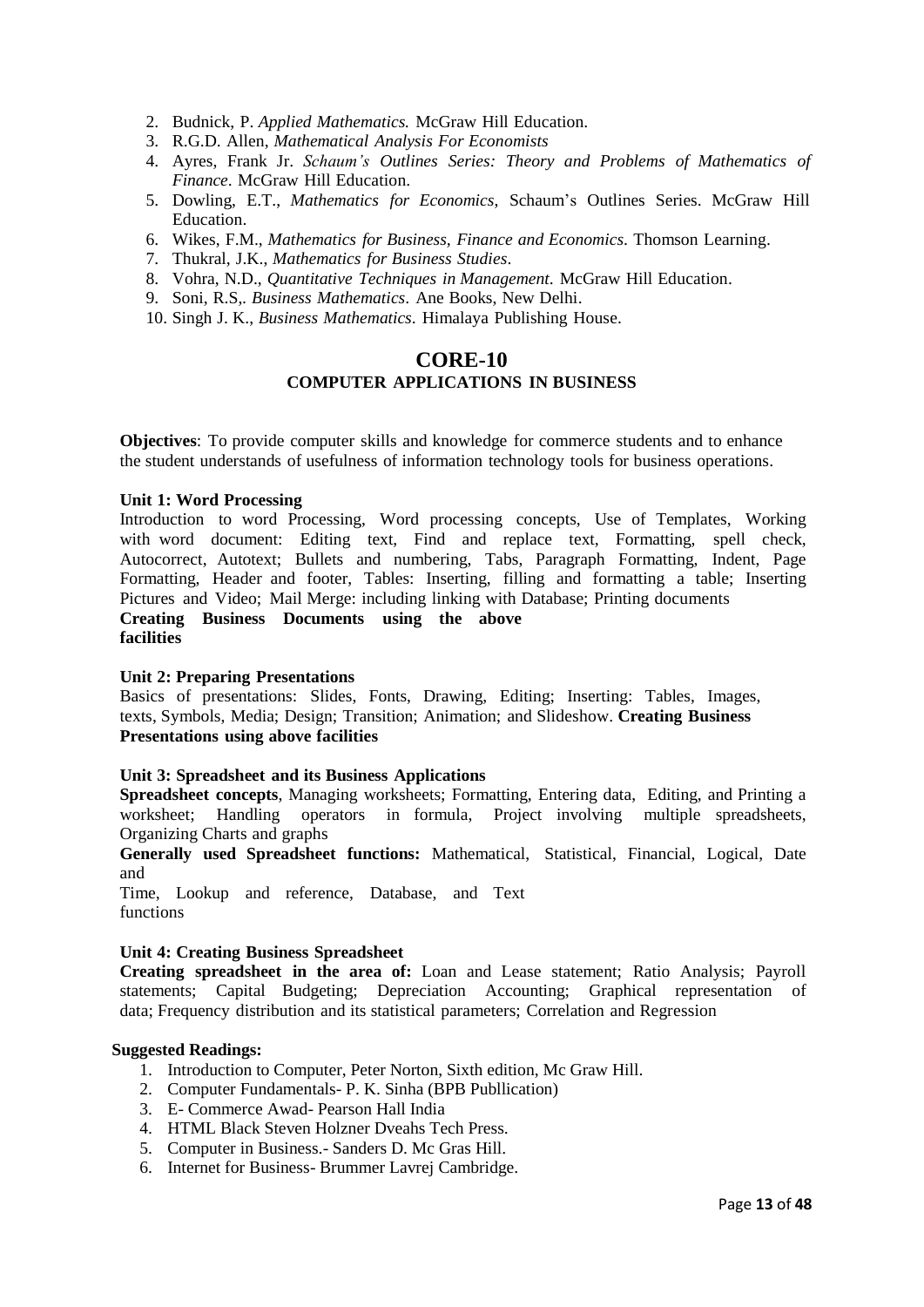2. Budnick, P. *Applied Mathematics.* McGraw Hill Education.
3. R.G.D. Allen, *Mathematical Analysis For Economists*
4. Ayres, Frank Jr. *Schaum's Outlines Series: Theory and Problems of Mathematics of Finance*. McGraw Hill Education.
5. Dowling, E.T., *Mathematics for Economics*, Schaum's Outlines Series. McGraw Hill Education.
6. Wikes, F.M., *Mathematics for Business, Finance and Economics*. Thomson Learning.
7. Thukral, J.K., *Mathematics for Business Studies*.
8. Vohra, N.D., *Quantitative Techniques in Management*. McGraw Hill Education.
9. Soni, R.S,. *Business Mathematics*. Ane Books, New Delhi.
10. Singh J. K., *Business Mathematics*. Himalaya Publishing House.

## CORE-10

### COMPUTER APPLICATIONS IN BUSINESS

**Objectives**: To provide computer skills and knowledge for commerce students and to enhance the student understands of usefulness of information technology tools for business operations.

**Unit 1: Word Processing**

Introduction to word Processing, Word processing concepts, Use of Templates, Working with word document: Editing text, Find and replace text, Formatting, spell check, Autocorrect, Autotext; Bullets and numbering, Tabs, Paragraph Formatting, Indent, Page Formatting, Header and footer, Tables: Inserting, filling and formatting a table; Inserting Pictures and Video; Mail Merge: including linking with Database; Printing documents
**Creating Business Documents using the above facilities**

**Unit 2: Preparing Presentations**

Basics of presentations: Slides, Fonts, Drawing, Editing; Inserting: Tables, Images, texts, Symbols, Media; Design; Transition; Animation; and Slideshow. **Creating Business Presentations using above facilities**

**Unit 3: Spreadsheet and its Business Applications**

**Spreadsheet concepts**, Managing worksheets; Formatting, Entering data, Editing, and Printing a worksheet; Handling operators in formula, Project involving multiple spreadsheets, Organizing Charts and graphs

**Generally used Spreadsheet functions:** Mathematical, Statistical, Financial, Logical, Date and Time, Lookup and reference, Database, and Text functions

**Unit 4: Creating Business Spreadsheet**

**Creating spreadsheet in the area of:** Loan and Lease statement; Ratio Analysis; Payroll statements; Capital Budgeting; Depreciation Accounting; Graphical representation of data; Frequency distribution and its statistical parameters; Correlation and Regression

**Suggested Readings:**

1. Introduction to Computer, Peter Norton, Sixth edition, Mc Graw Hill.
2. Computer Fundamentals- P. K. Sinha (BPB Publlication)
3. E- Commerce Awad- Pearson Hall India
4. HTML Black Steven Holzner Dveahs Tech Press.
5. Computer in Business.- Sanders D. Mc Gras Hill.
6. Internet for Business- Brummer Lavrej Cambridge.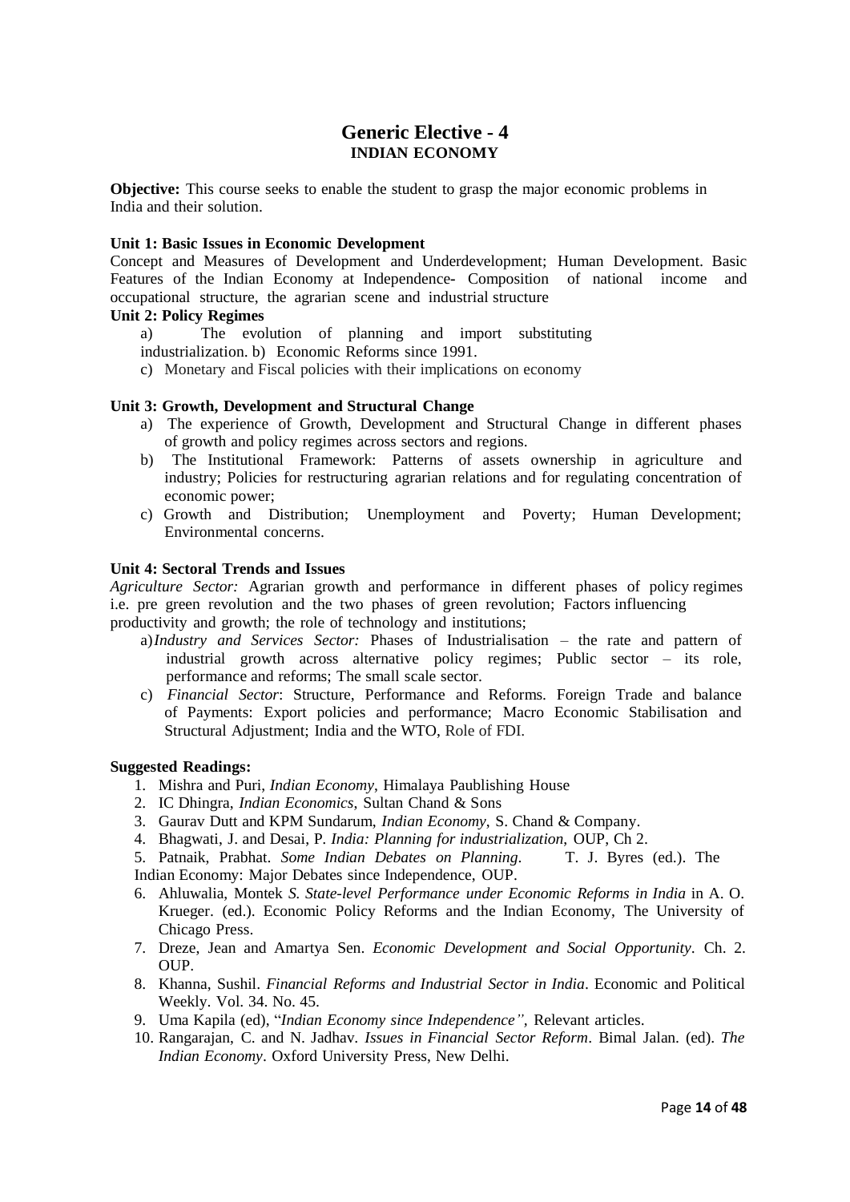# Generic Elective - 4

## INDIAN ECONOMY

**Objective:** This course seeks to enable the student to grasp the major economic problems in India and their solution.

**Unit 1: Basic Issues in Economic Development**

Concept and Measures of Development and Underdevelopment; Human Development. Basic Features of the Indian Economy at Independence- Composition of national income and occupational structure, the agrarian scene and industrial structure

**Unit 2: Policy Regimes**

a) The evolution of planning and import substituting industrialization. b) Economic Reforms since 1991.

c) Monetary and Fiscal policies with their implications on economy

**Unit 3: Growth, Development and Structural Change**

a) The experience of Growth, Development and Structural Change in different phases of growth and policy regimes across sectors and regions.

b) The Institutional Framework: Patterns of assets ownership in agriculture and industry; Policies for restructuring agrarian relations and for regulating concentration of economic power;

c) Growth and Distribution; Unemployment and Poverty; Human Development; Environmental concerns.

**Unit 4: Sectoral Trends and Issues**

*Agriculture Sector:* Agrarian growth and performance in different phases of policy regimes i.e. pre green revolution and the two phases of green revolution; Factors influencing productivity and growth; the role of technology and institutions;

a) *Industry and Services Sector:* Phases of Industrialisation – the rate and pattern of industrial growth across alternative policy regimes; Public sector – its role, performance and reforms; The small scale sector.

c) *Financial Sector*: Structure, Performance and Reforms. Foreign Trade and balance of Payments: Export policies and performance; Macro Economic Stabilisation and Structural Adjustment; India and the WTO, Role of FDI.

**Suggested Readings:**

1. Mishra and Puri, *Indian Economy*, Himalaya Paublishing House
2. IC Dhingra, *Indian Economics,* Sultan Chand & Sons
3. Gaurav Dutt and KPM Sundarum, *Indian Economy*, S. Chand & Company.
4. Bhagwati, J. and Desai, P. *India: Planning for industrialization*, OUP, Ch 2.
5. Patnaik, Prabhat. *Some Indian Debates on Planning*. T. J. Byres (ed.). The Indian Economy: Major Debates since Independence, OUP.
6. Ahluwalia, Montek *S. State-level Performance under Economic Reforms in India* in A. O. Krueger. (ed.). Economic Policy Reforms and the Indian Economy, The University of Chicago Press.
7. Dreze, Jean and Amartya Sen. *Economic Development and Social Opportunity*. Ch. 2. OUP.
8. Khanna, Sushil. *Financial Reforms and Industrial Sector in India*. Economic and Political Weekly. Vol. 34. No. 45.
9. Uma Kapila (ed), "*Indian Economy since Independence"*, Relevant articles.
10. Rangarajan, C. and N. Jadhav. *Issues in Financial Sector Reform*. Bimal Jalan. (ed). *The Indian Economy*. Oxford University Press, New Delhi.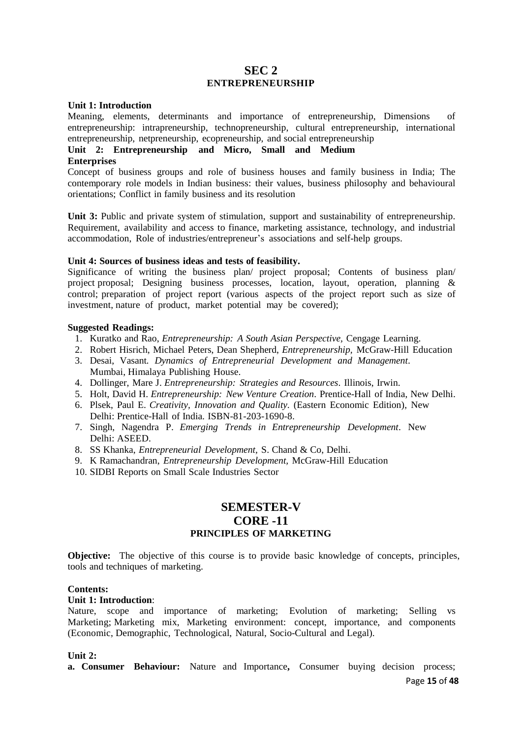## SEC 2
### ENTREPRENEURSHIP

**Unit 1: Introduction**

Meaning, elements, determinants and importance of entrepreneurship, Dimensions of entrepreneurship: intrapreneurship, technopreneurship, cultural entrepreneurship, international entrepreneurship, netpreneurship, ecopreneurship, and social entrepreneurship

**Unit 2: Entrepreneurship and Micro, Small and Medium Enterprises**

Concept of business groups and role of business houses and family business in India; The contemporary role models in Indian business: their values, business philosophy and behavioural orientations; Conflict in family business and its resolution

**Unit 3:** Public and private system of stimulation, support and sustainability of entrepreneurship. Requirement, availability and access to finance, marketing assistance, technology, and industrial accommodation, Role of industries/entrepreneur's associations and self-help groups.

**Unit 4: Sources of business ideas and tests of feasibility.**

Significance of writing the business plan/ project proposal; Contents of business plan/ project proposal; Designing business processes, location, layout, operation, planning & control; preparation of project report (various aspects of the project report such as size of investment, nature of product, market potential may be covered);

**Suggested Readings:**

1. Kuratko and Rao, *Entrepreneurship: A South Asian Perspective*, Cengage Learning.
2. Robert Hisrich, Michael Peters, Dean Shepherd, *Entrepreneurship*, McGraw-Hill Education
3. Desai, Vasant. *Dynamics of Entrepreneurial Development and Management*. Mumbai, Himalaya Publishing House.
4. Dollinger, Mare J. *Entrepreneurship: Strategies and Resources*. Illinois, Irwin.
5. Holt, David H. *Entrepreneurship: New Venture Creation*. Prentice-Hall of India, New Delhi.
6. Plsek, Paul E. *Creativity, Innovation and Quality*. (Eastern Economic Edition), New Delhi: Prentice-Hall of India. ISBN-81-203-1690-8.
7. Singh, Nagendra P. *Emerging Trends in Entrepreneurship Development*. New Delhi: ASEED.
8. SS Khanka, *Entrepreneurial Development*, S. Chand & Co, Delhi.
9. K Ramachandran, *Entrepreneurship Development*, McGraw-Hill Education
10. SIDBI Reports on Small Scale Industries Sector

## SEMESTER-V
## CORE -11
### PRINCIPLES OF MARKETING

**Objective:** The objective of this course is to provide basic knowledge of concepts, principles, tools and techniques of marketing.

**Contents:**

**Unit 1: Introduction**:

Nature, scope and importance of marketing; Evolution of marketing; Selling vs Marketing; Marketing mix, Marketing environment: concept, importance, and components (Economic, Demographic, Technological, Natural, Socio-Cultural and Legal).

**Unit 2:**

**a. Consumer Behaviour:** Nature and Importance**,** Consumer buying decision process;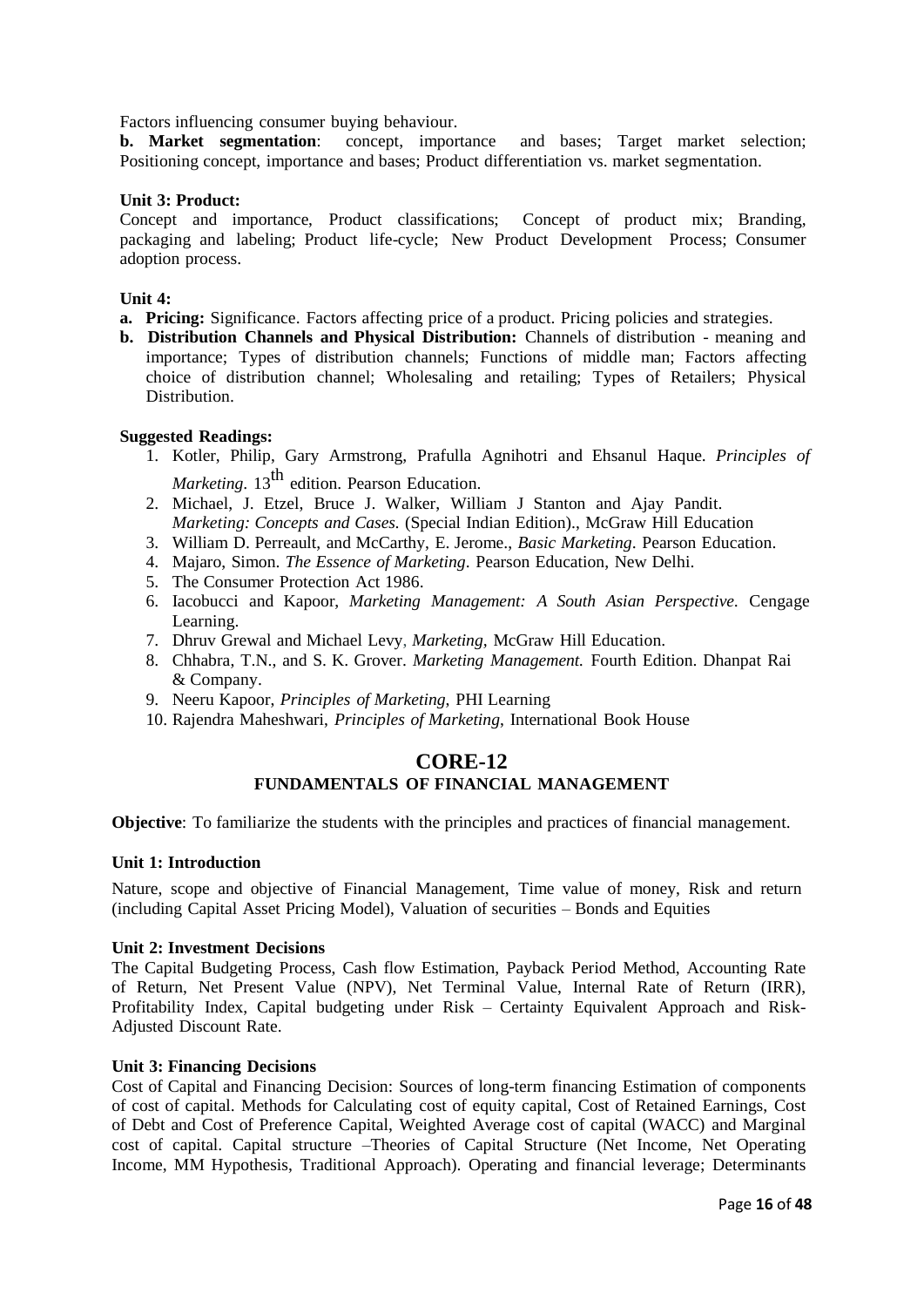Factors influencing consumer buying behaviour.

**b. Market segmentation**: concept, importance and bases; Target market selection; Positioning concept, importance and bases; Product differentiation vs. market segmentation.

**Unit 3: Product:**

Concept and importance, Product classifications; Concept of product mix; Branding, packaging and labeling; Product life-cycle; New Product Development Process; Consumer adoption process.

**Unit 4:**

- **a. Pricing:** Significance. Factors affecting price of a product. Pricing policies and strategies.
- **b. Distribution Channels and Physical Distribution:** Channels of distribution - meaning and importance; Types of distribution channels; Functions of middle man; Factors affecting choice of distribution channel; Wholesaling and retailing; Types of Retailers; Physical Distribution.

**Suggested Readings:**

1. Kotler, Philip, Gary Armstrong, Prafulla Agnihotri and Ehsanul Haque. *Principles of Marketing*. 13th edition. Pearson Education.
2. Michael, J. Etzel, Bruce J. Walker, William J Stanton and Ajay Pandit. *Marketing: Concepts and Cases.* (Special Indian Edition)., McGraw Hill Education
3. William D. Perreault, and McCarthy, E. Jerome., *Basic Marketing*. Pearson Education.
4. Majaro, Simon. *The Essence of Marketing*. Pearson Education, New Delhi.
5. The Consumer Protection Act 1986.
6. Iacobucci and Kapoor, *Marketing Management: A South Asian Perspective.* Cengage Learning.
7. Dhruv Grewal and Michael Levy, *Marketing*, McGraw Hill Education.
8. Chhabra, T.N., and S. K. Grover. *Marketing Management.* Fourth Edition. Dhanpat Rai & Company.
9. Neeru Kapoor, *Principles of Marketing*, PHI Learning
10. Rajendra Maheshwari, *Principles of Marketing*, International Book House

## CORE-12

### FUNDAMENTALS OF FINANCIAL MANAGEMENT

**Objective**: To familiarize the students with the principles and practices of financial management.

**Unit 1: Introduction**

Nature, scope and objective of Financial Management, Time value of money, Risk and return (including Capital Asset Pricing Model), Valuation of securities – Bonds and Equities

**Unit 2: Investment Decisions**

The Capital Budgeting Process, Cash flow Estimation, Payback Period Method, Accounting Rate of Return, Net Present Value (NPV), Net Terminal Value, Internal Rate of Return (IRR), Profitability Index, Capital budgeting under Risk – Certainty Equivalent Approach and Risk-Adjusted Discount Rate.

**Unit 3: Financing Decisions**

Cost of Capital and Financing Decision: Sources of long-term financing Estimation of components of cost of capital. Methods for Calculating cost of equity capital, Cost of Retained Earnings, Cost of Debt and Cost of Preference Capital, Weighted Average cost of capital (WACC) and Marginal cost of capital. Capital structure –Theories of Capital Structure (Net Income, Net Operating Income, MM Hypothesis, Traditional Approach). Operating and financial leverage; Determinants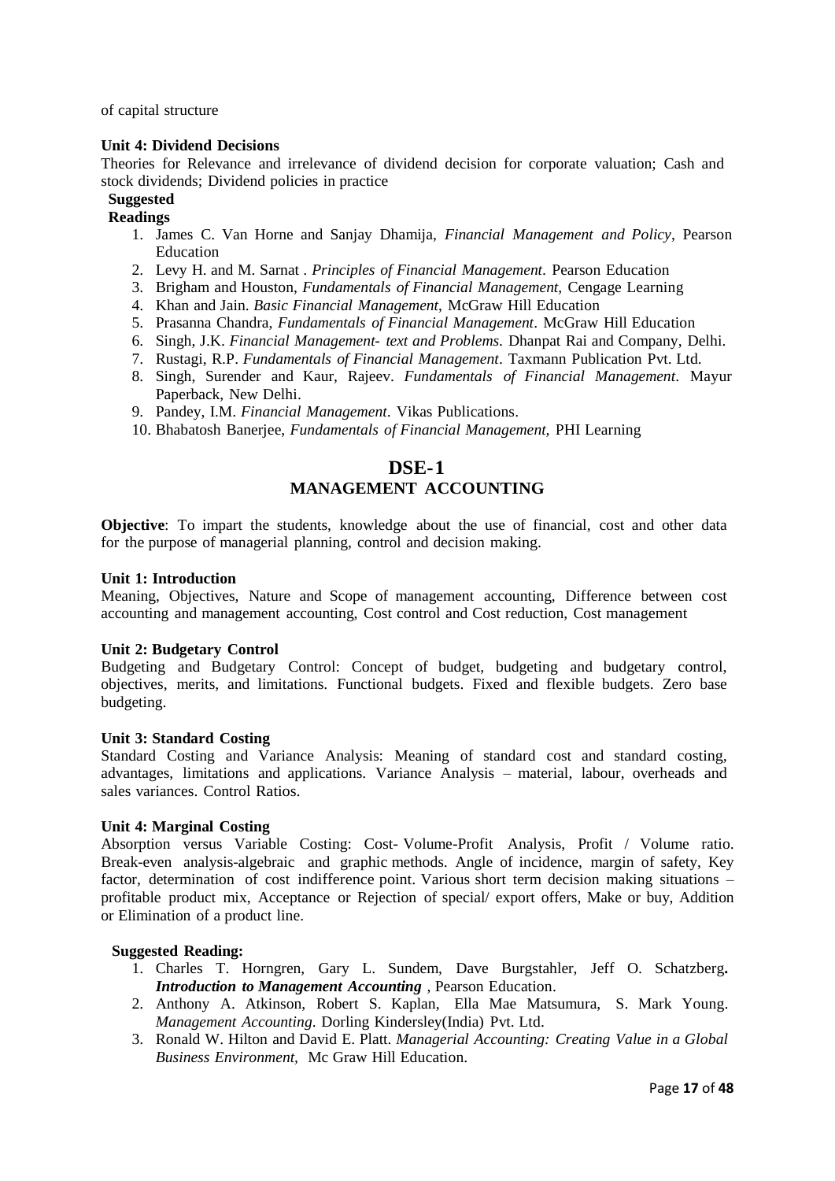of capital structure

**Unit 4: Dividend Decisions**

Theories for Relevance and irrelevance of dividend decision for corporate valuation; Cash and stock dividends; Dividend policies in practice

**Suggested Readings**

1. James C. Van Horne and Sanjay Dhamija, *Financial Management and Policy*, Pearson Education
2. Levy H. and M. Sarnat . *Principles of Financial Management*. Pearson Education
3. Brigham and Houston, *Fundamentals of Financial Management,* Cengage Learning
4. Khan and Jain. *Basic Financial Management*, McGraw Hill Education
5. Prasanna Chandra, *Fundamentals of Financial Management*. McGraw Hill Education
6. Singh, J.K. *Financial Management- text and Problems*. Dhanpat Rai and Company, Delhi.
7. Rustagi, R.P. *Fundamentals of Financial Management*. Taxmann Publication Pvt. Ltd.
8. Singh, Surender and Kaur, Rajeev. *Fundamentals of Financial Management*. Mayur Paperback, New Delhi.
9. Pandey, I.M. *Financial Management*. Vikas Publications.
10. Bhabatosh Banerjee, *Fundamentals of Financial Management,* PHI Learning

# DSE-1
## MANAGEMENT ACCOUNTING

**Objective**: To impart the students, knowledge about the use of financial, cost and other data for the purpose of managerial planning, control and decision making.

**Unit 1: Introduction**

Meaning, Objectives, Nature and Scope of management accounting, Difference between cost accounting and management accounting, Cost control and Cost reduction, Cost management

**Unit 2: Budgetary Control**

Budgeting and Budgetary Control: Concept of budget, budgeting and budgetary control, objectives, merits, and limitations. Functional budgets. Fixed and flexible budgets. Zero base budgeting.

**Unit 3: Standard Costing**

Standard Costing and Variance Analysis: Meaning of standard cost and standard costing, advantages, limitations and applications. Variance Analysis – material, labour, overheads and sales variances. Control Ratios.

**Unit 4: Marginal Costing**

Absorption versus Variable Costing: Cost- Volume-Profit Analysis, Profit / Volume ratio. Break-even analysis-algebraic and graphic methods. Angle of incidence, margin of safety, Key factor, determination of cost indifference point. Various short term decision making situations – profitable product mix, Acceptance or Rejection of special/ export offers, Make or buy, Addition or Elimination of a product line.

**Suggested Reading:**

1. Charles T. Horngren, Gary L. Sundem, Dave Burgstahler, Jeff O. Schatzberg**.** ***Introduction to Management Accounting*** , Pearson Education.
2. Anthony A. Atkinson, Robert S. Kaplan, Ella Mae Matsumura, S. Mark Young. *Management Accounting*. Dorling Kindersley(India) Pvt. Ltd.
3. Ronald W. Hilton and David E. Platt. *Managerial Accounting: Creating Value in a Global Business Environment,* Mc Graw Hill Education.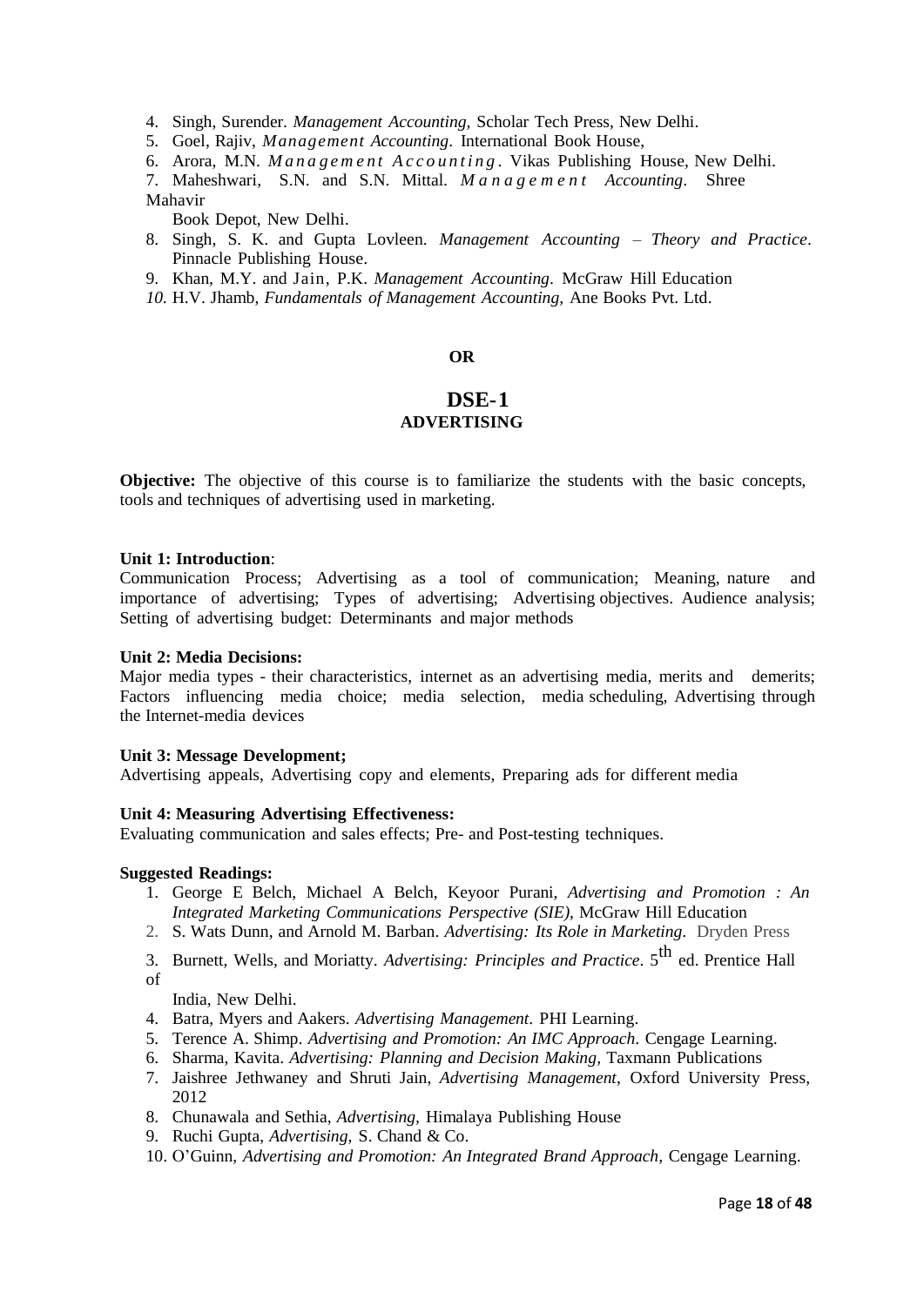4. Singh, Surender. *Management Accounting,* Scholar Tech Press, New Delhi.
5. Goel, Rajiv, *Management Accounting.* International Book House,
6. Arora, M.N. *Management Accounting*. Vikas Publishing House, New Delhi.
7. Maheshwari, S.N. and S.N. Mittal. *Management Accounting.* Shree Mahavir Book Depot, New Delhi.
8. Singh, S. K. and Gupta Lovleen. *Management Accounting – Theory and Practice*. Pinnacle Publishing House.
9. Khan, M.Y. and Jain, P.K. *Management Accounting.* McGraw Hill Education
10. H.V. Jhamb, *Fundamentals of Management Accounting,* Ane Books Pvt. Ltd.

**OR**

## DSE-1
### ADVERTISING

**Objective:** The objective of this course is to familiarize the students with the basic concepts, tools and techniques of advertising used in marketing.

**Unit 1: Introduction**:
Communication Process; Advertising as a tool of communication; Meaning, nature and importance of advertising; Types of advertising; Advertising objectives. Audience analysis; Setting of advertising budget: Determinants and major methods

**Unit 2: Media Decisions:**
Major media types - their characteristics, internet as an advertising media, merits and demerits; Factors influencing media choice; media selection, media scheduling, Advertising through the Internet-media devices

**Unit 3: Message Development;**
Advertising appeals, Advertising copy and elements, Preparing ads for different media

**Unit 4: Measuring Advertising Effectiveness:**
Evaluating communication and sales effects; Pre- and Post-testing techniques.

**Suggested Readings:**
1. George E Belch, Michael A Belch, Keyoor Purani, *Advertising and Promotion : An Integrated Marketing Communications Perspective (SIE)*, McGraw Hill Education
2. S. Wats Dunn, and Arnold M. Barban. *Advertising: Its Role in Marketing.* Dryden Press
3. Burnett, Wells, and Moriatty. *Advertising: Principles and Practice*. 5th ed. Prentice Hall of India, New Delhi.
4. Batra, Myers and Aakers. *Advertising Management.* PHI Learning.
5. Terence A. Shimp. *Advertising and Promotion: An IMC Approach.* Cengage Learning.
6. Sharma, Kavita. *Advertising: Planning and Decision Making,* Taxmann Publications
7. Jaishree Jethwaney and Shruti Jain, *Advertising Management*, Oxford University Press, 2012
8. Chunawala and Sethia, *Advertising*, Himalaya Publishing House
9. Ruchi Gupta, *Advertising,* S. Chand & Co.
10. O'Guinn, *Advertising and Promotion: An Integrated Brand Approach,* Cengage Learning.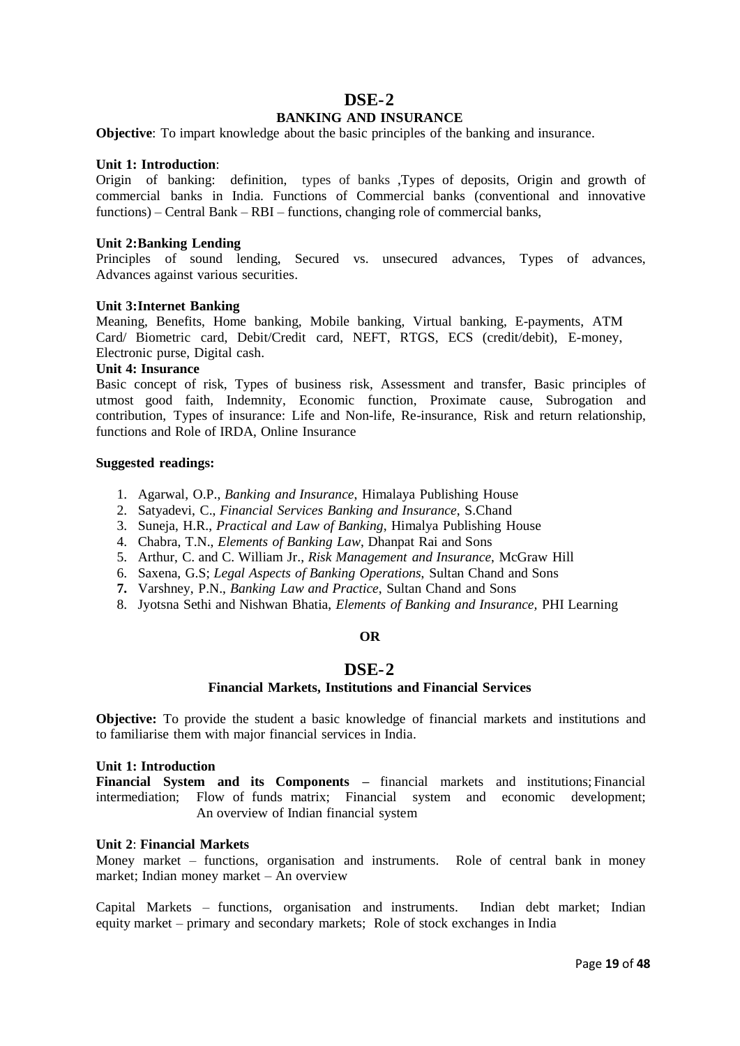# DSE-2

## BANKING AND INSURANCE

**Objective**: To impart knowledge about the basic principles of the banking and insurance.

**Unit 1: Introduction**:

Origin of banking: definition, types of banks ,Types of deposits, Origin and growth of commercial banks in India. Functions of Commercial banks (conventional and innovative functions) – Central Bank – RBI – functions, changing role of commercial banks,

**Unit 2:Banking Lending**

Principles of sound lending, Secured vs. unsecured advances, Types of advances, Advances against various securities.

**Unit 3:Internet Banking**

Meaning, Benefits, Home banking, Mobile banking, Virtual banking, E-payments, ATM Card/ Biometric card, Debit/Credit card, NEFT, RTGS, ECS (credit/debit), E-money, Electronic purse, Digital cash.

**Unit 4: Insurance**

Basic concept of risk, Types of business risk, Assessment and transfer, Basic principles of utmost good faith, Indemnity, Economic function, Proximate cause, Subrogation and contribution, Types of insurance: Life and Non-life, Re-insurance, Risk and return relationship, functions and Role of IRDA, Online Insurance

**Suggested readings:**

1. Agarwal, O.P., *Banking and Insurance*, Himalaya Publishing House
2. Satyadevi, C., *Financial Services Banking and Insurance*, S.Chand
3. Suneja, H.R., *Practical and Law of Banking*, Himalya Publishing House
4. Chabra, T.N., *Elements of Banking Law*, Dhanpat Rai and Sons
5. Arthur, C. and C. William Jr., *Risk Management and Insurance*, McGraw Hill
6. Saxena, G.S; *Legal Aspects of Banking Operations*, Sultan Chand and Sons
7. Varshney, P.N., *Banking Law and Practice*, Sultan Chand and Sons
8. Jyotsna Sethi and Nishwan Bhatia, *Elements of Banking and Insurance,* PHI Learning

**OR**

# DSE-2

## Financial Markets, Institutions and Financial Services

**Objective:** To provide the student a basic knowledge of financial markets and institutions and to familiarise them with major financial services in India.

**Unit 1: Introduction**

**Financial System and its Components –** financial markets and institutions; Financial intermediation; Flow of funds matrix; Financial system and economic development; An overview of Indian financial system

**Unit 2**: **Financial Markets**

Money market – functions, organisation and instruments. Role of central bank in money market; Indian money market – An overview

Capital Markets – functions, organisation and instruments. Indian debt market; Indian equity market – primary and secondary markets; Role of stock exchanges in India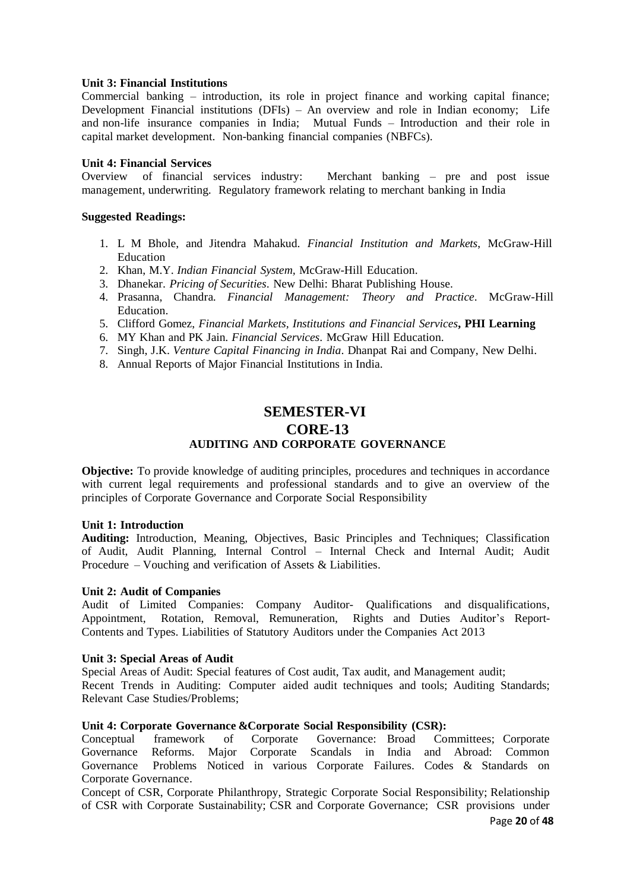**Unit 3: Financial Institutions**

Commercial banking – introduction, its role in project finance and working capital finance; Development Financial institutions (DFIs) – An overview and role in Indian economy; Life and non-life insurance companies in India; Mutual Funds – Introduction and their role in capital market development. Non-banking financial companies (NBFCs).

**Unit 4: Financial Services**

Overview of financial services industry: Merchant banking – pre and post issue management, underwriting. Regulatory framework relating to merchant banking in India

**Suggested Readings:**

1. L M Bhole, and Jitendra Mahakud. *Financial Institution and Markets*, McGraw-Hill Education
2. Khan, M.Y. *Indian Financial System*, McGraw-Hill Education.
3. Dhanekar. *Pricing of Securities*. New Delhi: Bharat Publishing House.
4. Prasanna, Chandra. *Financial Management: Theory and Practice*. McGraw-Hill Education.
5. Clifford Gomez, *Financial Markets, Institutions and Financial Services*, **PHI Learning**
6. MY Khan and PK Jain. *Financial Services*. McGraw Hill Education.
7. Singh, J.K. *Venture Capital Financing in India*. Dhanpat Rai and Company, New Delhi.
8. Annual Reports of Major Financial Institutions in India.

# SEMESTER-VI

## CORE-13

### AUDITING AND CORPORATE GOVERNANCE

**Objective:** To provide knowledge of auditing principles, procedures and techniques in accordance with current legal requirements and professional standards and to give an overview of the principles of Corporate Governance and Corporate Social Responsibility

**Unit 1: Introduction**

**Auditing:** Introduction, Meaning, Objectives, Basic Principles and Techniques; Classification of Audit, Audit Planning, Internal Control – Internal Check and Internal Audit; Audit Procedure – Vouching and verification of Assets & Liabilities.

**Unit 2: Audit of Companies**

Audit of Limited Companies: Company Auditor- Qualifications and disqualifications, Appointment, Rotation, Removal, Remuneration, Rights and Duties Auditor's Report- Contents and Types. Liabilities of Statutory Auditors under the Companies Act 2013

**Unit 3: Special Areas of Audit**

Special Areas of Audit: Special features of Cost audit, Tax audit, and Management audit;
Recent Trends in Auditing: Computer aided audit techniques and tools; Auditing Standards; Relevant Case Studies/Problems;

**Unit 4: Corporate Governance &Corporate Social Responsibility (CSR):**

Conceptual framework of Corporate Governance: Broad Committees; Corporate Governance Reforms. Major Corporate Scandals in India and Abroad: Common Governance Problems Noticed in various Corporate Failures. Codes & Standards on Corporate Governance.

Concept of CSR, Corporate Philanthropy, Strategic Corporate Social Responsibility; Relationship of CSR with Corporate Sustainability; CSR and Corporate Governance; CSR provisions under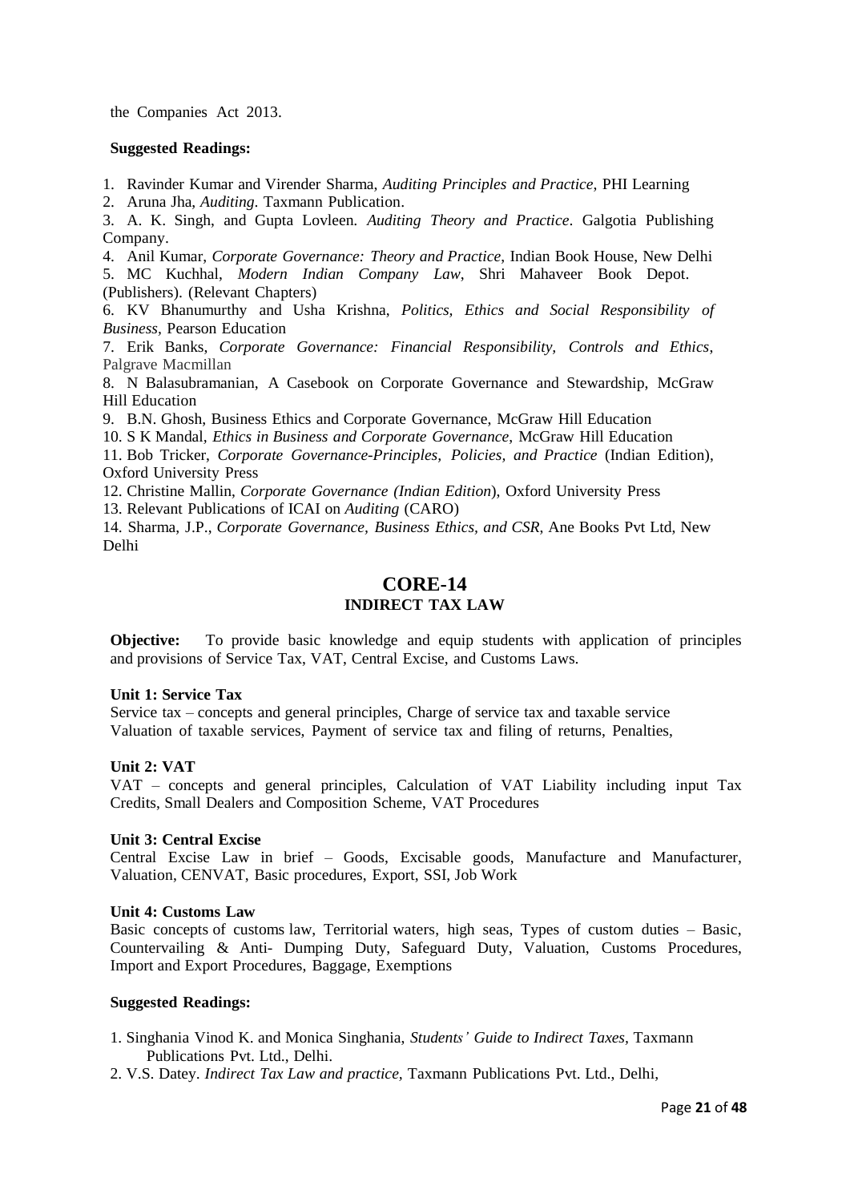the Companies Act 2013.

**Suggested Readings:**

1. Ravinder Kumar and Virender Sharma, *Auditing Principles and Practice*, PHI Learning
2. Aruna Jha, *Auditing*. Taxmann Publication.
3. A. K. Singh, and Gupta Lovleen. *Auditing Theory and Practice*. Galgotia Publishing Company.
4. Anil Kumar, *Corporate Governance: Theory and Practice*, Indian Book House, New Delhi
5. MC Kuchhal, *Modern Indian Company Law*, Shri Mahaveer Book Depot. (Publishers). (Relevant Chapters)
6. KV Bhanumurthy and Usha Krishna, *Politics, Ethics and Social Responsibility of Business,* Pearson Education
7. Erik Banks, *Corporate Governance: Financial Responsibility, Controls and Ethics*, Palgrave Macmillan
8. N Balasubramanian, A Casebook on Corporate Governance and Stewardship, McGraw Hill Education
9. B.N. Ghosh, Business Ethics and Corporate Governance, McGraw Hill Education
10. S K Mandal, *Ethics in Business and Corporate Governance*, McGraw Hill Education
11. Bob Tricker, *Corporate Governance-Principles, Policies, and Practice* (Indian Edition), Oxford University Press
12. Christine Mallin, *Corporate Governance (Indian Edition*), Oxford University Press
13. Relevant Publications of ICAI on *Auditing* (CARO)
14. Sharma, J.P., *Corporate Governance, Business Ethics, and CSR*, Ane Books Pvt Ltd, New Delhi

## CORE-14
### INDIRECT TAX LAW

**Objective:** To provide basic knowledge and equip students with application of principles and provisions of Service Tax, VAT, Central Excise, and Customs Laws.

**Unit 1: Service Tax**

Service tax – concepts and general principles, Charge of service tax and taxable service Valuation of taxable services, Payment of service tax and filing of returns, Penalties,

**Unit 2: VAT**

VAT – concepts and general principles, Calculation of VAT Liability including input Tax Credits, Small Dealers and Composition Scheme, VAT Procedures

**Unit 3: Central Excise**

Central Excise Law in brief – Goods, Excisable goods, Manufacture and Manufacturer, Valuation, CENVAT, Basic procedures, Export, SSI, Job Work

**Unit 4: Customs Law**

Basic concepts of customs law, Territorial waters, high seas, Types of custom duties – Basic, Countervailing & Anti- Dumping Duty, Safeguard Duty, Valuation, Customs Procedures, Import and Export Procedures, Baggage, Exemptions

**Suggested Readings:**

1. Singhania Vinod K. and Monica Singhania, *Students' Guide to Indirect Taxes*, Taxmann Publications Pvt. Ltd., Delhi.
2. V.S. Datey. *Indirect Tax Law and practice,* Taxmann Publications Pvt. Ltd., Delhi,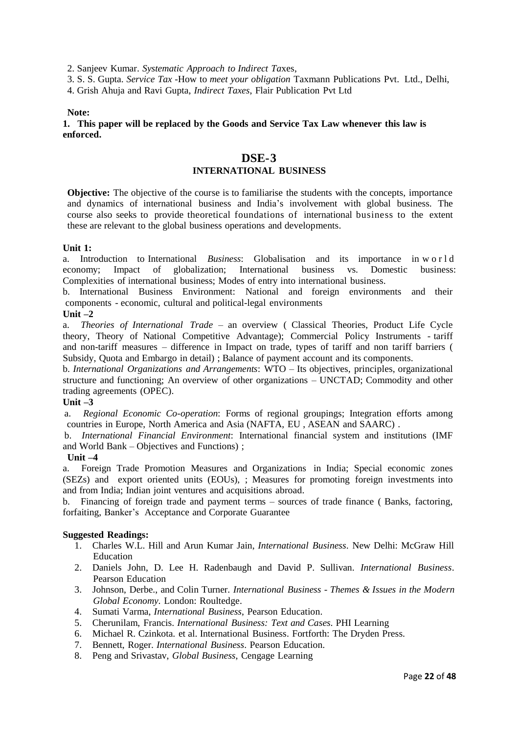2. Sanjeev Kumar. *Systematic Approach to Indirect Ta*xes,
3. S. S. Gupta. *Service Tax* -How to *meet your obligation* Taxmann Publications Pvt. Ltd., Delhi,
4. Grish Ahuja and Ravi Gupta, *Indirect Taxes*, Flair Publication Pvt Ltd

**Note:**

**1. This paper will be replaced by the Goods and Service Tax Law whenever this law is enforced.**

## DSE-3

### INTERNATIONAL BUSINESS

**Objective:** The objective of the course is to familiarise the students with the concepts, importance and dynamics of international business and India's involvement with global business. The course also seeks to provide theoretical foundations of international business to the extent these are relevant to the global business operations and developments.

**Unit 1:**

a. Introduction to International *Business*: Globalisation and its importance in world economy; Impact of globalization; International business vs. Domestic business: Complexities of international business; Modes of entry into international business.

b. International Business Environment: National and foreign environments and their components - economic, cultural and political-legal environments

**Unit –2**

a. *Theories of International Trade* – an overview ( Classical Theories, Product Life Cycle theory, Theory of National Competitive Advantage); Commercial Policy Instruments - tariff and non-tariff measures – difference in Impact on trade, types of tariff and non tariff barriers ( Subsidy, Quota and Embargo in detail) ; Balance of payment account and its components.

b. *International Organizations and Arrangements*: WTO – Its objectives, principles, organizational structure and functioning; An overview of other organizations – UNCTAD; Commodity and other trading agreements (OPEC).

**Unit –3**

a. *Regional Economic Co-operation*: Forms of regional groupings; Integration efforts among countries in Europe, North America and Asia (NAFTA, EU , ASEAN and SAARC) .

b. *International Financial Environment*: International financial system and institutions (IMF and World Bank – Objectives and Functions) ;

**Unit –4**

a. Foreign Trade Promotion Measures and Organizations in India; Special economic zones (SEZs) and export oriented units (EOUs), ; Measures for promoting foreign investments into and from India; Indian joint ventures and acquisitions abroad.

b. Financing of foreign trade and payment terms – sources of trade finance ( Banks, factoring, forfaiting, Banker's Acceptance and Corporate Guarantee

**Suggested Readings:**

1. Charles W.L. Hill and Arun Kumar Jain, *International Business*. New Delhi: McGraw Hill Education
2. Daniels John, D. Lee H. Radenbaugh and David P. Sullivan. *International Business*. Pearson Education
3. Johnson, Derbe., and Colin Turner. *International Business - Themes & Issues in the Modern Global Economy.* London: Roultedge.
4. Sumati Varma, *International Business*, Pearson Education.
5. Cherunilam, Francis. *International Business: Text and Cases.* PHI Learning
6. Michael R. Czinkota. et al. International Business. Fortforth: The Dryden Press.
7. Bennett, Roger. *International Business*. Pearson Education.
8. Peng and Srivastav, *Global Business*, Cengage Learning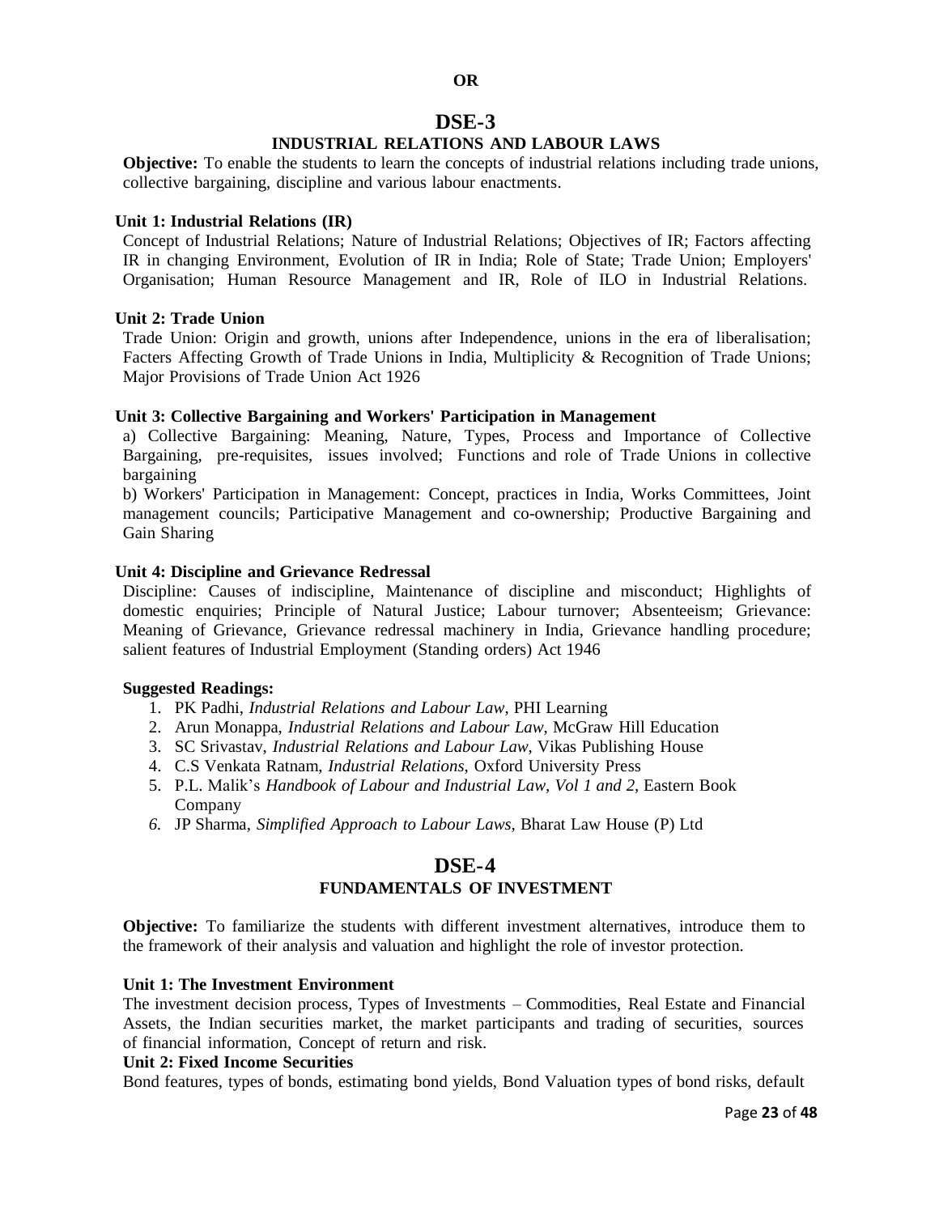**OR**

# DSE-3

## INDUSTRIAL RELATIONS AND LABOUR LAWS

**Objective:** To enable the students to learn the concepts of industrial relations including trade unions, collective bargaining, discipline and various labour enactments.

**Unit 1: Industrial Relations (IR)**

Concept of Industrial Relations; Nature of Industrial Relations; Objectives of IR; Factors affecting IR in changing Environment, Evolution of IR in India; Role of State; Trade Union; Employers' Organisation; Human Resource Management and IR, Role of ILO in Industrial Relations.

**Unit 2: Trade Union**

Trade Union: Origin and growth, unions after Independence, unions in the era of liberalisation; Facters Affecting Growth of Trade Unions in India, Multiplicity & Recognition of Trade Unions; Major Provisions of Trade Union Act 1926

**Unit 3: Collective Bargaining and Workers' Participation in Management**

a) Collective Bargaining: Meaning, Nature, Types, Process and Importance of Collective Bargaining, pre-requisites, issues involved; Functions and role of Trade Unions in collective bargaining

b) Workers' Participation in Management: Concept, practices in India, Works Committees, Joint management councils; Participative Management and co-ownership; Productive Bargaining and Gain Sharing

**Unit 4: Discipline and Grievance Redressal**

Discipline: Causes of indiscipline, Maintenance of discipline and misconduct; Highlights of domestic enquiries; Principle of Natural Justice; Labour turnover; Absenteeism; Grievance: Meaning of Grievance, Grievance redressal machinery in India, Grievance handling procedure; salient features of Industrial Employment (Standing orders) Act 1946

**Suggested Readings:**

1. PK Padhi, *Industrial Relations and Labour Law*, PHI Learning
2. Arun Monappa, *Industrial Relations and Labour Law*, McGraw Hill Education
3. SC Srivastav, *Industrial Relations and Labour Law*, Vikas Publishing House
4. C.S Venkata Ratnam, *Industrial Relations*, Oxford University Press
5. P.L. Malik's *Handbook of Labour and Industrial Law, Vol 1 and 2,* Eastern Book Company
6. JP Sharma, *Simplified Approach to Labour Laws,* Bharat Law House (P) Ltd

# DSE-4

## FUNDAMENTALS OF INVESTMENT

**Objective:** To familiarize the students with different investment alternatives, introduce them to the framework of their analysis and valuation and highlight the role of investor protection.

**Unit 1: The Investment Environment**

The investment decision process, Types of Investments – Commodities, Real Estate and Financial Assets, the Indian securities market, the market participants and trading of securities, sources of financial information, Concept of return and risk.

**Unit 2: Fixed Income Securities**

Bond features, types of bonds, estimating bond yields, Bond Valuation types of bond risks, default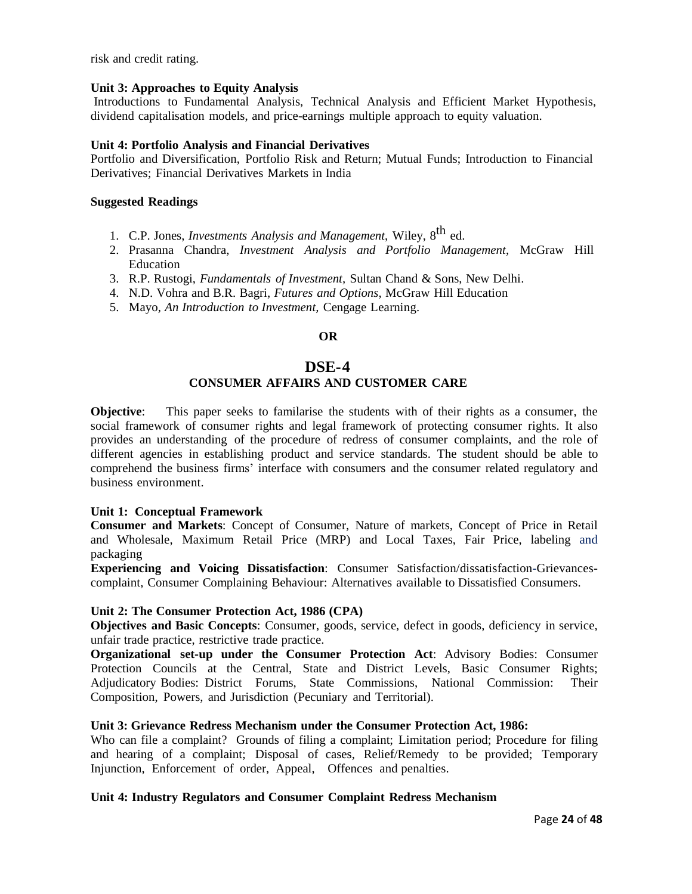risk and credit rating.

**Unit 3: Approaches to Equity Analysis**

Introductions to Fundamental Analysis, Technical Analysis and Efficient Market Hypothesis, dividend capitalisation models, and price-earnings multiple approach to equity valuation.

**Unit 4: Portfolio Analysis and Financial Derivatives**

Portfolio and Diversification, Portfolio Risk and Return; Mutual Funds; Introduction to Financial Derivatives; Financial Derivatives Markets in India

**Suggested Readings**

1. C.P. Jones, *Investments Analysis and Management*, Wiley, 8th ed.
2. Prasanna Chandra, *Investment Analysis and Portfolio Management*, McGraw Hill Education
3. R.P. Rustogi, *Fundamentals of Investment*, Sultan Chand & Sons, New Delhi.
4. N.D. Vohra and B.R. Bagri, *Futures and Options*, McGraw Hill Education
5. Mayo, *An Introduction to Investment*, Cengage Learning.

**OR**

## DSE-4

### CONSUMER AFFAIRS AND CUSTOMER CARE

**Objective**: This paper seeks to familarise the students with of their rights as a consumer, the social framework of consumer rights and legal framework of protecting consumer rights. It also provides an understanding of the procedure of redress of consumer complaints, and the role of different agencies in establishing product and service standards. The student should be able to comprehend the business firms' interface with consumers and the consumer related regulatory and business environment.

**Unit 1: Conceptual Framework**

**Consumer and Markets**: Concept of Consumer, Nature of markets, Concept of Price in Retail and Wholesale, Maximum Retail Price (MRP) and Local Taxes, Fair Price, labeling and packaging

**Experiencing and Voicing Dissatisfaction**: Consumer Satisfaction/dissatisfaction-Grievances-complaint, Consumer Complaining Behaviour: Alternatives available to Dissatisfied Consumers.

**Unit 2: The Consumer Protection Act, 1986 (CPA)**

**Objectives and Basic Concepts**: Consumer, goods, service, defect in goods, deficiency in service, unfair trade practice, restrictive trade practice.

**Organizational set-up under the Consumer Protection Act**: Advisory Bodies: Consumer Protection Councils at the Central, State and District Levels, Basic Consumer Rights; Adjudicatory Bodies: District Forums, State Commissions, National Commission: Their Composition, Powers, and Jurisdiction (Pecuniary and Territorial).

**Unit 3: Grievance Redress Mechanism under the Consumer Protection Act, 1986:**

Who can file a complaint? Grounds of filing a complaint; Limitation period; Procedure for filing and hearing of a complaint; Disposal of cases, Relief/Remedy to be provided; Temporary Injunction, Enforcement of order, Appeal, Offences and penalties.

**Unit 4: Industry Regulators and Consumer Complaint Redress Mechanism**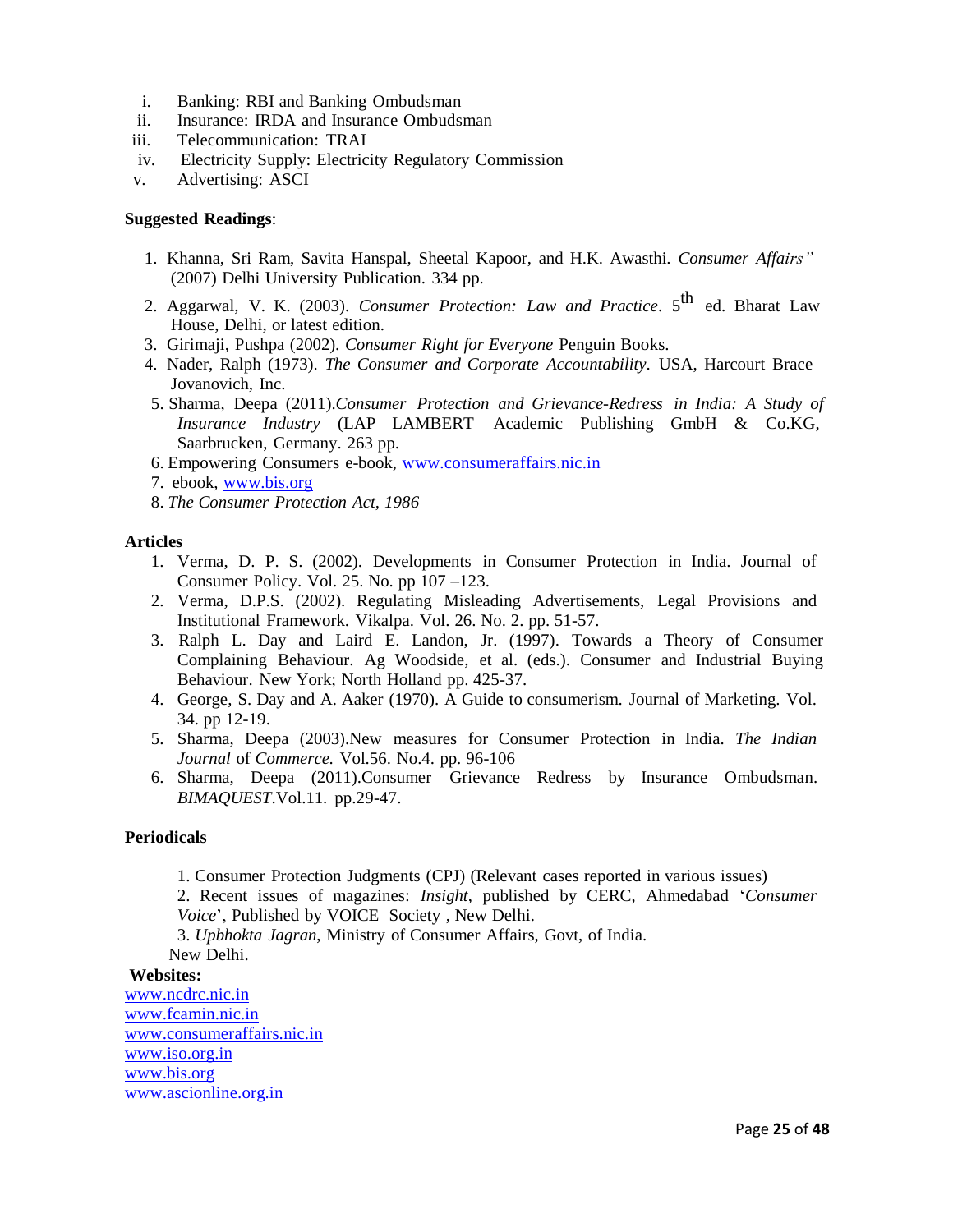i. Banking: RBI and Banking Ombudsman
ii. Insurance: IRDA and Insurance Ombudsman
iii. Telecommunication: TRAI
iv. Electricity Supply: Electricity Regulatory Commission
v. Advertising: ASCI

**Suggested Readings**:

1. Khanna, Sri Ram, Savita Hanspal, Sheetal Kapoor, and H.K. Awasthi. *Consumer Affairs"* (2007) Delhi University Publication. 334 pp.
2. Aggarwal, V. K. (2003). *Consumer Protection: Law and Practice*. 5th ed. Bharat Law House, Delhi, or latest edition.
3. Girimaji, Pushpa (2002). *Consumer Right for Everyone* Penguin Books.
4. Nader, Ralph (1973). *The Consumer and Corporate Accountability*. USA, Harcourt Brace Jovanovich, Inc.
5. Sharma, Deepa (2011).*Consumer Protection and Grievance-Redress in India: A Study of Insurance Industry* (LAP LAMBERT Academic Publishing GmbH & Co.KG, Saarbrucken, Germany. 263 pp.
6. Empowering Consumers e-book, www.consumeraffairs.nic.in
7. ebook, www.bis.org
8. *The Consumer Protection Act, 1986*

**Articles**

1. Verma, D. P. S. (2002). Developments in Consumer Protection in India. Journal of Consumer Policy. Vol. 25. No. pp 107 –123.
2. Verma, D.P.S. (2002). Regulating Misleading Advertisements, Legal Provisions and Institutional Framework. Vikalpa. Vol. 26. No. 2. pp. 51-57.
3. Ralph L. Day and Laird E. Landon, Jr. (1997). Towards a Theory of Consumer Complaining Behaviour. Ag Woodside, et al. (eds.). Consumer and Industrial Buying Behaviour. New York; North Holland pp. 425-37.
4. George, S. Day and A. Aaker (1970). A Guide to consumerism. Journal of Marketing. Vol. 34. pp 12-19.
5. Sharma, Deepa (2003).New measures for Consumer Protection in India. *The Indian Journal* of *Commerce.* Vol.56. No.4. pp. 96-106
6. Sharma, Deepa (2011).Consumer Grievance Redress by Insurance Ombudsman. *BIMAQUEST*.Vol.11. pp.29-47.

**Periodicals**

1. Consumer Protection Judgments (CPJ) (Relevant cases reported in various issues)
2. Recent issues of magazines: *Insight*, published by CERC, Ahmedabad '*Consumer Voice*', Published by VOICE Society , New Delhi.
3. *Upbhokta Jagran*, Ministry of Consumer Affairs, Govt, of India. New Delhi.

**Websites:**

www.ncdrc.nic.in
www.fcamin.nic.in
www.consumeraffairs.nic.in
www.iso.org.in
www.bis.org
www.ascionline.org.in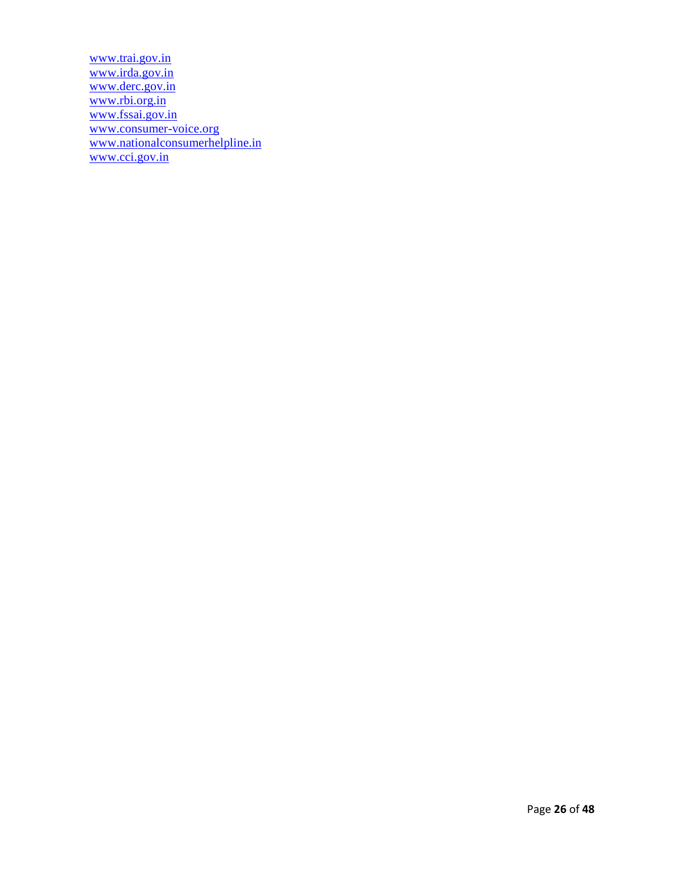www.trai.gov.in
www.irda.gov.in
www.derc.gov.in
www.rbi.org.in
www.fssai.gov.in
www.consumer-voice.org
www.nationalconsumerhelpline.in
www.cci.gov.in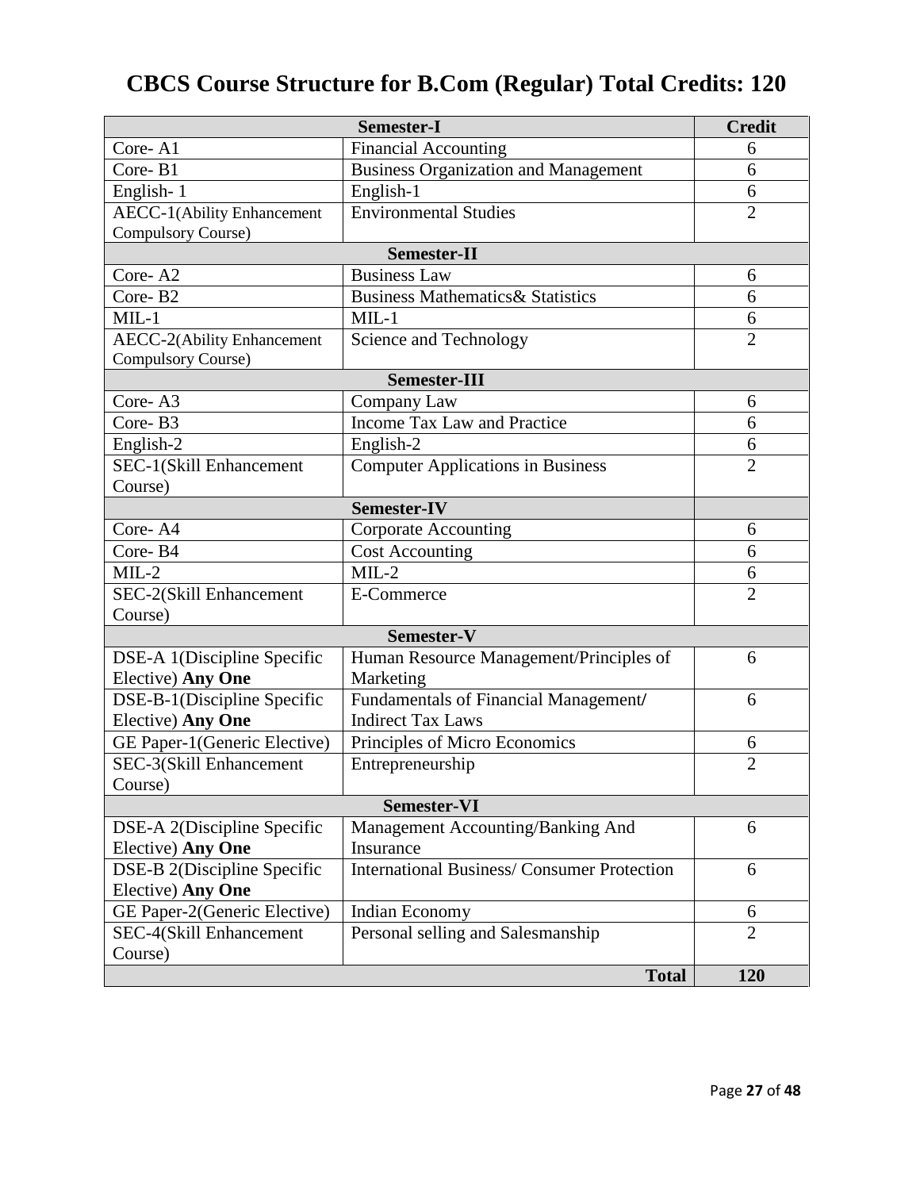# CBCS Course Structure for B.Com (Regular) Total Credits: 120

| Semester-I | | Credit |
|---|---|---|
| Core- A1 | Financial Accounting | 6 |
| Core- B1 | Business Organization and Management | 6 |
| English- 1 | English-1 | 6 |
| AECC-1(Ability Enhancement Compulsory Course) | Environmental Studies | 2 |
| **Semester-II** | | |
| Core- A2 | Business Law | 6 |
| Core- B2 | Business Mathematics& Statistics | 6 |
| MIL-1 | MIL-1 | 6 |
| AECC-2(Ability Enhancement Compulsory Course) | Science and Technology | 2 |
| **Semester-III** | | |
| Core- A3 | Company Law | 6 |
| Core- B3 | Income Tax Law and Practice | 6 |
| English-2 | English-2 | 6 |
| SEC-1(Skill Enhancement Course) | Computer Applications in Business | 2 |
| **Semester-IV** | | |
| Core- A4 | Corporate Accounting | 6 |
| Core- B4 | Cost Accounting | 6 |
| MIL-2 | MIL-2 | 6 |
| SEC-2(Skill Enhancement Course) | E-Commerce | 2 |
| **Semester-V** | | |
| DSE-A 1(Discipline Specific Elective) **Any One** | Human Resource Management/Principles of Marketing | 6 |
| DSE-B-1(Discipline Specific Elective) **Any One** | Fundamentals of Financial Management/ Indirect Tax Laws | 6 |
| GE Paper-1(Generic Elective) | Principles of Micro Economics | 6 |
| SEC-3(Skill Enhancement Course) | Entrepreneurship | 2 |
| **Semester-VI** | | |
| DSE-A 2(Discipline Specific Elective) **Any One** | Management Accounting/Banking And Insurance | 6 |
| DSE-B 2(Discipline Specific Elective) **Any One** | International Business/ Consumer Protection | 6 |
| GE Paper-2(Generic Elective) | Indian Economy | 6 |
| SEC-4(Skill Enhancement Course) | Personal selling and Salesmanship | 2 |
| | **Total** | **120** |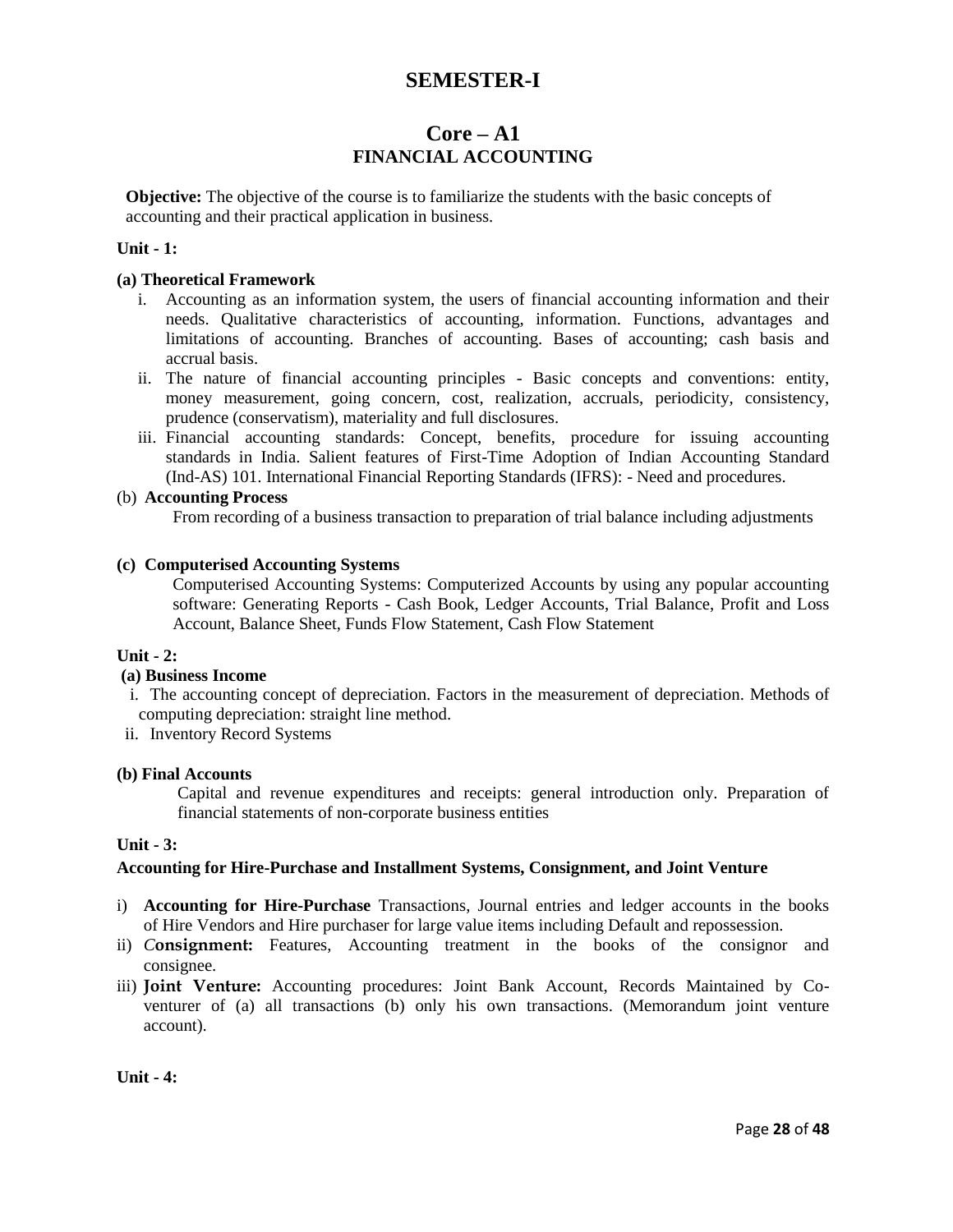# SEMESTER-I

## Core – A1
### FINANCIAL ACCOUNTING

**Objective:** The objective of the course is to familiarize the students with the basic concepts of accounting and their practical application in business.

**Unit - 1:**

**(a) Theoretical Framework**

i. Accounting as an information system, the users of financial accounting information and their needs. Qualitative characteristics of accounting, information. Functions, advantages and limitations of accounting. Branches of accounting. Bases of accounting; cash basis and accrual basis.

ii. The nature of financial accounting principles - Basic concepts and conventions: entity, money measurement, going concern, cost, realization, accruals, periodicity, consistency, prudence (conservatism), materiality and full disclosures.

iii. Financial accounting standards: Concept, benefits, procedure for issuing accounting standards in India. Salient features of First-Time Adoption of Indian Accounting Standard (Ind-AS) 101. International Financial Reporting Standards (IFRS): - Need and procedures.

(b) **Accounting Process**

From recording of a business transaction to preparation of trial balance including adjustments

**(c) Computerised Accounting Systems**

Computerised Accounting Systems: Computerized Accounts by using any popular accounting software: Generating Reports - Cash Book, Ledger Accounts, Trial Balance, Profit and Loss Account, Balance Sheet, Funds Flow Statement, Cash Flow Statement

**Unit - 2:**

**(a) Business Income**

i. The accounting concept of depreciation. Factors in the measurement of depreciation. Methods of computing depreciation: straight line method.

ii. Inventory Record Systems

**(b) Final Accounts**

Capital and revenue expenditures and receipts: general introduction only. Preparation of financial statements of non-corporate business entities

**Unit - 3:**

**Accounting for Hire-Purchase and Installment Systems, Consignment, and Joint Venture**

i) **Accounting for Hire-Purchase** Transactions, Journal entries and ledger accounts in the books of Hire Vendors and Hire purchaser for large value items including Default and repossession.

ii) ***C*onsignment:** Features, Accounting treatment in the books of the consignor and consignee.

iii) **Joint Venture:** Accounting procedures: Joint Bank Account, Records Maintained by Co-venturer of (a) all transactions (b) only his own transactions. (Memorandum joint venture account).

**Unit - 4:**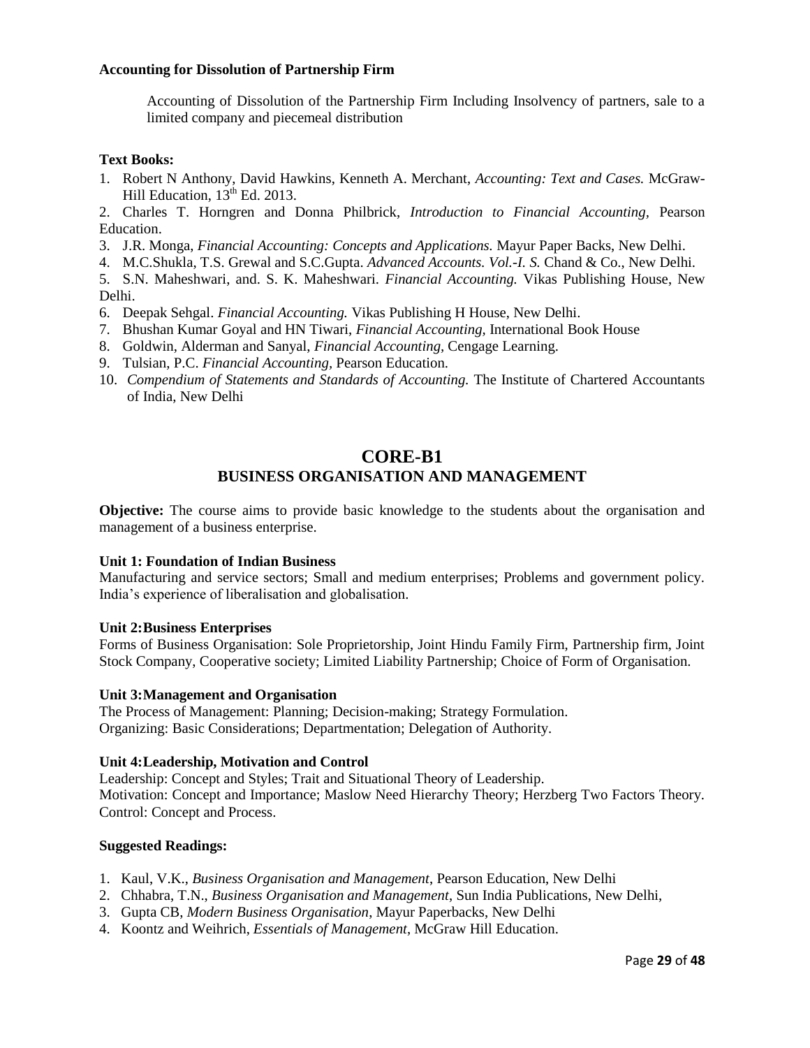**Accounting for Dissolution of Partnership Firm**

Accounting of Dissolution of the Partnership Firm Including Insolvency of partners, sale to a limited company and piecemeal distribution

**Text Books:**

1. Robert N Anthony, David Hawkins, Kenneth A. Merchant, *Accounting: Text and Cases.* McGraw-Hill Education, 13th Ed. 2013.
2. Charles T. Horngren and Donna Philbrick, *Introduction to Financial Accounting*, Pearson Education.
3. J.R. Monga, *Financial Accounting: Concepts and Applications.* Mayur Paper Backs, New Delhi.
4. M.C.Shukla, T.S. Grewal and S.C.Gupta. *Advanced Accounts. Vol.-I. S.* Chand & Co., New Delhi.
5. S.N. Maheshwari, and. S. K. Maheshwari. *Financial Accounting.* Vikas Publishing House, New Delhi.
6. Deepak Sehgal. *Financial Accounting.* Vikas Publishing H House, New Delhi.
7. Bhushan Kumar Goyal and HN Tiwari, *Financial Accounting,* International Book House
8. Goldwin, Alderman and Sanyal, *Financial Accounting*, Cengage Learning.
9. Tulsian, P.C. *Financial Accounting*, Pearson Education.
10. *Compendium of Statements and Standards of Accounting.* The Institute of Chartered Accountants of India, New Delhi

## CORE-B1
### BUSINESS ORGANISATION AND MANAGEMENT

**Objective:** The course aims to provide basic knowledge to the students about the organisation and management of a business enterprise.

**Unit 1: Foundation of Indian Business**
Manufacturing and service sectors; Small and medium enterprises; Problems and government policy. India's experience of liberalisation and globalisation.

**Unit 2:Business Enterprises**
Forms of Business Organisation: Sole Proprietorship, Joint Hindu Family Firm, Partnership firm, Joint Stock Company, Cooperative society; Limited Liability Partnership; Choice of Form of Organisation.

**Unit 3:Management and Organisation**
The Process of Management: Planning; Decision-making; Strategy Formulation.
Organizing: Basic Considerations; Departmentation; Delegation of Authority.

**Unit 4:Leadership, Motivation and Control**
Leadership: Concept and Styles; Trait and Situational Theory of Leadership.
Motivation: Concept and Importance; Maslow Need Hierarchy Theory; Herzberg Two Factors Theory.
Control: Concept and Process.

**Suggested Readings:**

1. Kaul, V.K., *Business Organisation and Management*, Pearson Education, New Delhi
2. Chhabra, T.N., *Business Organisation and Management*, Sun India Publications, New Delhi,
3. Gupta CB, *Modern Business Organisation*, Mayur Paperbacks, New Delhi
4. Koontz and Weihrich, *Essentials of Management*, McGraw Hill Education.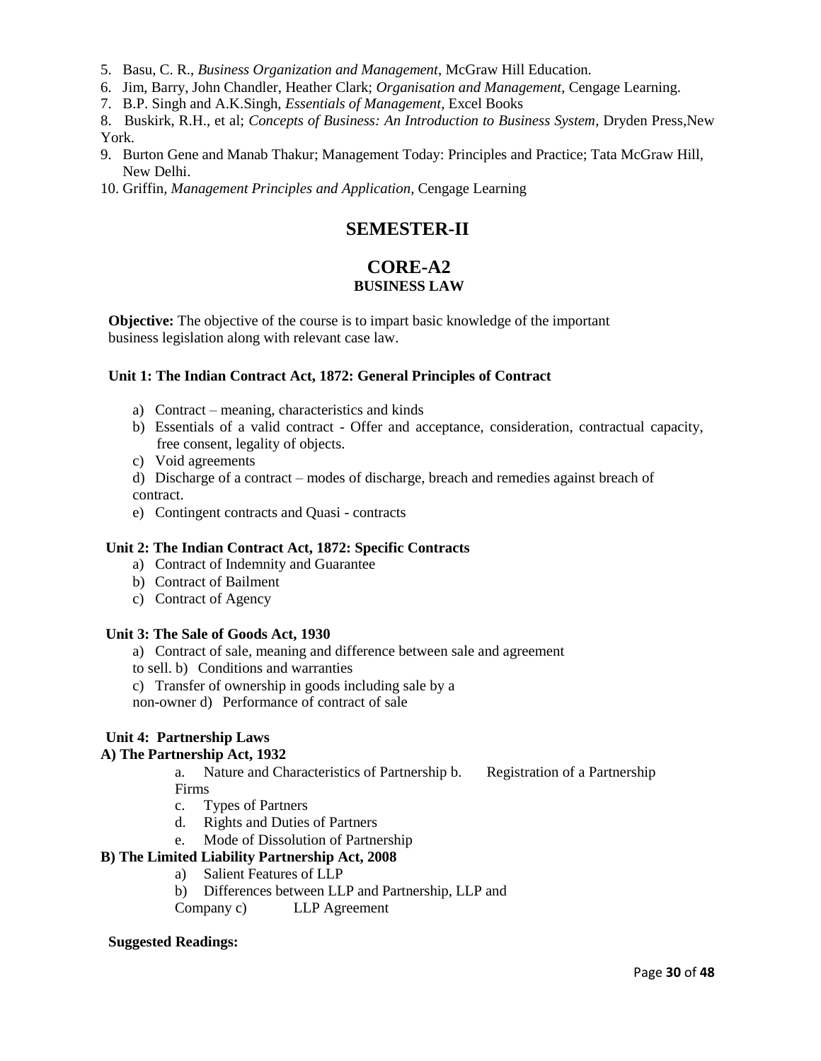5. Basu, C. R., *Business Organization and Management*, McGraw Hill Education.
6. Jim, Barry, John Chandler, Heather Clark; *Organisation and Management*, Cengage Learning.
7. B.P. Singh and A.K.Singh, *Essentials of Management*, Excel Books
8. Buskirk, R.H., et al; *Concepts of Business: An Introduction to Business System*, Dryden Press,New York.
9. Burton Gene and Manab Thakur; Management Today: Principles and Practice; Tata McGraw Hill, New Delhi.
10. Griffin, *Management Principles and Application*, Cengage Learning

# SEMESTER-II

## CORE-A2
### BUSINESS LAW

**Objective:** The objective of the course is to impart basic knowledge of the important business legislation along with relevant case law.

**Unit 1: The Indian Contract Act, 1872: General Principles of Contract**

a) Contract – meaning, characteristics and kinds
b) Essentials of a valid contract - Offer and acceptance, consideration, contractual capacity, free consent, legality of objects.
c) Void agreements
d) Discharge of a contract – modes of discharge, breach and remedies against breach of contract.
e) Contingent contracts and Quasi - contracts

**Unit 2: The Indian Contract Act, 1872: Specific Contracts**

a) Contract of Indemnity and Guarantee
b) Contract of Bailment
c) Contract of Agency

**Unit 3: The Sale of Goods Act, 1930**

a) Contract of sale, meaning and difference between sale and agreement to sell.
b) Conditions and warranties
c) Transfer of ownership in goods including sale by a non-owner
d) Performance of contract of sale

**Unit 4: Partnership Laws**

**A) The Partnership Act, 1932**

a. Nature and Characteristics of Partnership
b. Registration of a Partnership Firms
c. Types of Partners
d. Rights and Duties of Partners
e. Mode of Dissolution of Partnership

**B) The Limited Liability Partnership Act, 2008**

a) Salient Features of LLP
b) Differences between LLP and Partnership, LLP and Company
c) LLP Agreement

**Suggested Readings:**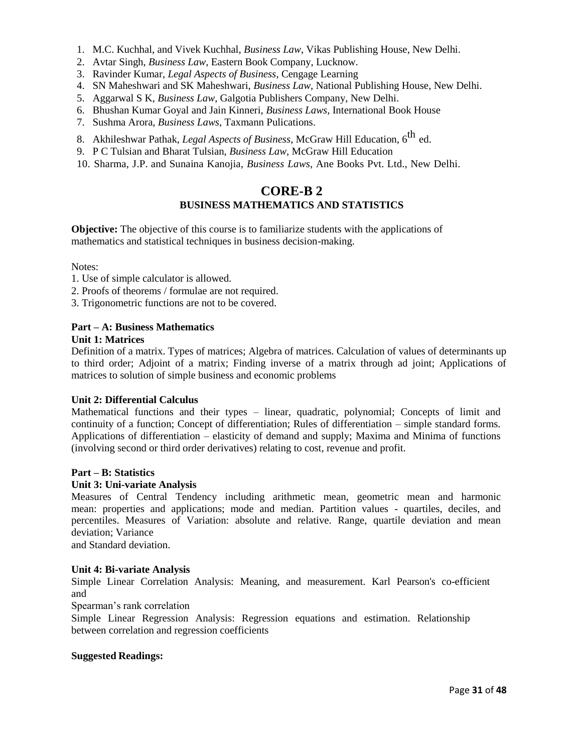1. M.C. Kuchhal, and Vivek Kuchhal, *Business Law*, Vikas Publishing House, New Delhi.
2. Avtar Singh, *Business Law*, Eastern Book Company, Lucknow.
3. Ravinder Kumar, *Legal Aspects of Business*, Cengage Learning
4. SN Maheshwari and SK Maheshwari, *Business Law*, National Publishing House, New Delhi.
5. Aggarwal S K, *Business Law*, Galgotia Publishers Company, New Delhi.
6. Bhushan Kumar Goyal and Jain Kinneri, *Business Laws*, International Book House
7. Sushma Arora, *Business Laws*, Taxmann Pulications.
8. Akhileshwar Pathak, *Legal Aspects of Business*, McGraw Hill Education, 6th ed.
9. P C Tulsian and Bharat Tulsian, *Business Law*, McGraw Hill Education
10. Sharma, J.P. and Sunaina Kanojia, *Business Laws*, Ane Books Pvt. Ltd., New Delhi.

# CORE-B 2

## BUSINESS MATHEMATICS AND STATISTICS

**Objective:** The objective of this course is to familiarize students with the applications of mathematics and statistical techniques in business decision-making.

Notes:

1. Use of simple calculator is allowed.
2. Proofs of theorems / formulae are not required.
3. Trigonometric functions are not to be covered.

**Part – A: Business Mathematics**

**Unit 1: Matrices**

Definition of a matrix. Types of matrices; Algebra of matrices. Calculation of values of determinants up to third order; Adjoint of a matrix; Finding inverse of a matrix through ad joint; Applications of matrices to solution of simple business and economic problems

**Unit 2: Differential Calculus**

Mathematical functions and their types – linear, quadratic, polynomial; Concepts of limit and continuity of a function; Concept of differentiation; Rules of differentiation – simple standard forms. Applications of differentiation – elasticity of demand and supply; Maxima and Minima of functions (involving second or third order derivatives) relating to cost, revenue and profit.

**Part – B: Statistics**

**Unit 3: Uni-variate Analysis**

Measures of Central Tendency including arithmetic mean, geometric mean and harmonic mean: properties and applications; mode and median. Partition values - quartiles, deciles, and percentiles. Measures of Variation: absolute and relative. Range, quartile deviation and mean deviation; Variance and Standard deviation.

**Unit 4: Bi-variate Analysis**

Simple Linear Correlation Analysis: Meaning, and measurement. Karl Pearson's co-efficient and Spearman's rank correlation

Simple Linear Regression Analysis: Regression equations and estimation. Relationship between correlation and regression coefficients

**Suggested Readings:**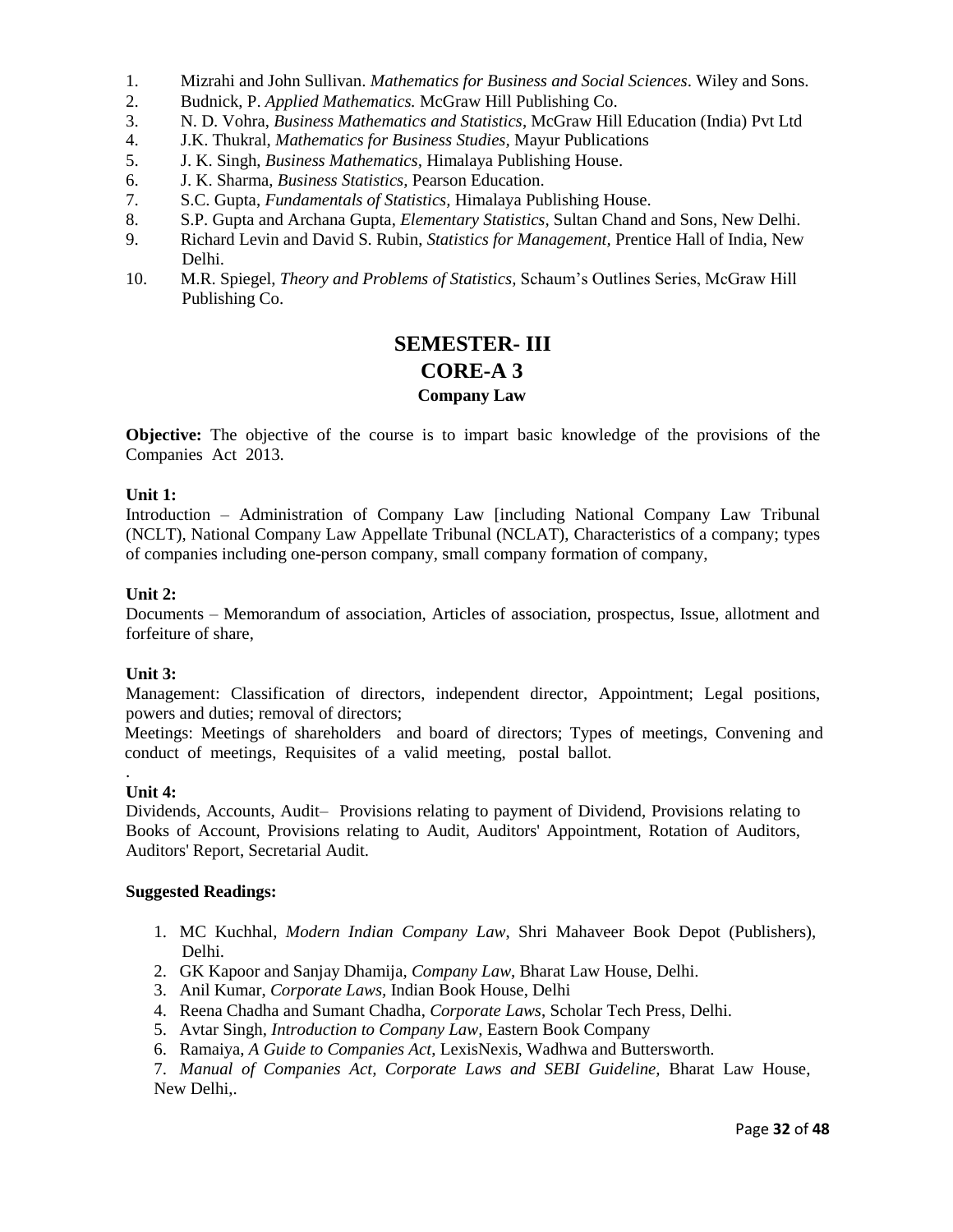1. Mizrahi and John Sullivan. *Mathematics for Business and Social Sciences*. Wiley and Sons.
2. Budnick, P. *Applied Mathematics.* McGraw Hill Publishing Co.
3. N. D. Vohra, *Business Mathematics and Statistics*, McGraw Hill Education (India) Pvt Ltd
4. J.K. Thukral, *Mathematics for Business Studies,* Mayur Publications
5. J. K. Singh, *Business Mathematics,* Himalaya Publishing House.
6. J. K. Sharma, *Business Statistics,* Pearson Education.
7. S.C. Gupta, *Fundamentals of Statistics,* Himalaya Publishing House.
8. S.P. Gupta and Archana Gupta, *Elementary Statistics,* Sultan Chand and Sons, New Delhi.
9. Richard Levin and David S. Rubin, *Statistics for Management,* Prentice Hall of India, New Delhi.
10. M.R. Spiegel, *Theory and Problems of Statistics,* Schaum's Outlines Series, McGraw Hill Publishing Co.

# SEMESTER- III

# CORE-A 3

### Company Law

**Objective:** The objective of the course is to impart basic knowledge of the provisions of the Companies Act 2013.

**Unit 1:**

Introduction – Administration of Company Law [including National Company Law Tribunal (NCLT), National Company Law Appellate Tribunal (NCLAT), Characteristics of a company; types of companies including one-person company, small company formation of company,

**Unit 2:**

Documents – Memorandum of association, Articles of association, prospectus, Issue, allotment and forfeiture of share,

**Unit 3:**

Management: Classification of directors, independent director, Appointment; Legal positions, powers and duties; removal of directors;

Meetings: Meetings of shareholders and board of directors; Types of meetings, Convening and conduct of meetings, Requisites of a valid meeting, postal ballot.

.

**Unit 4:**

Dividends, Accounts, Audit– Provisions relating to payment of Dividend, Provisions relating to Books of Account, Provisions relating to Audit, Auditors' Appointment, Rotation of Auditors, Auditors' Report, Secretarial Audit.

**Suggested Readings:**

1. MC Kuchhal, *Modern Indian Company Law*, Shri Mahaveer Book Depot (Publishers), Delhi.
2. GK Kapoor and Sanjay Dhamija, *Company Law*, Bharat Law House, Delhi.
3. Anil Kumar, *Corporate Laws,* Indian Book House, Delhi
4. Reena Chadha and Sumant Chadha, *Corporate Laws*, Scholar Tech Press, Delhi.
5. Avtar Singh, *Introduction to Company Law,* Eastern Book Company
6. Ramaiya, *A Guide to Companies Act*, LexisNexis, Wadhwa and Buttersworth.
7. *Manual of Companies Act, Corporate Laws and SEBI Guideline,* Bharat Law House, New Delhi,.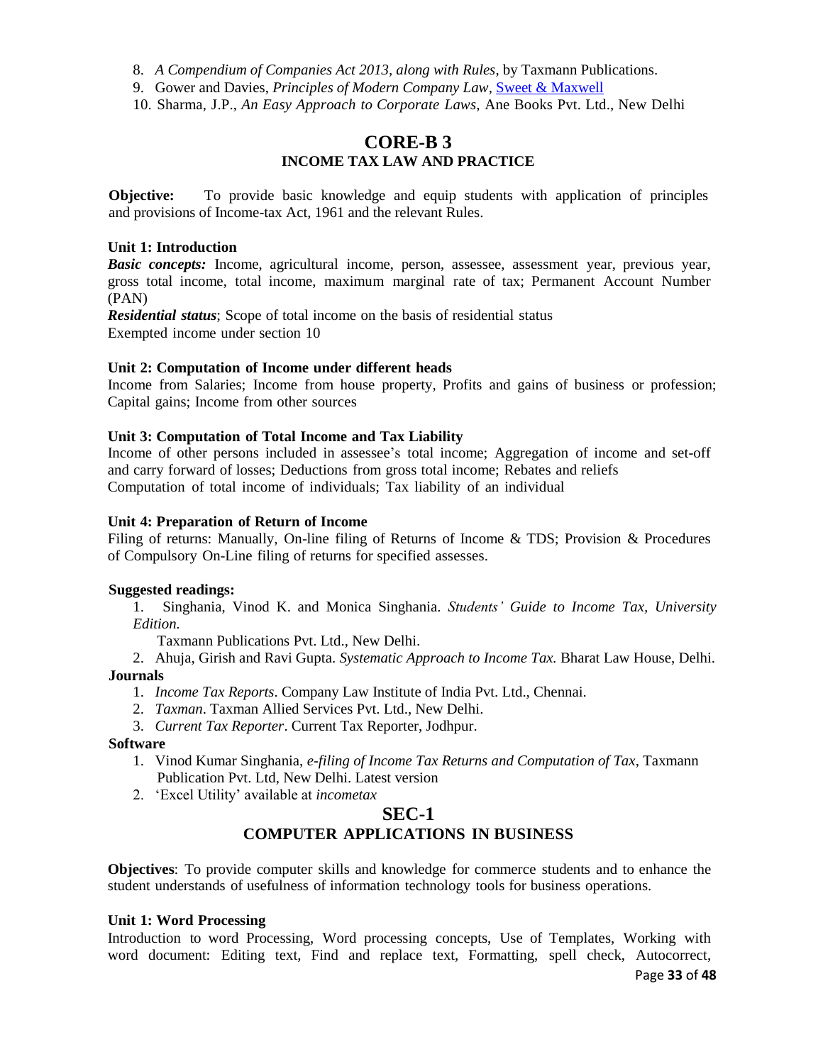8. *A Compendium of Companies Act 2013, along with Rules*, by Taxmann Publications.
9. Gower and Davies, *Principles of Modern Company Law*, Sweet & Maxwell
10. Sharma, J.P., *An Easy Approach to Corporate Laws*, Ane Books Pvt. Ltd., New Delhi

## CORE-B 3

### INCOME TAX LAW AND PRACTICE

**Objective:** To provide basic knowledge and equip students with application of principles and provisions of Income-tax Act, 1961 and the relevant Rules.

**Unit 1: Introduction**

***Basic concepts:*** Income, agricultural income, person, assessee, assessment year, previous year, gross total income, total income, maximum marginal rate of tax; Permanent Account Number (PAN)

***Residential status***; Scope of total income on the basis of residential status

Exempted income under section 10

**Unit 2: Computation of Income under different heads**

Income from Salaries; Income from house property, Profits and gains of business or profession; Capital gains; Income from other sources

**Unit 3: Computation of Total Income and Tax Liability**

Income of other persons included in assessee's total income; Aggregation of income and set-off and carry forward of losses; Deductions from gross total income; Rebates and reliefs

Computation of total income of individuals; Tax liability of an individual

**Unit 4: Preparation of Return of Income**

Filing of returns: Manually, On-line filing of Returns of Income & TDS; Provision & Procedures of Compulsory On-Line filing of returns for specified assesses.

**Suggested readings:**

1. Singhania, Vinod K. and Monica Singhania. *Students' Guide to Income Tax, University Edition.*

   Taxmann Publications Pvt. Ltd., New Delhi.
2. Ahuja, Girish and Ravi Gupta. *Systematic Approach to Income Tax.* Bharat Law House, Delhi.

**Journals**

1. *Income Tax Reports*. Company Law Institute of India Pvt. Ltd., Chennai.
2. *Taxman*. Taxman Allied Services Pvt. Ltd., New Delhi.
3. *Current Tax Reporter*. Current Tax Reporter, Jodhpur.

**Software**

1. Vinod Kumar Singhania, *e-filing of Income Tax Returns and Computation of Tax*, Taxmann Publication Pvt. Ltd, New Delhi. Latest version
2. 'Excel Utility' available at *incometax*

## SEC-1

### COMPUTER APPLICATIONS IN BUSINESS

**Objectives**: To provide computer skills and knowledge for commerce students and to enhance the student understands of usefulness of information technology tools for business operations.

**Unit 1: Word Processing**

Introduction to word Processing, Word processing concepts, Use of Templates, Working with word document: Editing text, Find and replace text, Formatting, spell check, Autocorrect,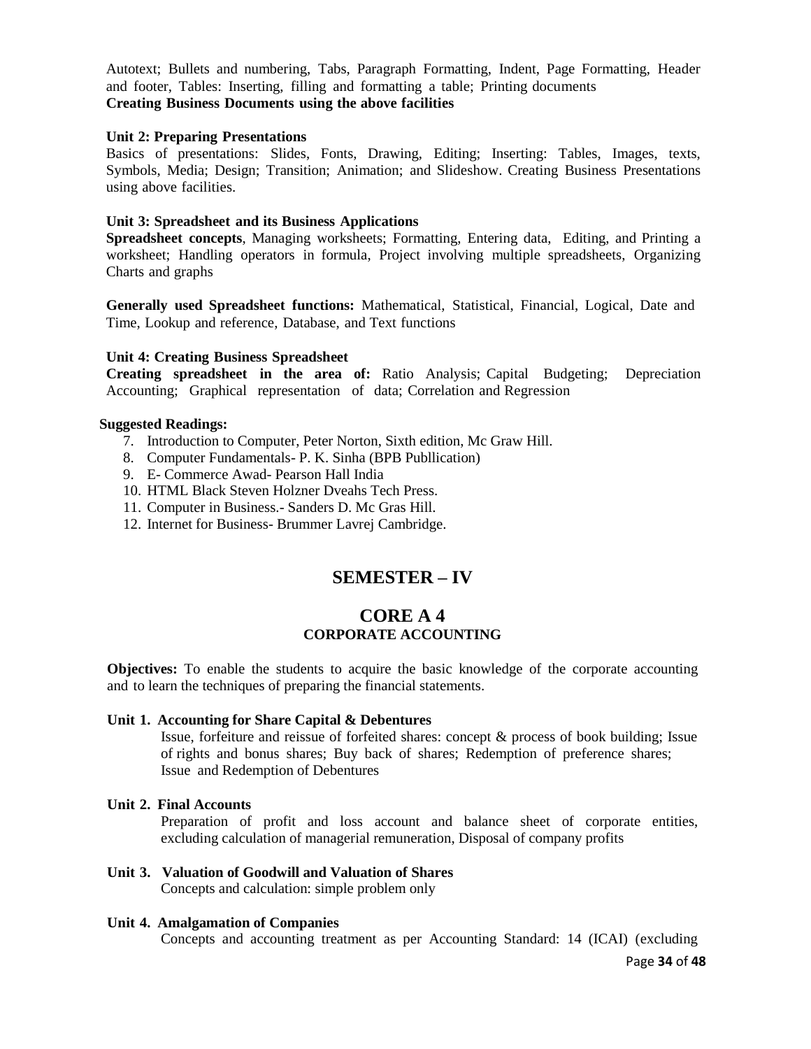Autotext; Bullets and numbering, Tabs, Paragraph Formatting, Indent, Page Formatting, Header and footer, Tables: Inserting, filling and formatting a table; Printing documents
**Creating Business Documents using the above facilities**

**Unit 2: Preparing Presentations**
Basics of presentations: Slides, Fonts, Drawing, Editing; Inserting: Tables, Images, texts, Symbols, Media; Design; Transition; Animation; and Slideshow. Creating Business Presentations using above facilities.

**Unit 3: Spreadsheet and its Business Applications**
**Spreadsheet concepts**, Managing worksheets; Formatting, Entering data, Editing, and Printing a worksheet; Handling operators in formula, Project involving multiple spreadsheets, Organizing Charts and graphs

**Generally used Spreadsheet functions:** Mathematical, Statistical, Financial, Logical, Date and Time, Lookup and reference, Database, and Text functions

**Unit 4: Creating Business Spreadsheet**
**Creating spreadsheet in the area of:** Ratio Analysis; Capital Budgeting; Depreciation Accounting; Graphical representation of data; Correlation and Regression

**Suggested Readings:**

7. Introduction to Computer, Peter Norton, Sixth edition, Mc Graw Hill.
8. Computer Fundamentals- P. K. Sinha (BPB Publlication)
9. E- Commerce Awad- Pearson Hall India
10. HTML Black Steven Holzner Dveahs Tech Press.
11. Computer in Business.- Sanders D. Mc Gras Hill.
12. Internet for Business- Brummer Lavrej Cambridge.

# SEMESTER – IV

## CORE A 4
### CORPORATE ACCOUNTING

**Objectives:** To enable the students to acquire the basic knowledge of the corporate accounting and to learn the techniques of preparing the financial statements.

**Unit 1. Accounting for Share Capital & Debentures**
Issue, forfeiture and reissue of forfeited shares: concept & process of book building; Issue of rights and bonus shares; Buy back of shares; Redemption of preference shares; Issue and Redemption of Debentures

**Unit 2. Final Accounts**
Preparation of profit and loss account and balance sheet of corporate entities, excluding calculation of managerial remuneration, Disposal of company profits

**Unit 3. Valuation of Goodwill and Valuation of Shares**
Concepts and calculation: simple problem only

**Unit 4. Amalgamation of Companies**
Concepts and accounting treatment as per Accounting Standard: 14 (ICAI) (excluding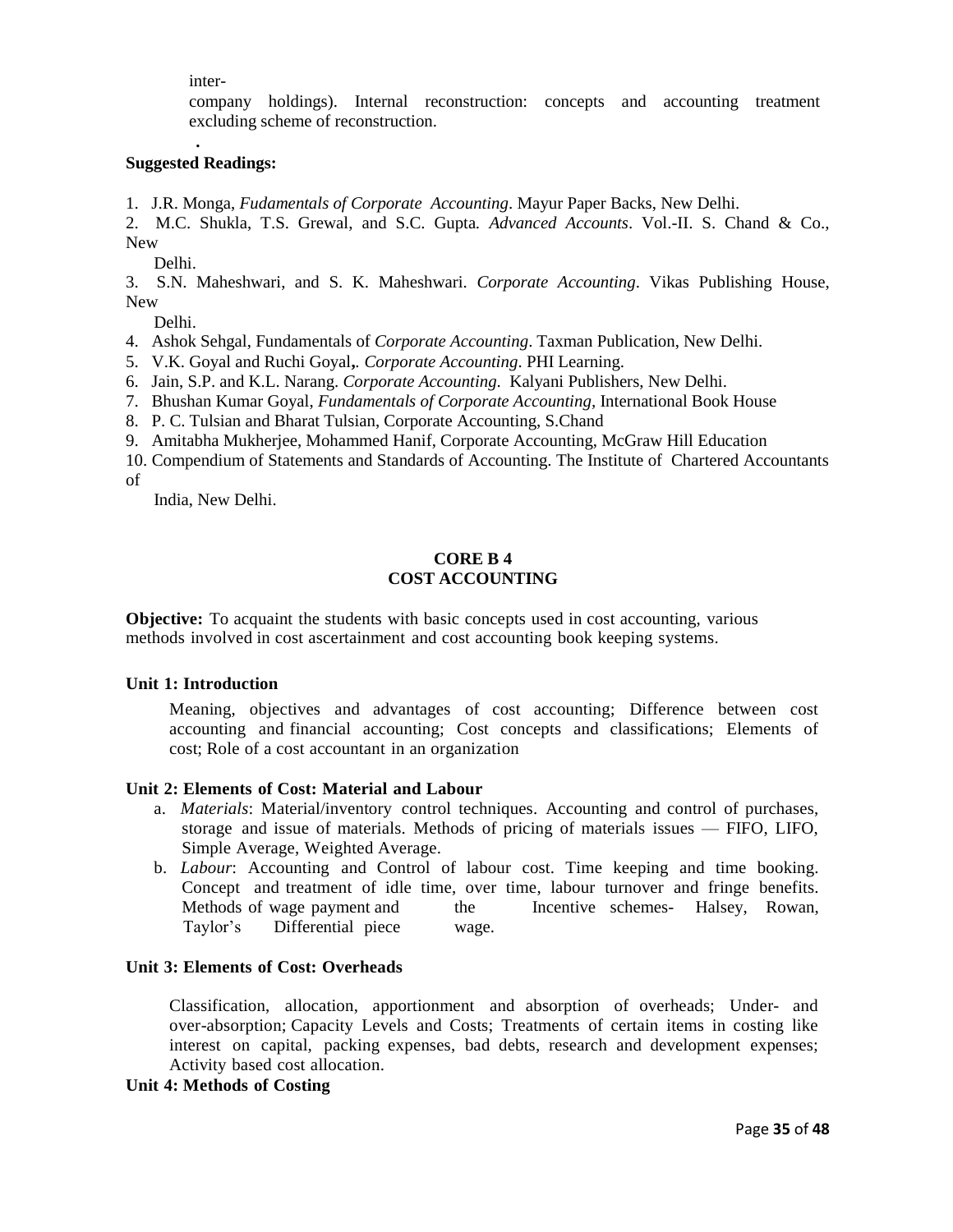inter-
company holdings). Internal reconstruction: concepts and accounting treatment excluding scheme of reconstruction.

**Suggested Readings:**

1. J.R. Monga, *Fudamentals of Corporate Accounting*. Mayur Paper Backs, New Delhi.
2. M.C. Shukla, T.S. Grewal, and S.C. Gupta. *Advanced Accounts*. Vol.-II. S. Chand & Co., New Delhi.
3. S.N. Maheshwari, and S. K. Maheshwari. *Corporate Accounting*. Vikas Publishing House, New Delhi.
4. Ashok Sehgal, Fundamentals of *Corporate Accounting*. Taxman Publication, New Delhi.
5. V.K. Goyal and Ruchi Goyal,. *Corporate Accounting*. PHI Learning.
6. Jain, S.P. and K.L. Narang. *Corporate Accounting.* Kalyani Publishers, New Delhi.
7. Bhushan Kumar Goyal, *Fundamentals of Corporate Accounting,* International Book House
8. P. C. Tulsian and Bharat Tulsian, Corporate Accounting, S.Chand
9. Amitabha Mukherjee, Mohammed Hanif, Corporate Accounting, McGraw Hill Education
10. Compendium of Statements and Standards of Accounting. The Institute of Chartered Accountants of India, New Delhi.

## CORE B 4
## COST ACCOUNTING

**Objective:** To acquaint the students with basic concepts used in cost accounting, various methods involved in cost ascertainment and cost accounting book keeping systems.

### Unit 1: Introduction

Meaning, objectives and advantages of cost accounting; Difference between cost accounting and financial accounting; Cost concepts and classifications; Elements of cost; Role of a cost accountant in an organization

### Unit 2: Elements of Cost: Material and Labour

a. *Materials*: Material/inventory control techniques. Accounting and control of purchases, storage and issue of materials. Methods of pricing of materials issues — FIFO, LIFO, Simple Average, Weighted Average.
b. *Labour*: Accounting and Control of labour cost. Time keeping and time booking. Concept and treatment of idle time, over time, labour turnover and fringe benefits. Methods of wage payment and the Incentive schemes- Halsey, Rowan, Taylor's Differential piece wage.

### Unit 3: Elements of Cost: Overheads

Classification, allocation, apportionment and absorption of overheads; Under- and over-absorption; Capacity Levels and Costs; Treatments of certain items in costing like interest on capital, packing expenses, bad debts, research and development expenses; Activity based cost allocation.

### Unit 4: Methods of Costing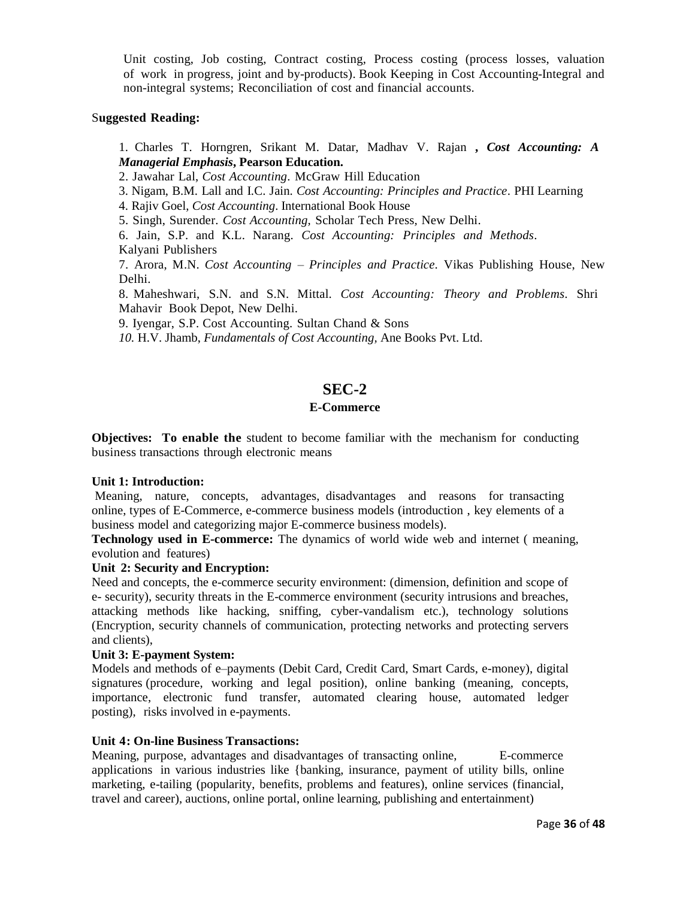Unit costing, Job costing, Contract costing, Process costing (process losses, valuation of work in progress, joint and by-products). Book Keeping in Cost Accounting-Integral and non-integral systems; Reconciliation of cost and financial accounts.

**Suggested Reading:**

1. Charles T. Horngren, Srikant M. Datar, Madhav V. Rajan **,** ***Cost Accounting: A Managerial Emphasis*****, Pearson Education.**
2. Jawahar Lal, *Cost Accounting*. McGraw Hill Education
3. Nigam, B.M. Lall and I.C. Jain. *Cost Accounting: Principles and Practice*. PHI Learning
4. Rajiv Goel, *Cost Accounting*. International Book House
5. Singh, Surender. *Cost Accounting,* Scholar Tech Press, New Delhi.
6. Jain, S.P. and K.L. Narang. *Cost Accounting: Principles and Methods*. Kalyani Publishers
7. Arora, M.N. *Cost Accounting – Principles and Practice*. Vikas Publishing House, New Delhi.
8. Maheshwari, S.N. and S.N. Mittal. *Cost Accounting: Theory and Problems*. Shri Mahavir Book Depot, New Delhi.
9. Iyengar, S.P. Cost Accounting. Sultan Chand & Sons
10. H.V. Jhamb, *Fundamentals of Cost Accounting*, Ane Books Pvt. Ltd.

## SEC-2

### E-Commerce

**Objectives: To enable the** student to become familiar with the mechanism for conducting business transactions through electronic means

**Unit 1: Introduction:**

Meaning, nature, concepts, advantages, disadvantages and reasons for transacting online, types of E-Commerce, e-commerce business models (introduction , key elements of a business model and categorizing major E-commerce business models).

**Technology used in E-commerce:** The dynamics of world wide web and internet ( meaning, evolution and features)

**Unit 2: Security and Encryption:**

Need and concepts, the e-commerce security environment: (dimension, definition and scope of e- security), security threats in the E-commerce environment (security intrusions and breaches, attacking methods like hacking, sniffing, cyber-vandalism etc.), technology solutions (Encryption, security channels of communication, protecting networks and protecting servers and clients),

**Unit 3: E-payment System:**

Models and methods of e–payments (Debit Card, Credit Card, Smart Cards, e-money), digital signatures (procedure, working and legal position), online banking (meaning, concepts, importance, electronic fund transfer, automated clearing house, automated ledger posting), risks involved in e-payments.

**Unit 4: On-line Business Transactions:**

Meaning, purpose, advantages and disadvantages of transacting online, E-commerce applications in various industries like {banking, insurance, payment of utility bills, online marketing, e-tailing (popularity, benefits, problems and features), online services (financial, travel and career), auctions, online portal, online learning, publishing and entertainment)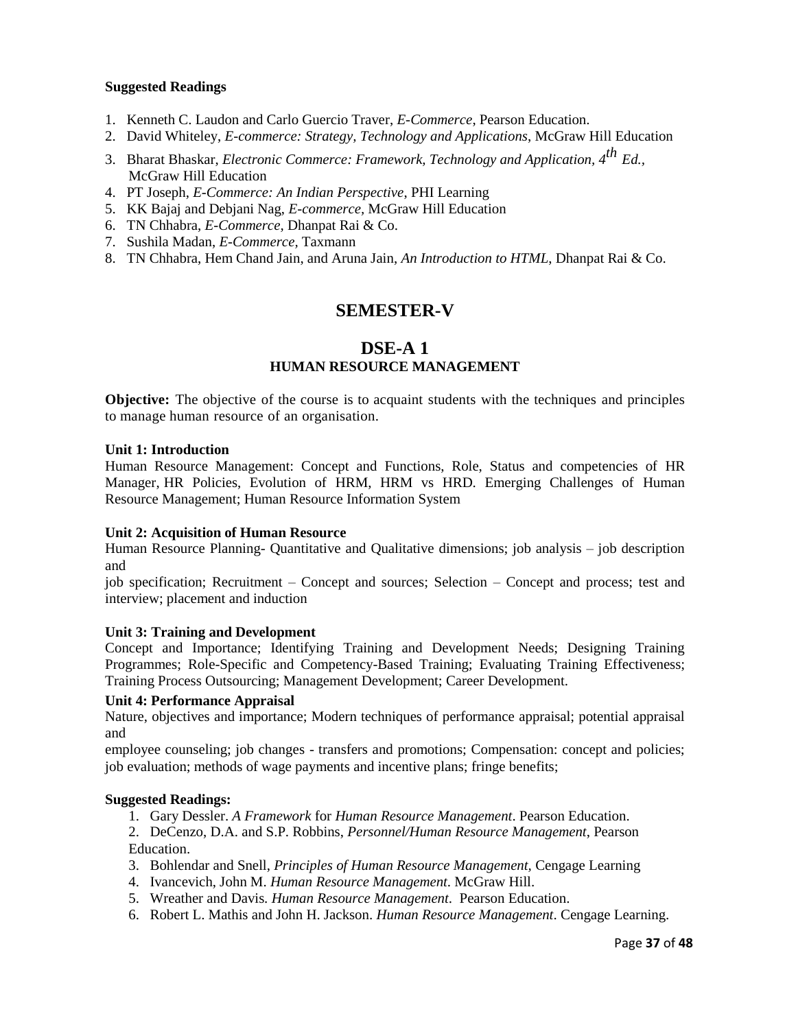**Suggested Readings**

1. Kenneth C. Laudon and Carlo Guercio Traver, *E-Commerce*, Pearson Education.
2. David Whiteley, *E-commerce: Strategy, Technology and Applications*, McGraw Hill Education
3. Bharat Bhaskar, *Electronic Commerce: Framework, Technology and Application, 4th Ed.*, McGraw Hill Education
4. PT Joseph, *E-Commerce: An Indian Perspective*, PHI Learning
5. KK Bajaj and Debjani Nag, *E-commerce*, McGraw Hill Education
6. TN Chhabra, *E-Commerce*, Dhanpat Rai & Co.
7. Sushila Madan, *E-Commerce*, Taxmann
8. TN Chhabra, Hem Chand Jain, and Aruna Jain, *An Introduction to HTML*, Dhanpat Rai & Co.

# SEMESTER-V

## DSE-A 1

### HUMAN RESOURCE MANAGEMENT

**Objective:** The objective of the course is to acquaint students with the techniques and principles to manage human resource of an organisation.

**Unit 1: Introduction**

Human Resource Management: Concept and Functions, Role, Status and competencies of HR Manager, HR Policies, Evolution of HRM, HRM vs HRD. Emerging Challenges of Human Resource Management; Human Resource Information System

**Unit 2: Acquisition of Human Resource**

Human Resource Planning- Quantitative and Qualitative dimensions; job analysis – job description and job specification; Recruitment – Concept and sources; Selection – Concept and process; test and interview; placement and induction

**Unit 3: Training and Development**

Concept and Importance; Identifying Training and Development Needs; Designing Training Programmes; Role-Specific and Competency-Based Training; Evaluating Training Effectiveness; Training Process Outsourcing; Management Development; Career Development.

**Unit 4: Performance Appraisal**

Nature, objectives and importance; Modern techniques of performance appraisal; potential appraisal and employee counseling; job changes - transfers and promotions; Compensation: concept and policies; job evaluation; methods of wage payments and incentive plans; fringe benefits;

**Suggested Readings:**

1. Gary Dessler. *A Framework* for *Human Resource Management*. Pearson Education.
2. DeCenzo, D.A. and S.P. Robbins, *Personnel/Human Resource Management*, Pearson Education.
3. Bohlendar and Snell, *Principles of Human Resource Management*, Cengage Learning
4. Ivancevich, John M. *Human Resource Management*. McGraw Hill.
5. Wreather and Davis. *Human Resource Management*. Pearson Education.
6. Robert L. Mathis and John H. Jackson. *Human Resource Management*. Cengage Learning.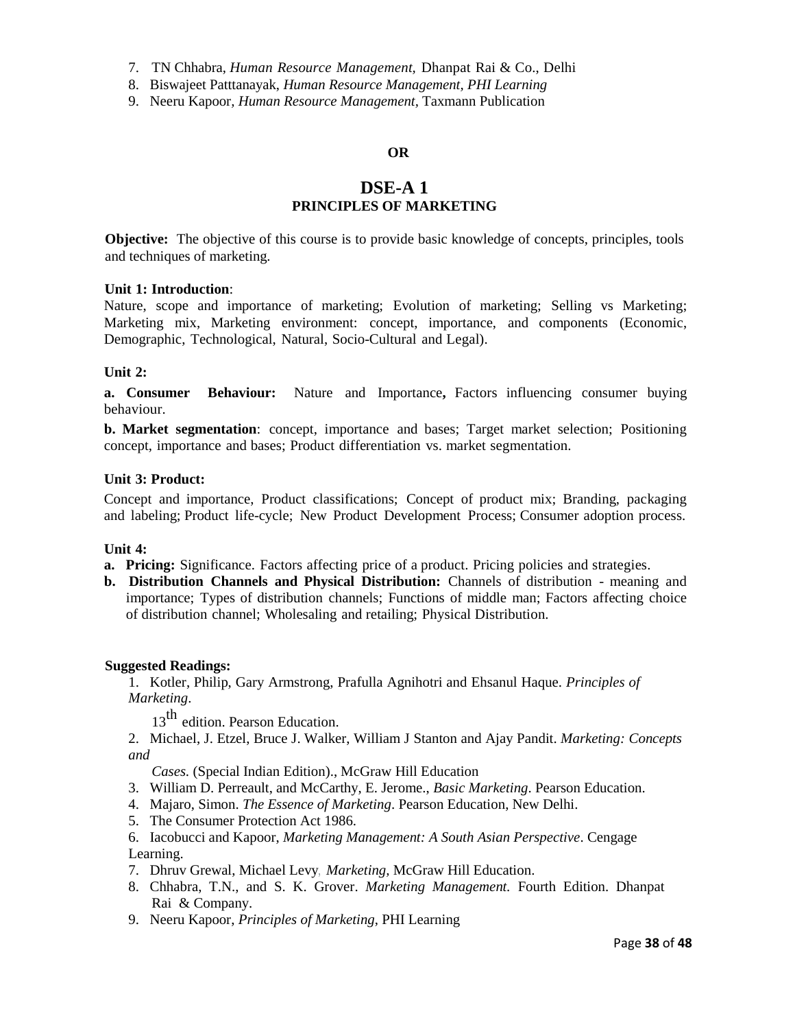7. TN Chhabra, *Human Resource Management,* Dhanpat Rai & Co., Delhi
8. Biswajeet Patttanayak, *Human Resource Management, PHI Learning*
9. Neeru Kapoor, *Human Resource Management,* Taxmann Publication

**OR**

## DSE-A 1
### PRINCIPLES OF MARKETING

**Objective:** The objective of this course is to provide basic knowledge of concepts, principles, tools and techniques of marketing.

**Unit 1: Introduction**:

Nature, scope and importance of marketing; Evolution of marketing; Selling vs Marketing; Marketing mix, Marketing environment: concept, importance, and components (Economic, Demographic, Technological, Natural, Socio-Cultural and Legal).

**Unit 2:**

**a. Consumer Behaviour:** Nature and Importance**,** Factors influencing consumer buying behaviour.

**b. Market segmentation**: concept, importance and bases; Target market selection; Positioning concept, importance and bases; Product differentiation vs. market segmentation.

**Unit 3: Product:**

Concept and importance, Product classifications; Concept of product mix; Branding, packaging and labeling; Product life-cycle; New Product Development Process; Consumer adoption process.

**Unit 4:**

- **a. Pricing:** Significance. Factors affecting price of a product. Pricing policies and strategies.
- **b. Distribution Channels and Physical Distribution:** Channels of distribution - meaning and importance; Types of distribution channels; Functions of middle man; Factors affecting choice of distribution channel; Wholesaling and retailing; Physical Distribution.

**Suggested Readings:**

1. Kotler, Philip, Gary Armstrong, Prafulla Agnihotri and Ehsanul Haque. *Principles of Marketing*. 13th edition. Pearson Education.
2. Michael, J. Etzel, Bruce J. Walker, William J Stanton and Ajay Pandit. *Marketing: Concepts and Cases.* (Special Indian Edition)., McGraw Hill Education
3. William D. Perreault, and McCarthy, E. Jerome., *Basic Marketing*. Pearson Education.
4. Majaro, Simon. *The Essence of Marketing*. Pearson Education, New Delhi.
5. The Consumer Protection Act 1986.
6. Iacobucci and Kapoor, *Marketing Management: A South Asian Perspective*. Cengage Learning.
7. Dhruv Grewal, Michael Levy, *Marketing,* McGraw Hill Education.
8. Chhabra, T.N., and S. K. Grover. *Marketing Management.* Fourth Edition. Dhanpat Rai & Company.
9. Neeru Kapoor, *Principles of Marketing*, PHI Learning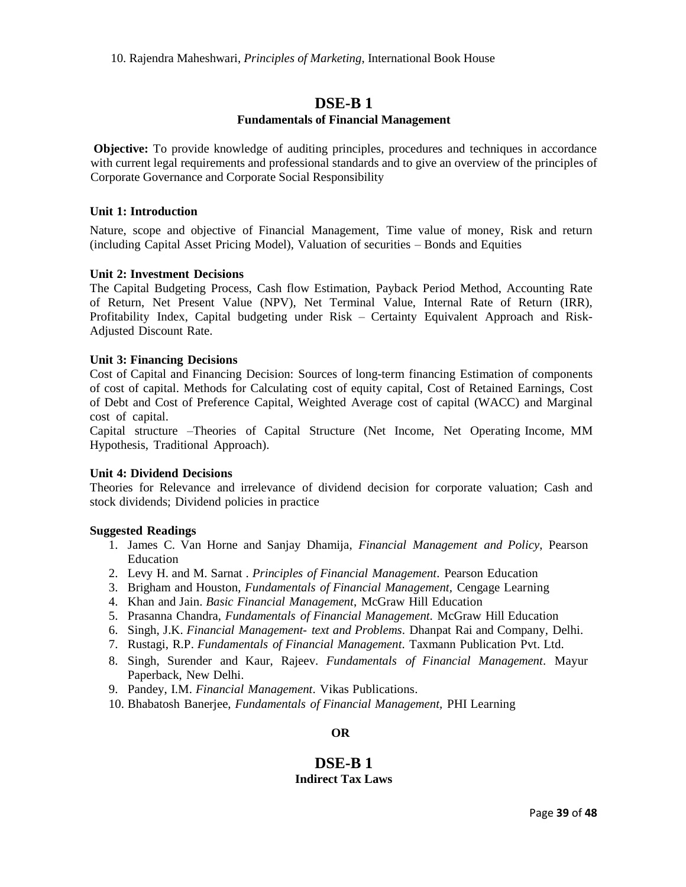10. Rajendra Maheshwari, *Principles of Marketing*, International Book House

## DSE-B 1

### Fundamentals of Financial Management

**Objective:** To provide knowledge of auditing principles, procedures and techniques in accordance with current legal requirements and professional standards and to give an overview of the principles of Corporate Governance and Corporate Social Responsibility

**Unit 1: Introduction**

Nature, scope and objective of Financial Management, Time value of money, Risk and return (including Capital Asset Pricing Model), Valuation of securities – Bonds and Equities

**Unit 2: Investment Decisions**

The Capital Budgeting Process, Cash flow Estimation, Payback Period Method, Accounting Rate of Return, Net Present Value (NPV), Net Terminal Value, Internal Rate of Return (IRR), Profitability Index, Capital budgeting under Risk – Certainty Equivalent Approach and Risk-Adjusted Discount Rate.

**Unit 3: Financing Decisions**

Cost of Capital and Financing Decision: Sources of long-term financing Estimation of components of cost of capital. Methods for Calculating cost of equity capital, Cost of Retained Earnings, Cost of Debt and Cost of Preference Capital, Weighted Average cost of capital (WACC) and Marginal cost of capital.

Capital structure –Theories of Capital Structure (Net Income, Net Operating Income, MM Hypothesis, Traditional Approach).

**Unit 4: Dividend Decisions**

Theories for Relevance and irrelevance of dividend decision for corporate valuation; Cash and stock dividends; Dividend policies in practice

**Suggested Readings**

1. James C. Van Horne and Sanjay Dhamija, *Financial Management and Policy*, Pearson Education
2. Levy H. and M. Sarnat . *Principles of Financial Management*. Pearson Education
3. Brigham and Houston, *Fundamentals of Financial Management,* Cengage Learning
4. Khan and Jain. *Basic Financial Management*, McGraw Hill Education
5. Prasanna Chandra, *Fundamentals of Financial Management.* McGraw Hill Education
6. Singh, J.K. *Financial Management- text and Problems*. Dhanpat Rai and Company, Delhi.
7. Rustagi, R.P. *Fundamentals of Financial Management*. Taxmann Publication Pvt. Ltd.
8. Singh, Surender and Kaur, Rajeev. *Fundamentals of Financial Management*. Mayur Paperback, New Delhi.
9. Pandey, I.M. *Financial Management*. Vikas Publications.
10. Bhabatosh Banerjee, *Fundamentals of Financial Management,* PHI Learning

**OR**

## DSE-B 1

### Indirect Tax Laws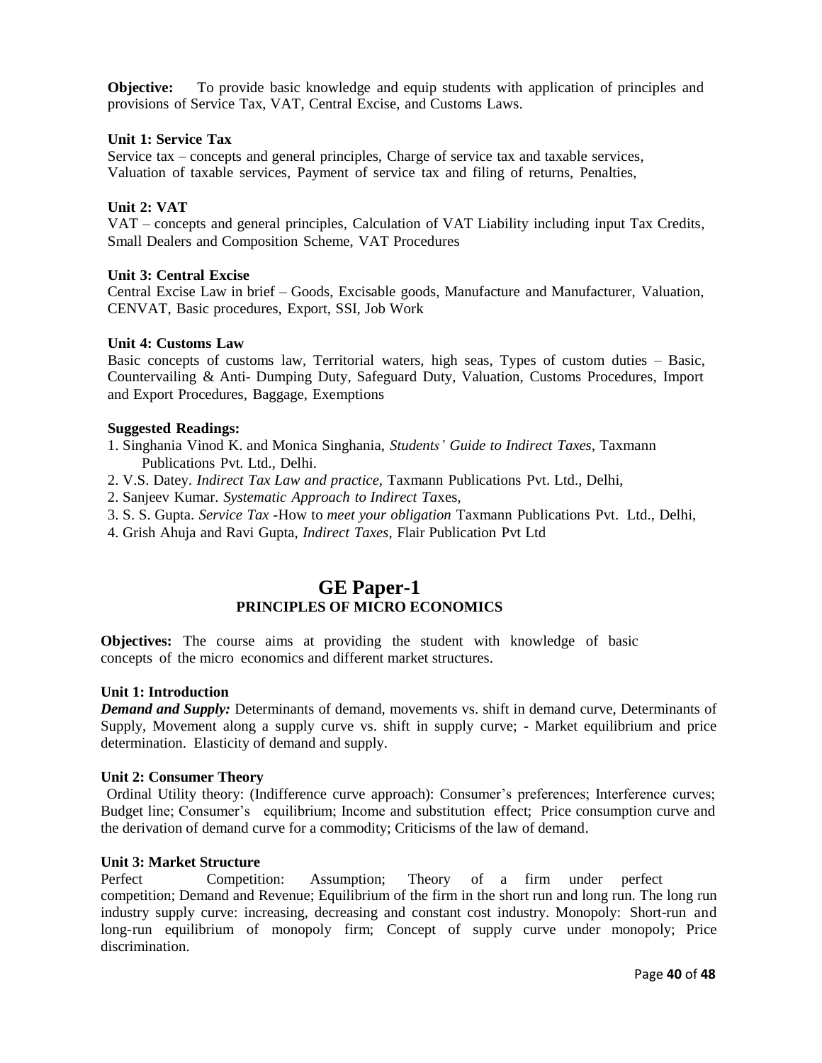**Objective:** To provide basic knowledge and equip students with application of principles and provisions of Service Tax, VAT, Central Excise, and Customs Laws.

**Unit 1: Service Tax**

Service tax – concepts and general principles, Charge of service tax and taxable services, Valuation of taxable services, Payment of service tax and filing of returns, Penalties,

**Unit 2: VAT**

VAT – concepts and general principles, Calculation of VAT Liability including input Tax Credits, Small Dealers and Composition Scheme, VAT Procedures

**Unit 3: Central Excise**

Central Excise Law in brief – Goods, Excisable goods, Manufacture and Manufacturer, Valuation, CENVAT, Basic procedures, Export, SSI, Job Work

**Unit 4: Customs Law**

Basic concepts of customs law, Territorial waters, high seas, Types of custom duties – Basic, Countervailing & Anti- Dumping Duty, Safeguard Duty, Valuation, Customs Procedures, Import and Export Procedures, Baggage, Exemptions

**Suggested Readings:**

1. Singhania Vinod K. and Monica Singhania, *Students' Guide to Indirect Taxes*, Taxmann Publications Pvt. Ltd., Delhi.
2. V.S. Datey. *Indirect Tax Law and practice*, Taxmann Publications Pvt. Ltd., Delhi,
2. Sanjeev Kumar. *Systematic Approach to Indirect Ta*xes,
3. S. S. Gupta. *Service Tax* -How to *meet your obligation* Taxmann Publications Pvt. Ltd., Delhi,
4. Grish Ahuja and Ravi Gupta, *Indirect Taxes*, Flair Publication Pvt Ltd

# GE Paper-1

## PRINCIPLES OF MICRO ECONOMICS

**Objectives:** The course aims at providing the student with knowledge of basic concepts of the micro economics and different market structures.

**Unit 1: Introduction**

***Demand and Supply:*** Determinants of demand, movements vs. shift in demand curve, Determinants of Supply, Movement along a supply curve vs. shift in supply curve; - Market equilibrium and price determination. Elasticity of demand and supply.

**Unit 2: Consumer Theory**

Ordinal Utility theory: (Indifference curve approach): Consumer's preferences; Interference curves; Budget line; Consumer's equilibrium; Income and substitution effect; Price consumption curve and the derivation of demand curve for a commodity; Criticisms of the law of demand.

**Unit 3: Market Structure**

Perfect Competition: Assumption; Theory of a firm under perfect competition; Demand and Revenue; Equilibrium of the firm in the short run and long run. The long run industry supply curve: increasing, decreasing and constant cost industry. Monopoly: Short-run and long-run equilibrium of monopoly firm; Concept of supply curve under monopoly; Price discrimination.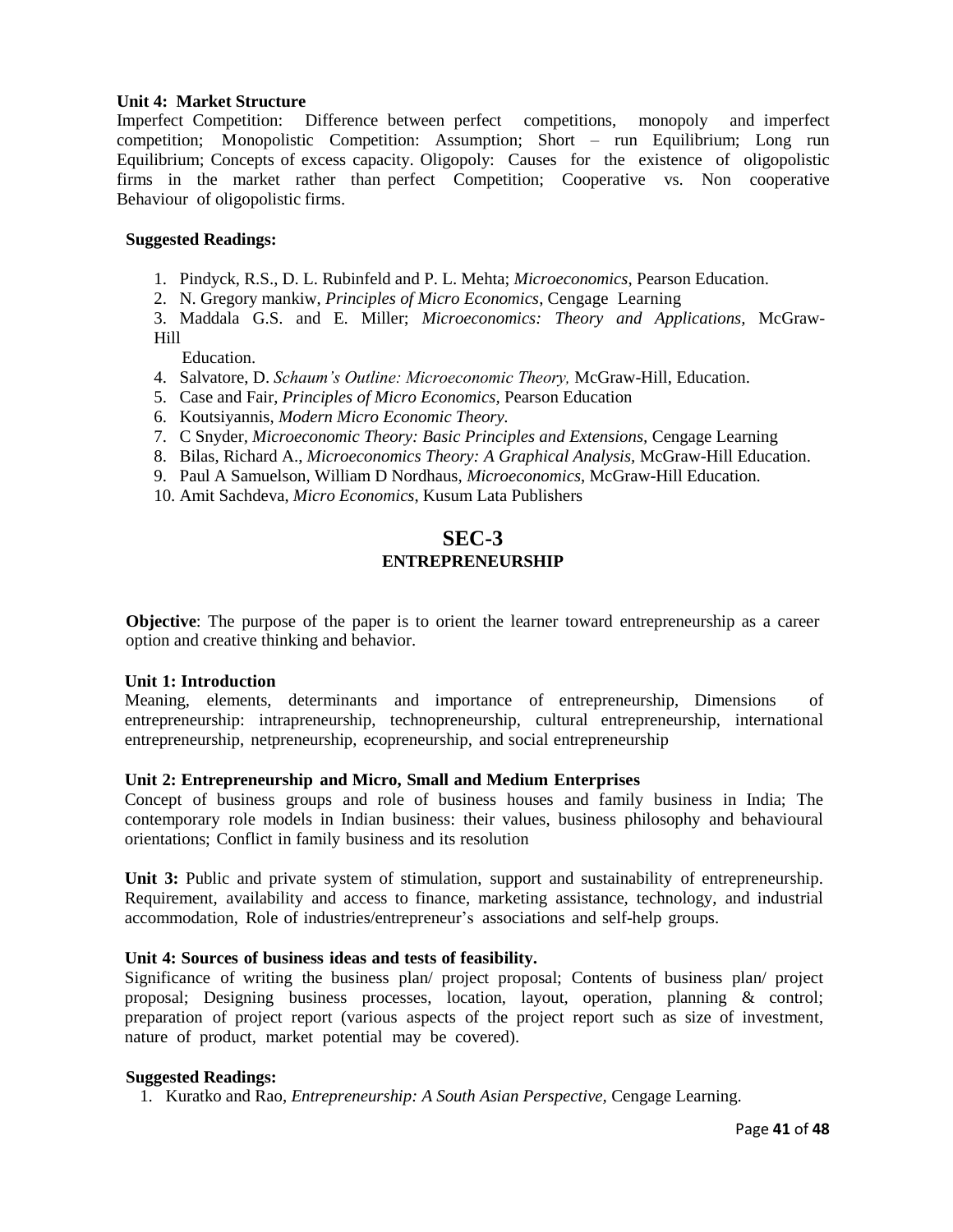**Unit 4: Market Structure**

Imperfect Competition: Difference between perfect competitions, monopoly and imperfect competition; Monopolistic Competition: Assumption; Short – run Equilibrium; Long run Equilibrium; Concepts of excess capacity. Oligopoly: Causes for the existence of oligopolistic firms in the market rather than perfect Competition; Cooperative vs. Non cooperative Behaviour of oligopolistic firms.

**Suggested Readings:**

1. Pindyck, R.S., D. L. Rubinfeld and P. L. Mehta; *Microeconomics*, Pearson Education.
2. N. Gregory mankiw, *Principles of Micro Economics*, Cengage Learning
3. Maddala G.S. and E. Miller; *Microeconomics: Theory and Applications,* McGraw-Hill Education.
4. Salvatore, D. *Schaum's Outline: Microeconomic Theory,* McGraw-Hill, Education.
5. Case and Fair, *Principles of Micro Economics*, Pearson Education
6. Koutsiyannis, *Modern Micro Economic Theory.*
7. C Snyder, *Microeconomic Theory: Basic Principles and Extensions,* Cengage Learning
8. Bilas, Richard A., *Microeconomics Theory: A Graphical Analysis,* McGraw-Hill Education.
9. Paul A Samuelson, William D Nordhaus, *Microeconomics*, McGraw-Hill Education.
10. Amit Sachdeva, *Micro Economics*, Kusum Lata Publishers

## SEC-3
### ENTREPRENEURSHIP

**Objective**: The purpose of the paper is to orient the learner toward entrepreneurship as a career option and creative thinking and behavior.

**Unit 1: Introduction**

Meaning, elements, determinants and importance of entrepreneurship, Dimensions of entrepreneurship: intrapreneurship, technopreneurship, cultural entrepreneurship, international entrepreneurship, netpreneurship, ecopreneurship, and social entrepreneurship

**Unit 2: Entrepreneurship and Micro, Small and Medium Enterprises**

Concept of business groups and role of business houses and family business in India; The contemporary role models in Indian business: their values, business philosophy and behavioural orientations; Conflict in family business and its resolution

**Unit 3:** Public and private system of stimulation, support and sustainability of entrepreneurship. Requirement, availability and access to finance, marketing assistance, technology, and industrial accommodation, Role of industries/entrepreneur's associations and self-help groups.

**Unit 4: Sources of business ideas and tests of feasibility.**

Significance of writing the business plan/ project proposal; Contents of business plan/ project proposal; Designing business processes, location, layout, operation, planning & control; preparation of project report (various aspects of the project report such as size of investment, nature of product, market potential may be covered).

**Suggested Readings:**

1. Kuratko and Rao, *Entrepreneurship: A South Asian Perspective,* Cengage Learning.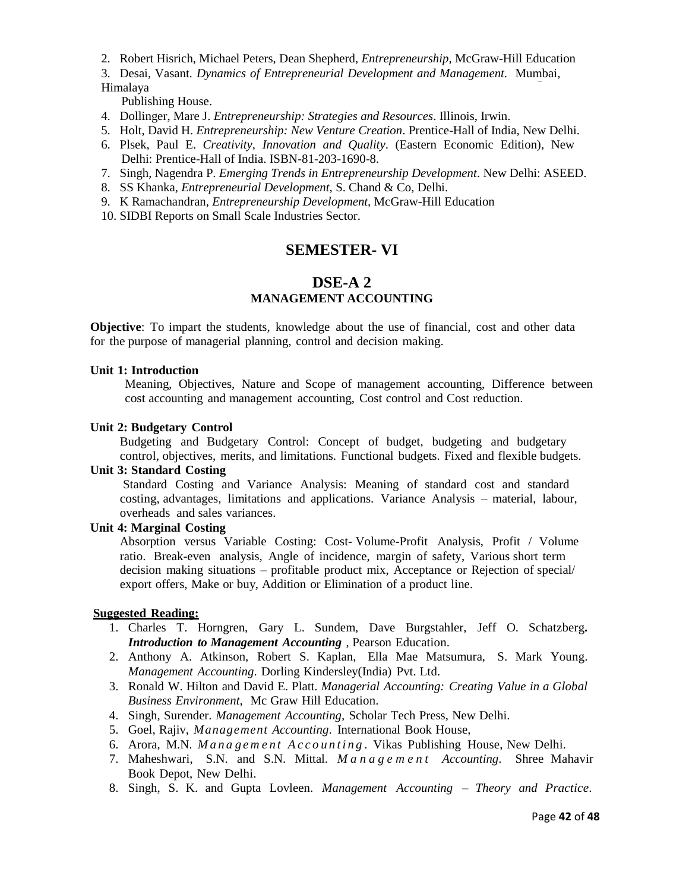2. Robert Hisrich, Michael Peters, Dean Shepherd, *Entrepreneurship*, McGraw-Hill Education
3. Desai, Vasant. *Dynamics of Entrepreneurial Development and Management*. Mumbai, Himalaya Publishing House.
4. Dollinger, Mare J. *Entrepreneurship: Strategies and Resources*. Illinois, Irwin.
5. Holt, David H. *Entrepreneurship: New Venture Creation*. Prentice-Hall of India, New Delhi.
6. Plsek, Paul E. *Creativity, Innovation and Quality*. (Eastern Economic Edition), New Delhi: Prentice-Hall of India. ISBN-81-203-1690-8.
7. Singh, Nagendra P. *Emerging Trends in Entrepreneurship Development*. New Delhi: ASEED.
8. SS Khanka, *Entrepreneurial Development*, S. Chand & Co, Delhi.
9. K Ramachandran, *Entrepreneurship Development*, McGraw-Hill Education
10. SIDBI Reports on Small Scale Industries Sector.

# SEMESTER- VI

## DSE-A 2

### MANAGEMENT ACCOUNTING

**Objective**: To impart the students, knowledge about the use of financial, cost and other data for the purpose of managerial planning, control and decision making.

**Unit 1: Introduction**

Meaning, Objectives, Nature and Scope of management accounting, Difference between cost accounting and management accounting, Cost control and Cost reduction.

**Unit 2: Budgetary Control**

Budgeting and Budgetary Control: Concept of budget, budgeting and budgetary control, objectives, merits, and limitations. Functional budgets. Fixed and flexible budgets.

**Unit 3: Standard Costing**

Standard Costing and Variance Analysis: Meaning of standard cost and standard costing, advantages, limitations and applications. Variance Analysis – material, labour, overheads and sales variances.

**Unit 4: Marginal Costing**

Absorption versus Variable Costing: Cost- Volume-Profit Analysis, Profit / Volume ratio. Break-even analysis, Angle of incidence, margin of safety, Various short term decision making situations – profitable product mix, Acceptance or Rejection of special/ export offers, Make or buy, Addition or Elimination of a product line.

**Suggested Reading:**

1. Charles T. Horngren, Gary L. Sundem, Dave Burgstahler, Jeff O. Schatzberg**.** ***Introduction to Management Accounting*** , Pearson Education.
2. Anthony A. Atkinson, Robert S. Kaplan, Ella Mae Matsumura, S. Mark Young. *Management Accounting*. Dorling Kindersley(India) Pvt. Ltd.
3. Ronald W. Hilton and David E. Platt. *Managerial Accounting: Creating Value in a Global Business Environment*, Mc Graw Hill Education.
4. Singh, Surender. *Management Accounting*, Scholar Tech Press, New Delhi.
5. Goel, Rajiv, *Management Accounting*. International Book House,
6. Arora, M.N. *Management Accounting*. Vikas Publishing House, New Delhi.
7. Maheshwari, S.N. and S.N. Mittal. *Management Accounting*. Shree Mahavir Book Depot, New Delhi.
8. Singh, S. K. and Gupta Lovleen. *Management Accounting – Theory and Practice*.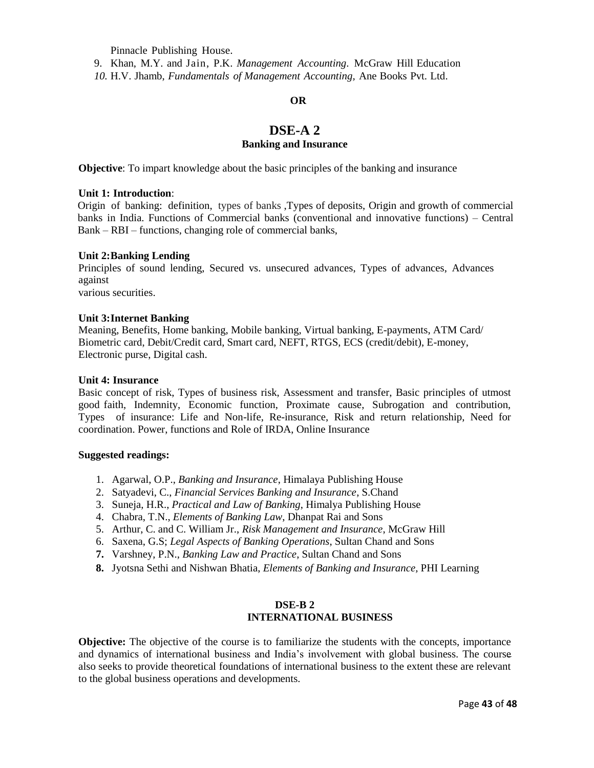Pinnacle Publishing House.

9. Khan, M.Y. and Jain, P.K. *Management Accounting*. McGraw Hill Education
10. H.V. Jhamb, *Fundamentals of Management Accounting*, Ane Books Pvt. Ltd.

**OR**

## DSE-A 2

### Banking and Insurance

**Objective**: To impart knowledge about the basic principles of the banking and insurance

**Unit 1: Introduction**:

Origin of banking: definition, types of banks ,Types of deposits, Origin and growth of commercial banks in India. Functions of Commercial banks (conventional and innovative functions) – Central Bank – RBI – functions, changing role of commercial banks,

**Unit 2:Banking Lending**

Principles of sound lending, Secured vs. unsecured advances, Types of advances, Advances against
various securities.

**Unit 3:Internet Banking**

Meaning, Benefits, Home banking, Mobile banking, Virtual banking, E-payments, ATM Card/ Biometric card, Debit/Credit card, Smart card, NEFT, RTGS, ECS (credit/debit), E-money, Electronic purse, Digital cash.

**Unit 4: Insurance**

Basic concept of risk, Types of business risk, Assessment and transfer, Basic principles of utmost good faith, Indemnity, Economic function, Proximate cause, Subrogation and contribution, Types of insurance: Life and Non-life, Re-insurance, Risk and return relationship, Need for coordination. Power, functions and Role of IRDA, Online Insurance

**Suggested readings:**

1. Agarwal, O.P., *Banking and Insurance*, Himalaya Publishing House
2. Satyadevi, C., *Financial Services Banking and Insurance*, S.Chand
3. Suneja, H.R., *Practical and Law of Banking*, Himalya Publishing House
4. Chabra, T.N., *Elements of Banking Law*, Dhanpat Rai and Sons
5. Arthur, C. and C. William Jr., *Risk Management and Insurance*, McGraw Hill
6. Saxena, G.S; *Legal Aspects of Banking Operations*, Sultan Chand and Sons
7. Varshney, P.N., *Banking Law and Practice*, Sultan Chand and Sons
8. Jyotsna Sethi and Nishwan Bhatia, *Elements of Banking and Insurance*, PHI Learning

## DSE-B 2

### INTERNATIONAL BUSINESS

**Objective:** The objective of the course is to familiarize the students with the concepts, importance and dynamics of international business and India's involvement with global business. The course also seeks to provide theoretical foundations of international business to the extent these are relevant to the global business operations and developments.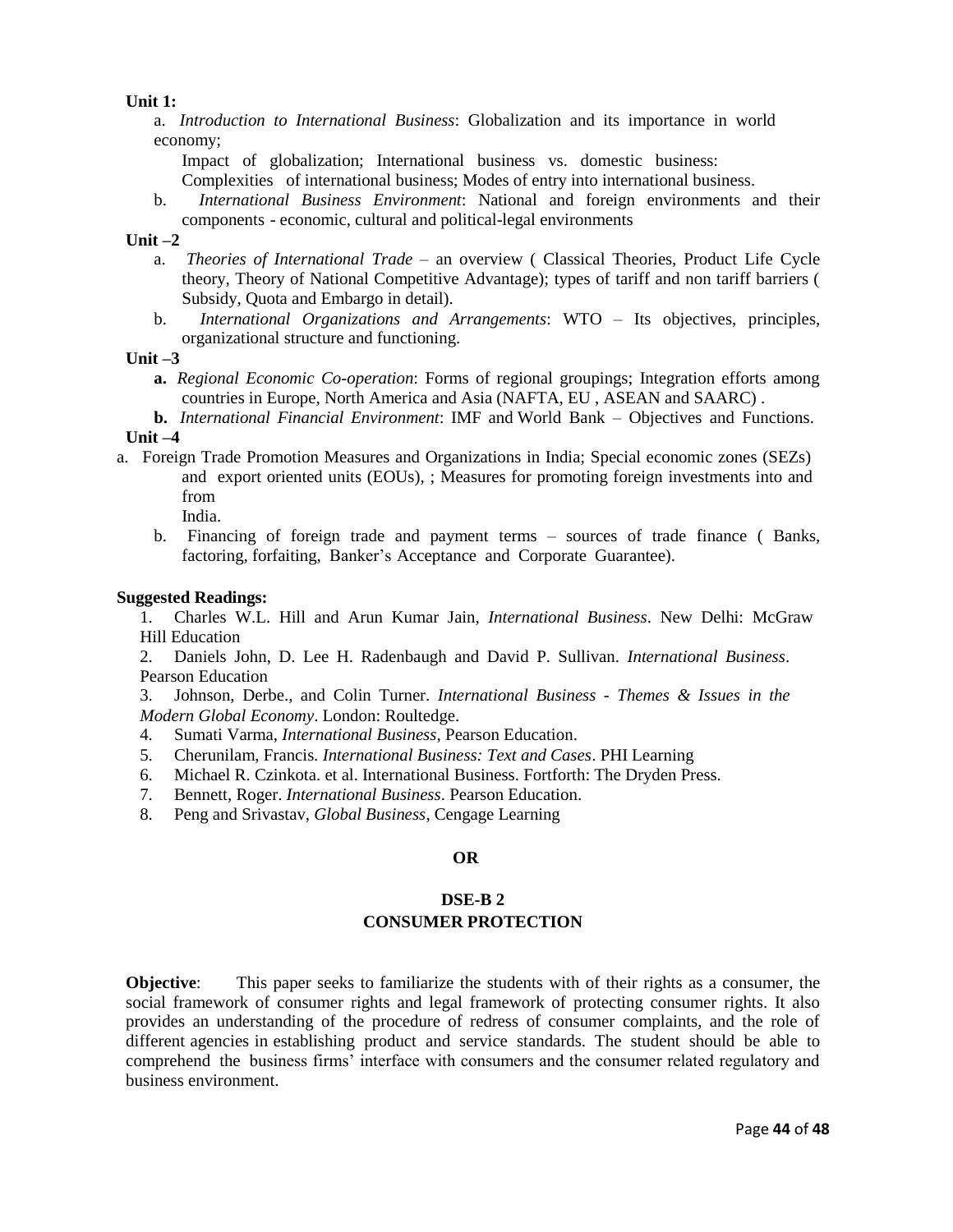**Unit 1:**

a. *Introduction to International Business*: Globalization and its importance in world economy;
Impact of globalization; International business vs. domestic business: Complexities of international business; Modes of entry into international business.

b. *International Business Environment*: National and foreign environments and their components - economic, cultural and political-legal environments

**Unit –2**

a. *Theories of International Trade* – an overview ( Classical Theories, Product Life Cycle theory, Theory of National Competitive Advantage); types of tariff and non tariff barriers ( Subsidy, Quota and Embargo in detail).

b. *International Organizations and Arrangements*: WTO – Its objectives, principles, organizational structure and functioning.

**Unit –3**

**a.** *Regional Economic Co-operation*: Forms of regional groupings; Integration efforts among countries in Europe, North America and Asia (NAFTA, EU , ASEAN and SAARC) .

**b.** *International Financial Environment*: IMF and World Bank – Objectives and Functions.

**Unit –4**

a. Foreign Trade Promotion Measures and Organizations in India; Special economic zones (SEZs) and export oriented units (EOUs), ; Measures for promoting foreign investments into and from India.

b. Financing of foreign trade and payment terms – sources of trade finance ( Banks, factoring, forfaiting, Banker's Acceptance and Corporate Guarantee).

**Suggested Readings:**

1. Charles W.L. Hill and Arun Kumar Jain, *International Business*. New Delhi: McGraw Hill Education
2. Daniels John, D. Lee H. Radenbaugh and David P. Sullivan. *International Business*. Pearson Education
3. Johnson, Derbe., and Colin Turner. *International Business - Themes & Issues in the Modern Global Economy*. London: Roultedge.
4. Sumati Varma, *International Business*, Pearson Education.
5. Cherunilam, Francis. *International Business: Text and Cases*. PHI Learning
6. Michael R. Czinkota. et al. International Business. Fortforth: The Dryden Press.
7. Bennett, Roger. *International Business*. Pearson Education.
8. Peng and Srivastav, *Global Business*, Cengage Learning

**OR**

## DSE-B 2
## CONSUMER PROTECTION

**Objective**: This paper seeks to familiarize the students with of their rights as a consumer, the social framework of consumer rights and legal framework of protecting consumer rights. It also provides an understanding of the procedure of redress of consumer complaints, and the role of different agencies in establishing product and service standards. The student should be able to comprehend the business firms' interface with consumers and the consumer related regulatory and business environment.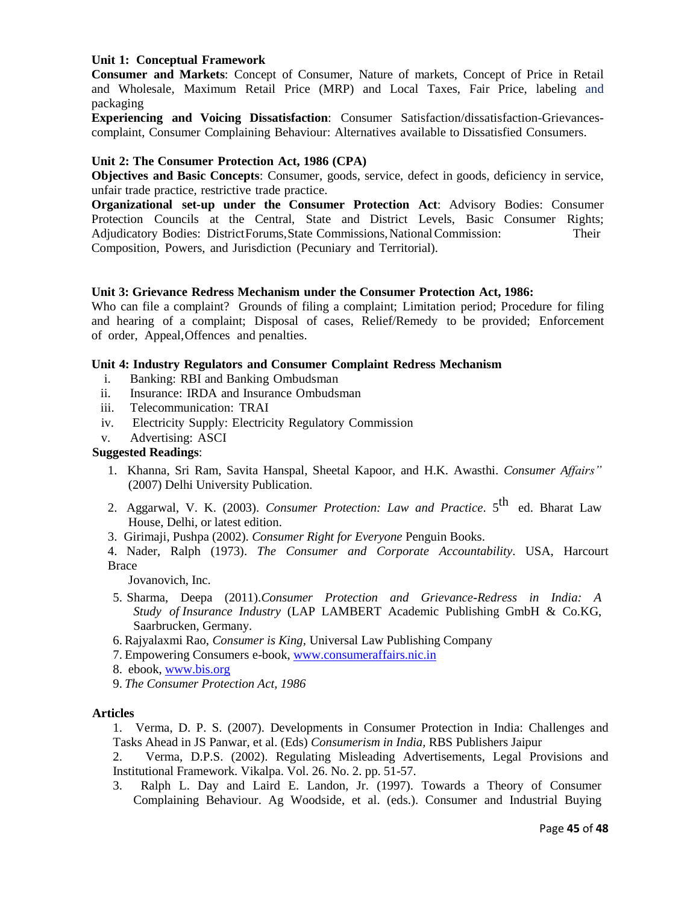**Unit 1: Conceptual Framework**

**Consumer and Markets**: Concept of Consumer, Nature of markets, Concept of Price in Retail and Wholesale, Maximum Retail Price (MRP) and Local Taxes, Fair Price, labeling and packaging

**Experiencing and Voicing Dissatisfaction**: Consumer Satisfaction/dissatisfaction-Grievances-complaint, Consumer Complaining Behaviour: Alternatives available to Dissatisfied Consumers.

**Unit 2: The Consumer Protection Act, 1986 (CPA)**

**Objectives and Basic Concepts**: Consumer, goods, service, defect in goods, deficiency in service, unfair trade practice, restrictive trade practice.

**Organizational set-up under the Consumer Protection Act**: Advisory Bodies: Consumer Protection Councils at the Central, State and District Levels, Basic Consumer Rights; Adjudicatory Bodies: District Forums, State Commissions, National Commission: Their Composition, Powers, and Jurisdiction (Pecuniary and Territorial).

**Unit 3: Grievance Redress Mechanism under the Consumer Protection Act, 1986:**

Who can file a complaint? Grounds of filing a complaint; Limitation period; Procedure for filing and hearing of a complaint; Disposal of cases, Relief/Remedy to be provided; Enforcement of order, Appeal, Offences and penalties.

**Unit 4: Industry Regulators and Consumer Complaint Redress Mechanism**

i. Banking: RBI and Banking Ombudsman
ii. Insurance: IRDA and Insurance Ombudsman
iii. Telecommunication: TRAI
iv. Electricity Supply: Electricity Regulatory Commission
v. Advertising: ASCI

**Suggested Readings**:

1. Khanna, Sri Ram, Savita Hanspal, Sheetal Kapoor, and H.K. Awasthi. *Consumer Affairs"* (2007) Delhi University Publication.
2. Aggarwal, V. K. (2003). *Consumer Protection: Law and Practice*. 5th ed. Bharat Law House, Delhi, or latest edition.
3. Girimaji, Pushpa (2002). *Consumer Right for Everyone* Penguin Books.
4. Nader, Ralph (1973). *The Consumer and Corporate Accountability*. USA, Harcourt Brace Jovanovich, Inc.
5. Sharma, Deepa (2011).*Consumer Protection and Grievance-Redress in India: A Study of Insurance Industry* (LAP LAMBERT Academic Publishing GmbH & Co.KG, Saarbrucken, Germany.
6. Rajyalaxmi Rao, *Consumer is King*, Universal Law Publishing Company
7. Empowering Consumers e-book, www.consumeraffairs.nic.in
8. ebook, www.bis.org
9. *The Consumer Protection Act, 1986*

**Articles**

1. Verma, D. P. S. (2007). Developments in Consumer Protection in India: Challenges and Tasks Ahead in JS Panwar, et al. (Eds) *Consumerism in India,* RBS Publishers Jaipur
2. Verma, D.P.S. (2002). Regulating Misleading Advertisements, Legal Provisions and Institutional Framework. Vikalpa. Vol. 26. No. 2. pp. 51-57.
3. Ralph L. Day and Laird E. Landon, Jr. (1997). Towards a Theory of Consumer Complaining Behaviour. Ag Woodside, et al. (eds.). Consumer and Industrial Buying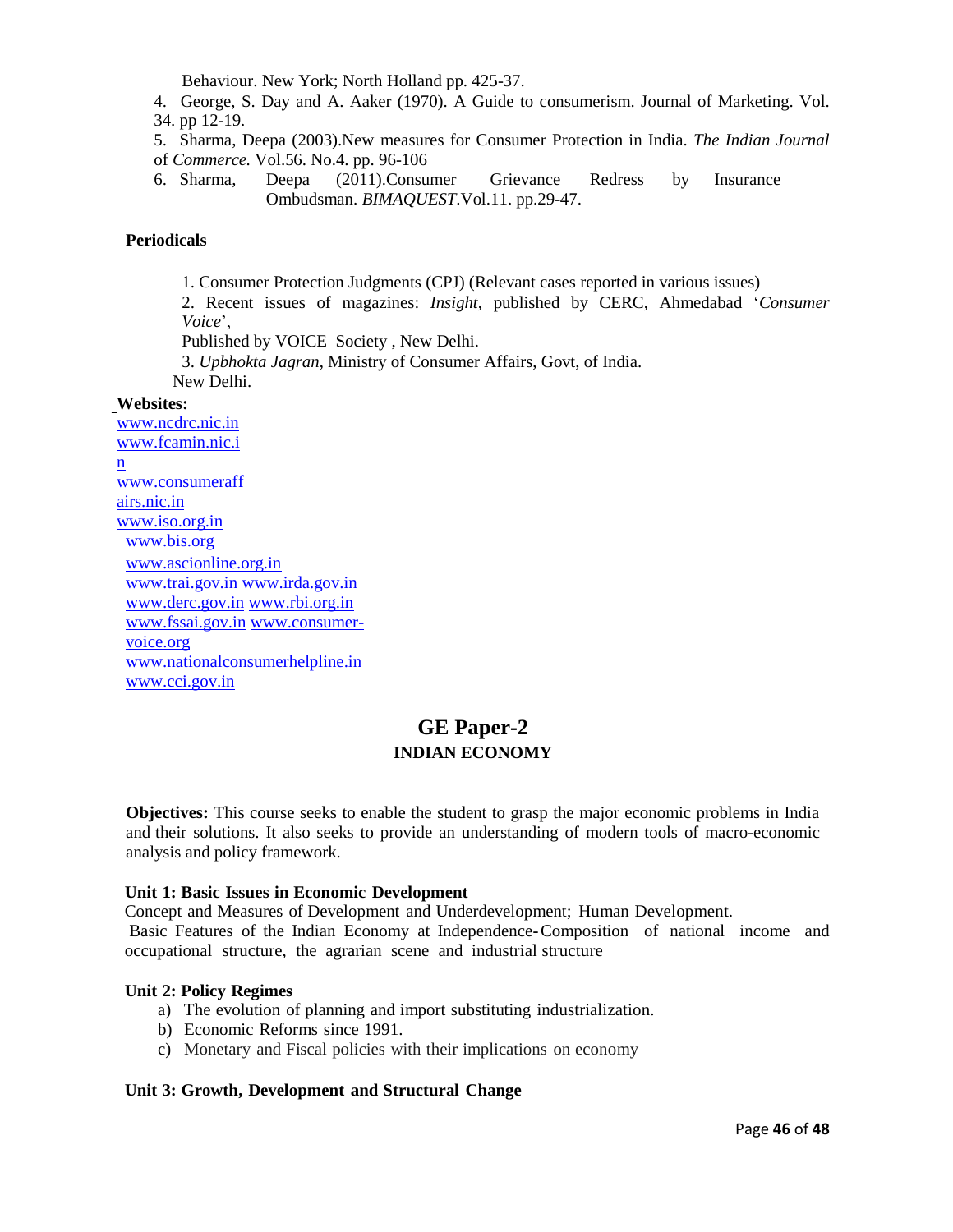Behaviour. New York; North Holland pp. 425-37.

4. George, S. Day and A. Aaker (1970). A Guide to consumerism. Journal of Marketing. Vol. 34. pp 12-19.

5. Sharma, Deepa (2003).New measures for Consumer Protection in India. *The Indian Journal of Commerce.* Vol.56. No.4. pp. 96-106

6. Sharma, Deepa (2011).Consumer Grievance Redress by Insurance Ombudsman. *BIMAQUEST*.Vol.11. pp.29-47.

**Periodicals**

1. Consumer Protection Judgments (CPJ) (Relevant cases reported in various issues)
2. Recent issues of magazines: *Insight*, published by CERC, Ahmedabad '*Consumer Voice*', Published by VOICE Society , New Delhi.
3. *Upbhokta Jagran*, Ministry of Consumer Affairs, Govt, of India. New Delhi.

**Websites:**

www.ncdrc.nic.in
www.fcamin.nic.in
www.consumeraffairs.nic.in
www.iso.org.in
www.bis.org
www.ascionline.org.in
www.trai.gov.in www.irda.gov.in
www.derc.gov.in www.rbi.org.in
www.fssai.gov.in www.consumer-voice.org
www.nationalconsumerhelpline.in
www.cci.gov.in

# GE Paper-2

## INDIAN ECONOMY

**Objectives:** This course seeks to enable the student to grasp the major economic problems in India and their solutions. It also seeks to provide an understanding of modern tools of macro-economic analysis and policy framework.

**Unit 1: Basic Issues in Economic Development**

Concept and Measures of Development and Underdevelopment; Human Development.
Basic Features of the Indian Economy at Independence-Composition of national income and occupational structure, the agrarian scene and industrial structure

**Unit 2: Policy Regimes**

a) The evolution of planning and import substituting industrialization.
b) Economic Reforms since 1991.
c) Monetary and Fiscal policies with their implications on economy

**Unit 3: Growth, Development and Structural Change**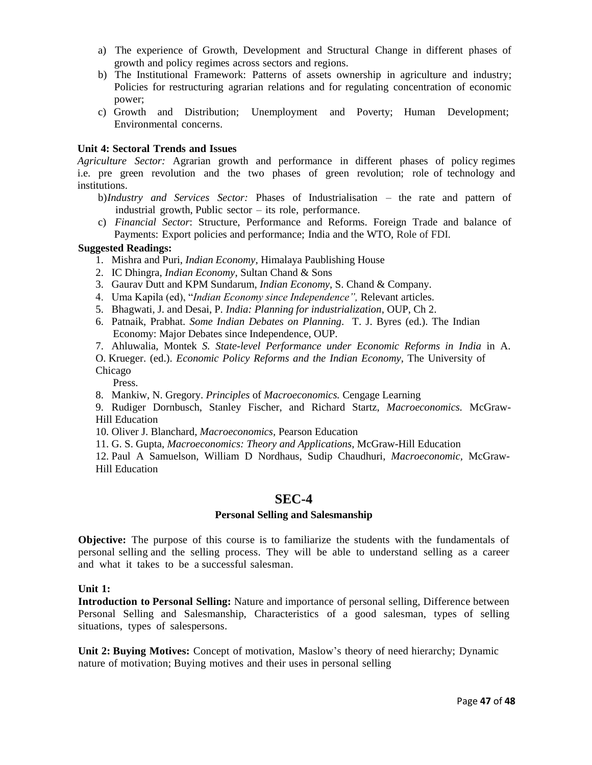a) The experience of Growth, Development and Structural Change in different phases of growth and policy regimes across sectors and regions.
b) The Institutional Framework: Patterns of assets ownership in agriculture and industry; Policies for restructuring agrarian relations and for regulating concentration of economic power;
c) Growth and Distribution; Unemployment and Poverty; Human Development; Environmental concerns.

**Unit 4: Sectoral Trends and Issues**

*Agriculture Sector:* Agrarian growth and performance in different phases of policy regimes i.e. pre green revolution and the two phases of green revolution; role of technology and institutions.

b) *Industry and Services Sector:* Phases of Industrialisation – the rate and pattern of industrial growth, Public sector – its role, performance.

c) *Financial Sector*: Structure, Performance and Reforms. Foreign Trade and balance of Payments: Export policies and performance; India and the WTO, Role of FDI.

**Suggested Readings:**

1. Mishra and Puri, *Indian Economy*, Himalaya Paublishing House
2. IC Dhingra, *Indian Economy*, Sultan Chand & Sons
3. Gaurav Dutt and KPM Sundarum, *Indian Economy*, S. Chand & Company.
4. Uma Kapila (ed), "*Indian Economy since Independence",* Relevant articles.
5. Bhagwati, J. and Desai, P. *India: Planning for industrialization*, OUP, Ch 2.
6. Patnaik, Prabhat. *Some Indian Debates on Planning*. T. J. Byres (ed.). The Indian Economy: Major Debates since Independence, OUP.
7. Ahluwalia, Montek *S. State-level Performance under Economic Reforms in India* in A. O. Krueger. (ed.). *Economic Policy Reforms and the Indian Economy*, The University of Chicago Press.
8. Mankiw, N. Gregory. *Principles* of *Macroeconomics.* Cengage Learning
9. Rudiger Dornbusch, Stanley Fischer, and Richard Startz, *Macroeconomics.* McGraw-Hill Education
10. Oliver J. Blanchard, *Macroeconomics*, Pearson Education
11. G. S. Gupta, *Macroeconomics: Theory and Applications*, McGraw-Hill Education
12. Paul A Samuelson, William D Nordhaus, Sudip Chaudhuri, *Macroeconomic*, McGraw-Hill Education

## SEC-4

### Personal Selling and Salesmanship

**Objective:** The purpose of this course is to familiarize the students with the fundamentals of personal selling and the selling process. They will be able to understand selling as a career and what it takes to be a successful salesman.

**Unit 1:**

**Introduction to Personal Selling:** Nature and importance of personal selling, Difference between Personal Selling and Salesmanship, Characteristics of a good salesman, types of selling situations, types of salespersons.

**Unit 2: Buying Motives:** Concept of motivation, Maslow's theory of need hierarchy; Dynamic nature of motivation; Buying motives and their uses in personal selling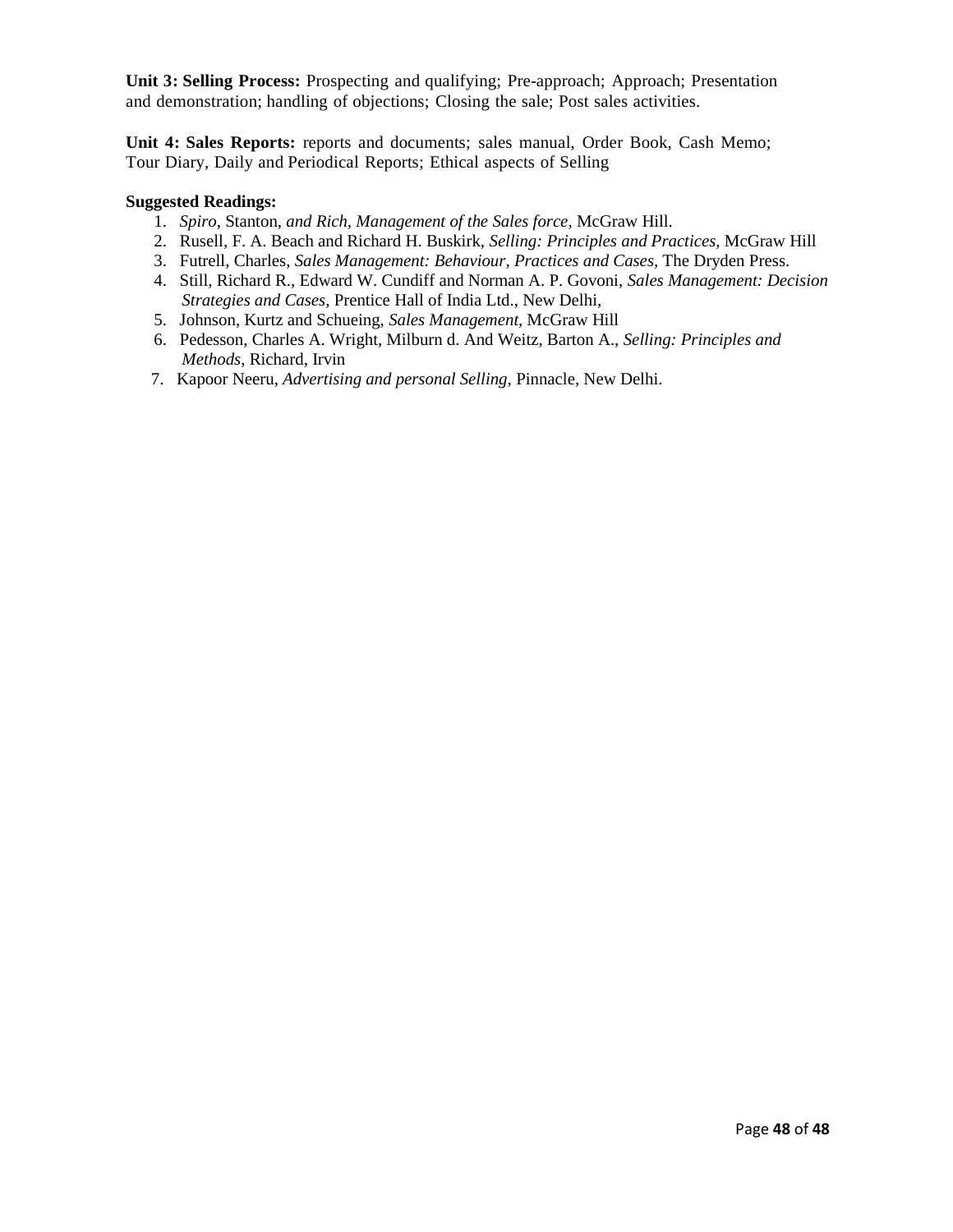**Unit 3: Selling Process:** Prospecting and qualifying; Pre-approach; Approach; Presentation and demonstration; handling of objections; Closing the sale; Post sales activities.

**Unit 4: Sales Reports:** reports and documents; sales manual, Order Book, Cash Memo; Tour Diary, Daily and Periodical Reports; Ethical aspects of Selling

**Suggested Readings:**

1. *Spiro,* Stanton, *and Rich, Management of the Sales force,* McGraw Hill.
2. Rusell, F. A. Beach and Richard H. Buskirk, *Selling: Principles and Practices,* McGraw Hill
3. Futrell, Charles, *Sales Management: Behaviour, Practices and Cases,* The Dryden Press.
4. Still, Richard R., Edward W. Cundiff and Norman A. P. Govoni, *Sales Management: Decision Strategies and Cases,* Prentice Hall of India Ltd., New Delhi,
5. Johnson, Kurtz and Schueing, *Sales Management,* McGraw Hill
6. Pedesson, Charles A. Wright, Milburn d. And Weitz, Barton A., *Selling: Principles and Methods,* Richard, Irvin
7. Kapoor Neeru, *Advertising and personal Selling,* Pinnacle, New Delhi.